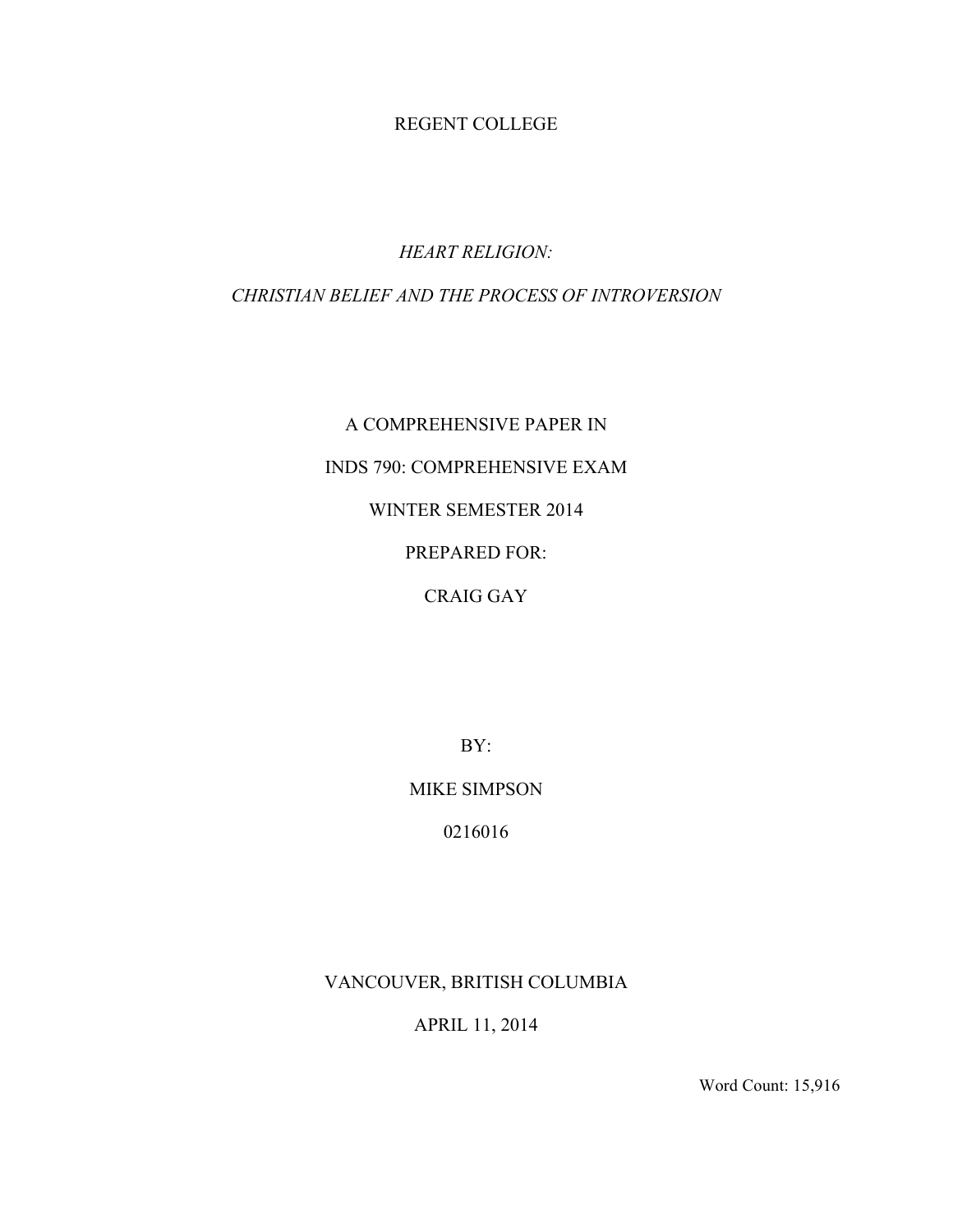REGENT COLLEGE

# *HEART RELIGION:*

## *CHRISTIAN BELIEF AND THE PROCESS OF INTROVERSION*

A COMPREHENSIVE PAPER IN

INDS 790: COMPREHENSIVE EXAM

WINTER SEMESTER 2014

PREPARED FOR:

CRAIG GAY

BY:

MIKE SIMPSON

0216016

VANCOUVER, BRITISH COLUMBIA

APRIL 11, 2014

Word Count: 15,916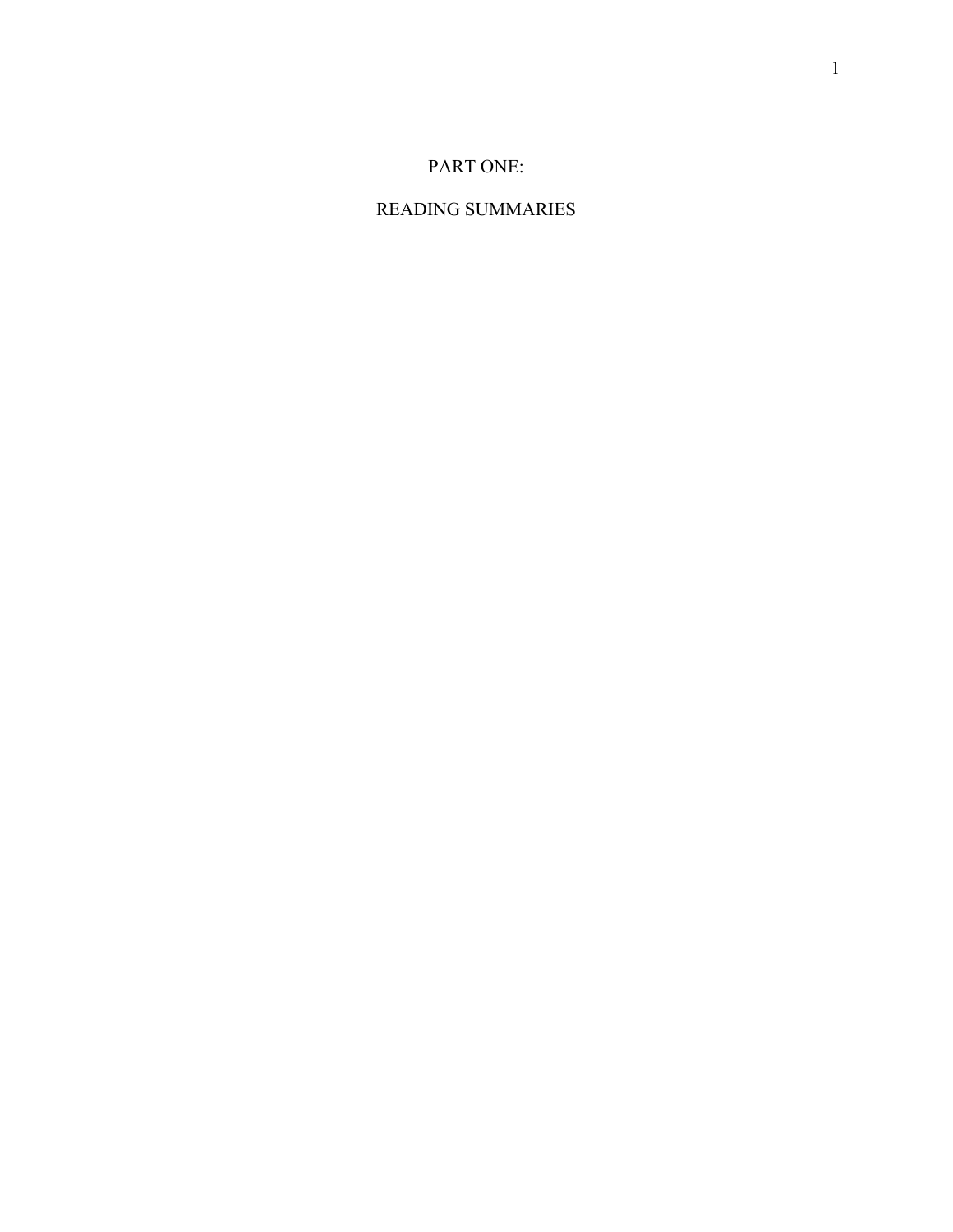# PART ONE:

# READING SUMMARIES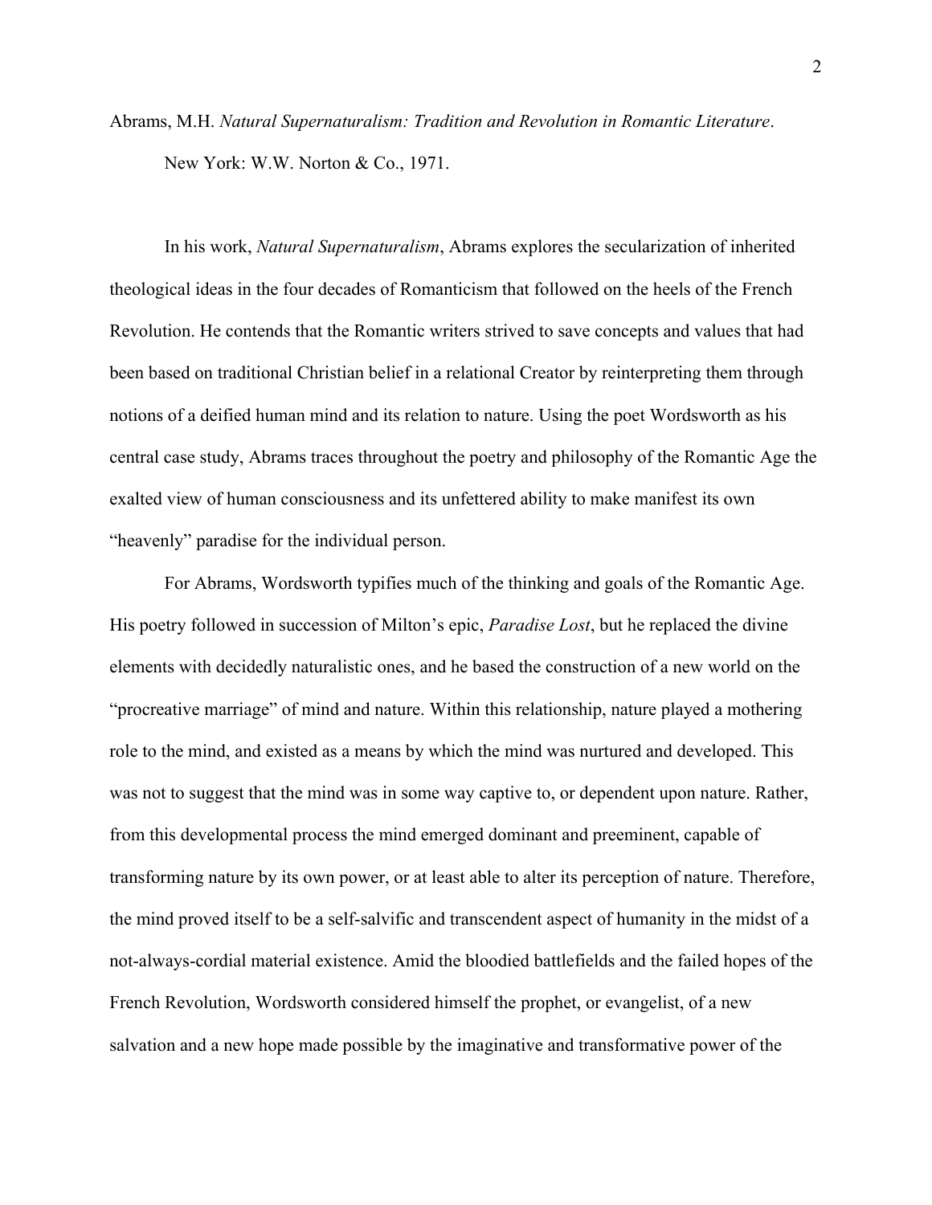Abrams, M.H. *Natural Supernaturalism: Tradition and Revolution in Romantic Literature*. New York: W.W. Norton & Co., 1971.

In his work, *Natural Supernaturalism*, Abrams explores the secularization of inherited theological ideas in the four decades of Romanticism that followed on the heels of the French Revolution. He contends that the Romantic writers strived to save concepts and values that had been based on traditional Christian belief in a relational Creator by reinterpreting them through notions of a deified human mind and its relation to nature. Using the poet Wordsworth as his central case study, Abrams traces throughout the poetry and philosophy of the Romantic Age the exalted view of human consciousness and its unfettered ability to make manifest its own "heavenly" paradise for the individual person.

For Abrams, Wordsworth typifies much of the thinking and goals of the Romantic Age. His poetry followed in succession of Milton's epic, *Paradise Lost*, but he replaced the divine elements with decidedly naturalistic ones, and he based the construction of a new world on the "procreative marriage" of mind and nature. Within this relationship, nature played a mothering role to the mind, and existed as a means by which the mind was nurtured and developed. This was not to suggest that the mind was in some way captive to, or dependent upon nature. Rather, from this developmental process the mind emerged dominant and preeminent, capable of transforming nature by its own power, or at least able to alter its perception of nature. Therefore, the mind proved itself to be a self-salvific and transcendent aspect of humanity in the midst of a not-always-cordial material existence. Amid the bloodied battlefields and the failed hopes of the French Revolution, Wordsworth considered himself the prophet, or evangelist, of a new salvation and a new hope made possible by the imaginative and transformative power of the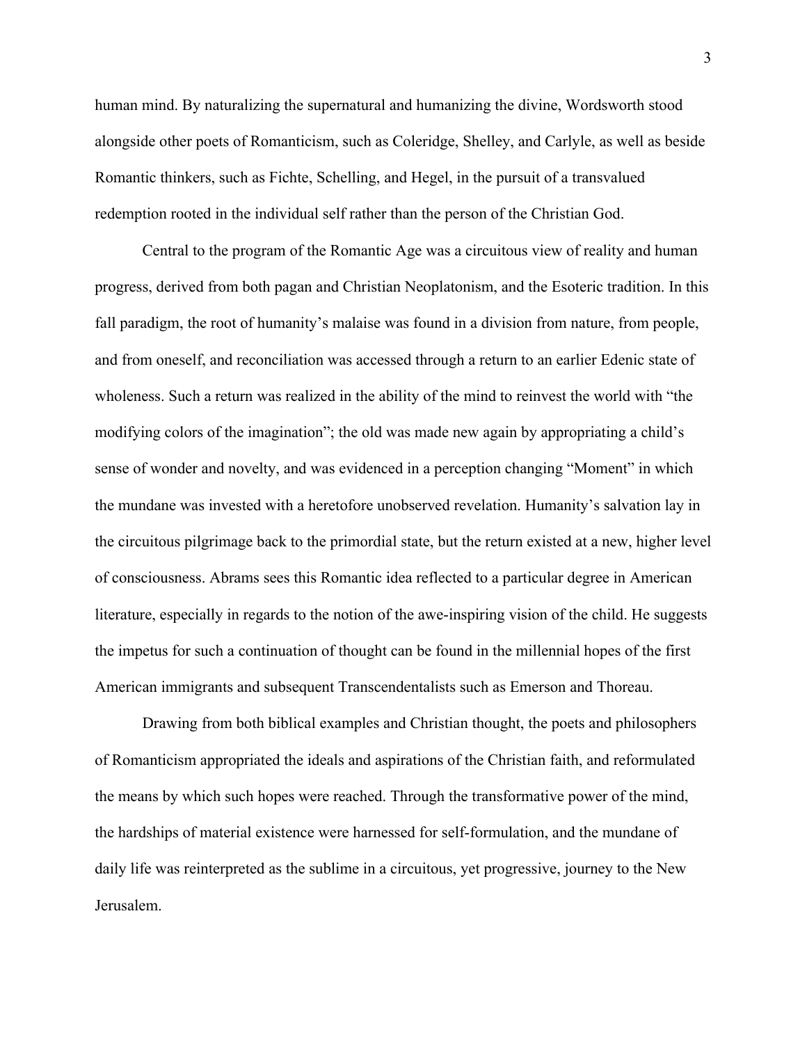human mind. By naturalizing the supernatural and humanizing the divine, Wordsworth stood alongside other poets of Romanticism, such as Coleridge, Shelley, and Carlyle, as well as beside Romantic thinkers, such as Fichte, Schelling, and Hegel, in the pursuit of a transvalued redemption rooted in the individual self rather than the person of the Christian God.

Central to the program of the Romantic Age was a circuitous view of reality and human progress, derived from both pagan and Christian Neoplatonism, and the Esoteric tradition. In this fall paradigm, the root of humanity's malaise was found in a division from nature, from people, and from oneself, and reconciliation was accessed through a return to an earlier Edenic state of wholeness. Such a return was realized in the ability of the mind to reinvest the world with "the modifying colors of the imagination"; the old was made new again by appropriating a child's sense of wonder and novelty, and was evidenced in a perception changing "Moment" in which the mundane was invested with a heretofore unobserved revelation. Humanity's salvation lay in the circuitous pilgrimage back to the primordial state, but the return existed at a new, higher level of consciousness. Abrams sees this Romantic idea reflected to a particular degree in American literature, especially in regards to the notion of the awe-inspiring vision of the child. He suggests the impetus for such a continuation of thought can be found in the millennial hopes of the first American immigrants and subsequent Transcendentalists such as Emerson and Thoreau.

Drawing from both biblical examples and Christian thought, the poets and philosophers of Romanticism appropriated the ideals and aspirations of the Christian faith, and reformulated the means by which such hopes were reached. Through the transformative power of the mind, the hardships of material existence were harnessed for self-formulation, and the mundane of daily life was reinterpreted as the sublime in a circuitous, yet progressive, journey to the New Jerusalem.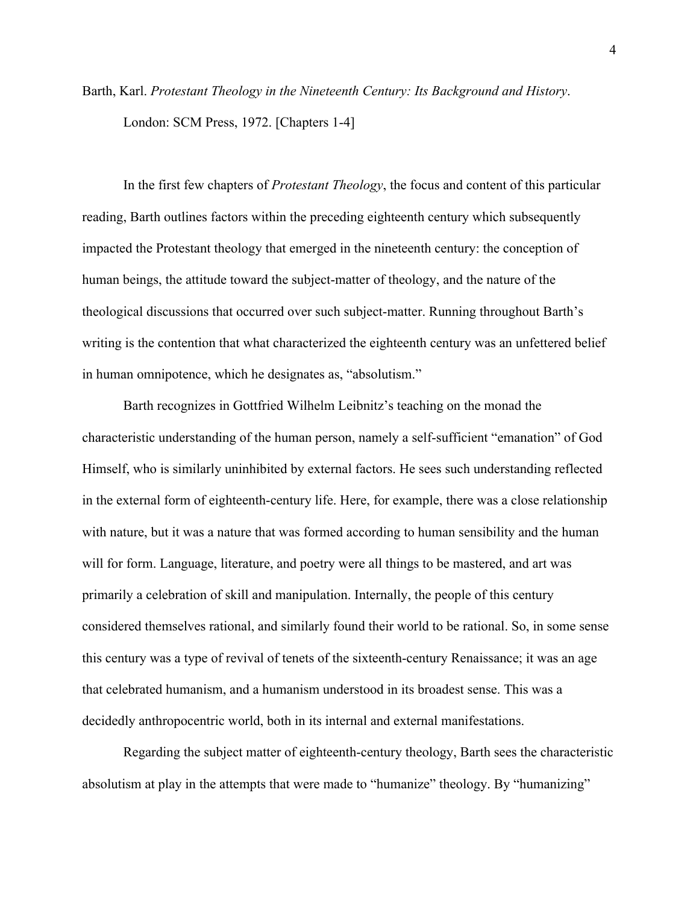Barth, Karl. *Protestant Theology in the Nineteenth Century: Its Background and History*. London: SCM Press, 1972. [Chapters 1-4]

In the first few chapters of *Protestant Theology*, the focus and content of this particular reading, Barth outlines factors within the preceding eighteenth century which subsequently impacted the Protestant theology that emerged in the nineteenth century: the conception of human beings, the attitude toward the subject-matter of theology, and the nature of the theological discussions that occurred over such subject-matter. Running throughout Barth's writing is the contention that what characterized the eighteenth century was an unfettered belief in human omnipotence, which he designates as, "absolutism."

Barth recognizes in Gottfried Wilhelm Leibnitz's teaching on the monad the characteristic understanding of the human person, namely a self-sufficient "emanation" of God Himself, who is similarly uninhibited by external factors. He sees such understanding reflected in the external form of eighteenth-century life. Here, for example, there was a close relationship with nature, but it was a nature that was formed according to human sensibility and the human will for form. Language, literature, and poetry were all things to be mastered, and art was primarily a celebration of skill and manipulation. Internally, the people of this century considered themselves rational, and similarly found their world to be rational. So, in some sense this century was a type of revival of tenets of the sixteenth-century Renaissance; it was an age that celebrated humanism, and a humanism understood in its broadest sense. This was a decidedly anthropocentric world, both in its internal and external manifestations.

Regarding the subject matter of eighteenth-century theology, Barth sees the characteristic absolutism at play in the attempts that were made to "humanize" theology. By "humanizing"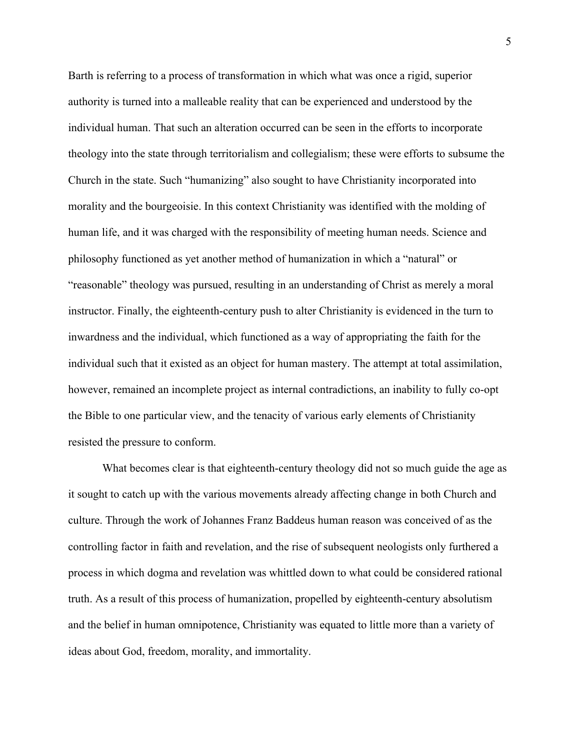Barth is referring to a process of transformation in which what was once a rigid, superior authority is turned into a malleable reality that can be experienced and understood by the individual human. That such an alteration occurred can be seen in the efforts to incorporate theology into the state through territorialism and collegialism; these were efforts to subsume the Church in the state. Such "humanizing" also sought to have Christianity incorporated into morality and the bourgeoisie. In this context Christianity was identified with the molding of human life, and it was charged with the responsibility of meeting human needs. Science and philosophy functioned as yet another method of humanization in which a "natural" or "reasonable" theology was pursued, resulting in an understanding of Christ as merely a moral instructor. Finally, the eighteenth-century push to alter Christianity is evidenced in the turn to inwardness and the individual, which functioned as a way of appropriating the faith for the individual such that it existed as an object for human mastery. The attempt at total assimilation, however, remained an incomplete project as internal contradictions, an inability to fully co-opt the Bible to one particular view, and the tenacity of various early elements of Christianity resisted the pressure to conform.

What becomes clear is that eighteenth-century theology did not so much guide the age as it sought to catch up with the various movements already affecting change in both Church and culture. Through the work of Johannes Franz Baddeus human reason was conceived of as the controlling factor in faith and revelation, and the rise of subsequent neologists only furthered a process in which dogma and revelation was whittled down to what could be considered rational truth. As a result of this process of humanization, propelled by eighteenth-century absolutism and the belief in human omnipotence, Christianity was equated to little more than a variety of ideas about God, freedom, morality, and immortality.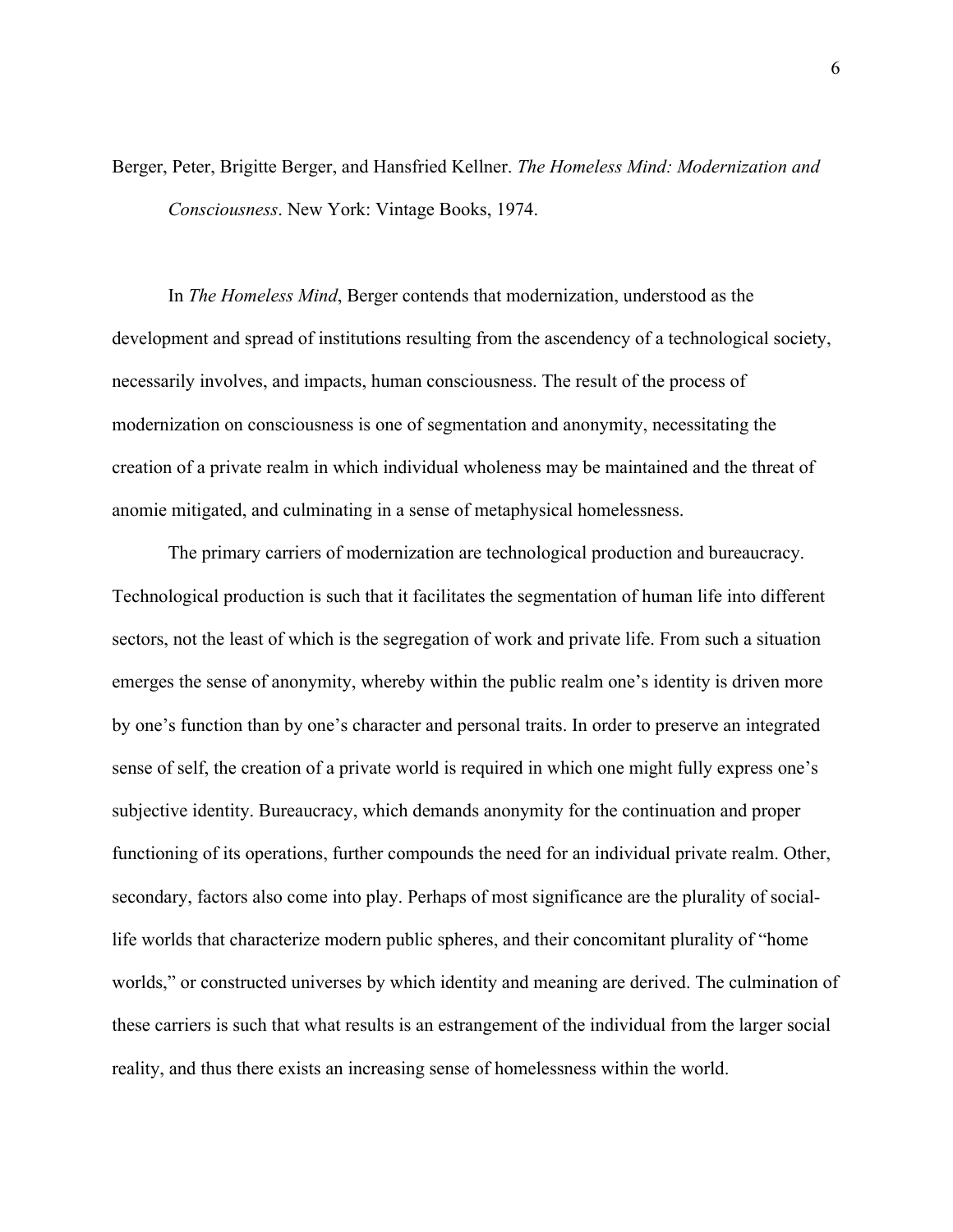Berger, Peter, Brigitte Berger, and Hansfried Kellner. *The Homeless Mind: Modernization and Consciousness*. New York: Vintage Books, 1974.

In *The Homeless Mind*, Berger contends that modernization, understood as the development and spread of institutions resulting from the ascendency of a technological society, necessarily involves, and impacts, human consciousness. The result of the process of modernization on consciousness is one of segmentation and anonymity, necessitating the creation of a private realm in which individual wholeness may be maintained and the threat of anomie mitigated, and culminating in a sense of metaphysical homelessness.

The primary carriers of modernization are technological production and bureaucracy. Technological production is such that it facilitates the segmentation of human life into different sectors, not the least of which is the segregation of work and private life. From such a situation emerges the sense of anonymity, whereby within the public realm one's identity is driven more by one's function than by one's character and personal traits. In order to preserve an integrated sense of self, the creation of a private world is required in which one might fully express one's subjective identity. Bureaucracy, which demands anonymity for the continuation and proper functioning of its operations, further compounds the need for an individual private realm. Other, secondary, factors also come into play. Perhaps of most significance are the plurality of social-life worlds that characterize modern public spheres, and their concomitant plurality of "home worlds," or constructed universes by which identity and meaning are derived. The culmination of these carriers is such that what results is an estrangement of the individual from the larger social reality, and thus there exists an increasing sense of homelessness within the world.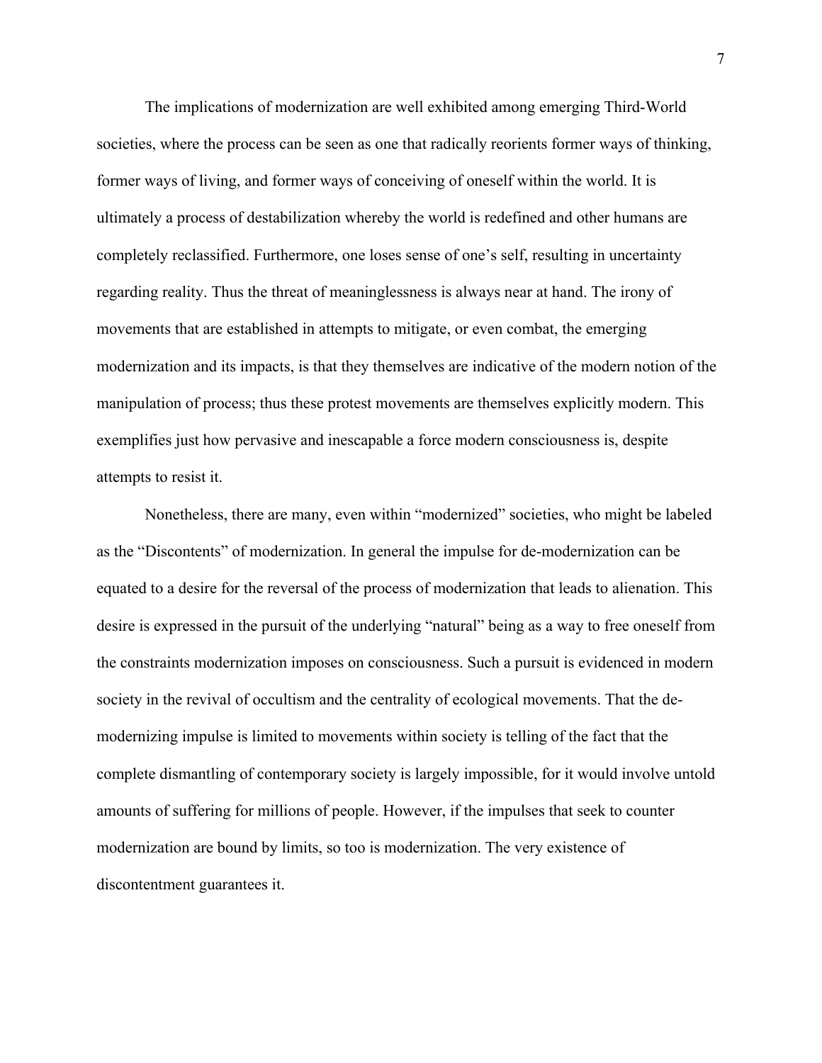The implications of modernization are well exhibited among emerging Third-World societies, where the process can be seen as one that radically reorients former ways of thinking, former ways of living, and former ways of conceiving of oneself within the world. It is ultimately a process of destabilization whereby the world is redefined and other humans are completely reclassified. Furthermore, one loses sense of one's self, resulting in uncertainty regarding reality. Thus the threat of meaninglessness is always near at hand. The irony of movements that are established in attempts to mitigate, or even combat, the emerging modernization and its impacts, is that they themselves are indicative of the modern notion of the manipulation of process; thus these protest movements are themselves explicitly modern. This exemplifies just how pervasive and inescapable a force modern consciousness is, despite attempts to resist it.

Nonetheless, there are many, even within "modernized" societies, who might be labeled as the "Discontents" of modernization. In general the impulse for de-modernization can be equated to a desire for the reversal of the process of modernization that leads to alienation. This desire is expressed in the pursuit of the underlying "natural" being as a way to free oneself from the constraints modernization imposes on consciousness. Such a pursuit is evidenced in modern society in the revival of occultism and the centrality of ecological movements. That the de-modernizing impulse is limited to movements within society is telling of the fact that the complete dismantling of contemporary society is largely impossible, for it would involve untold amounts of suffering for millions of people. However, if the impulses that seek to counter modernization are bound by limits, so too is modernization. The very existence of discontentment guarantees it.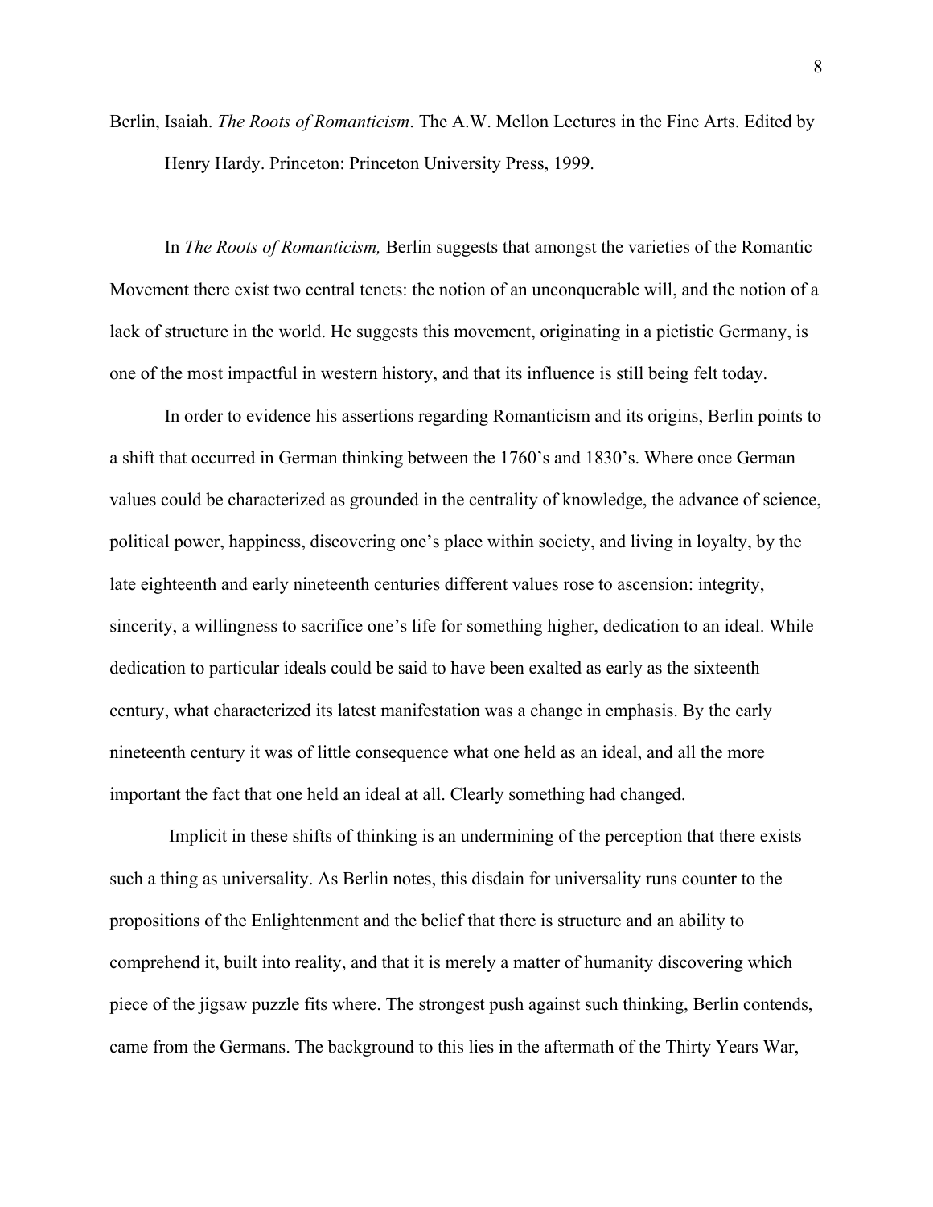Berlin, Isaiah. *The Roots of Romanticism*. The A.W. Mellon Lectures in the Fine Arts. Edited by Henry Hardy. Princeton: Princeton University Press, 1999.

In *The Roots of Romanticism,* Berlin suggests that amongst the varieties of the Romantic Movement there exist two central tenets: the notion of an unconquerable will, and the notion of a lack of structure in the world. He suggests this movement, originating in a pietistic Germany, is one of the most impactful in western history, and that its influence is still being felt today.

In order to evidence his assertions regarding Romanticism and its origins, Berlin points to a shift that occurred in German thinking between the 1760's and 1830's. Where once German values could be characterized as grounded in the centrality of knowledge, the advance of science, political power, happiness, discovering one's place within society, and living in loyalty, by the late eighteenth and early nineteenth centuries different values rose to ascension: integrity, sincerity, a willingness to sacrifice one's life for something higher, dedication to an ideal. While dedication to particular ideals could be said to have been exalted as early as the sixteenth century, what characterized its latest manifestation was a change in emphasis. By the early nineteenth century it was of little consequence what one held as an ideal, and all the more important the fact that one held an ideal at all. Clearly something had changed.

Implicit in these shifts of thinking is an undermining of the perception that there exists such a thing as universality. As Berlin notes, this disdain for universality runs counter to the propositions of the Enlightenment and the belief that there is structure and an ability to comprehend it, built into reality, and that it is merely a matter of humanity discovering which piece of the jigsaw puzzle fits where. The strongest push against such thinking, Berlin contends, came from the Germans. The background to this lies in the aftermath of the Thirty Years War,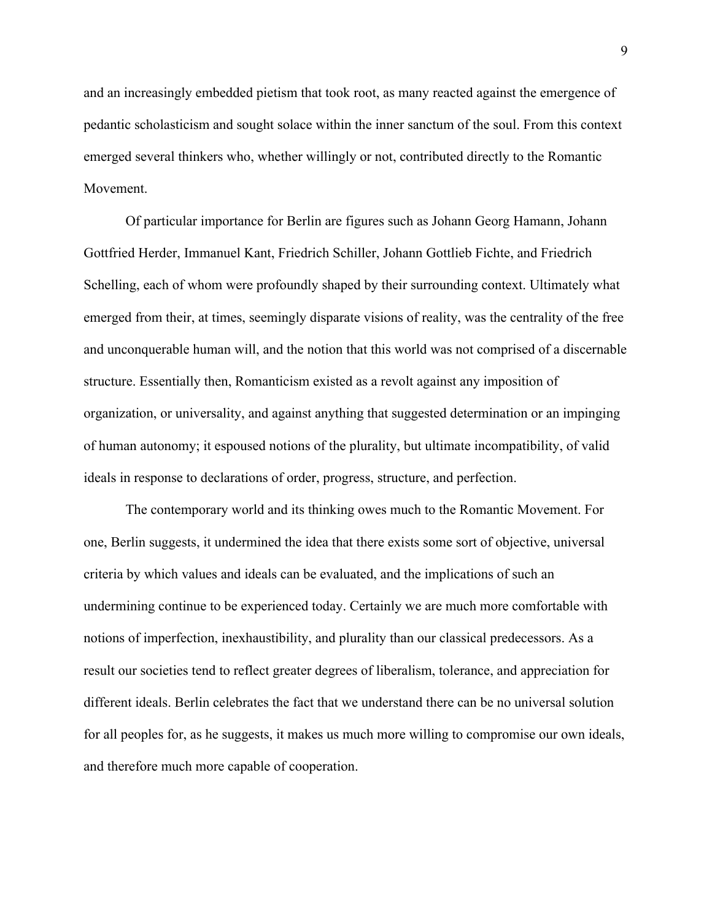and an increasingly embedded pietism that took root, as many reacted against the emergence of pedantic scholasticism and sought solace within the inner sanctum of the soul. From this context emerged several thinkers who, whether willingly or not, contributed directly to the Romantic Movement.

Of particular importance for Berlin are figures such as Johann Georg Hamann, Johann Gottfried Herder, Immanuel Kant, Friedrich Schiller, Johann Gottlieb Fichte, and Friedrich Schelling, each of whom were profoundly shaped by their surrounding context. Ultimately what emerged from their, at times, seemingly disparate visions of reality, was the centrality of the free and unconquerable human will, and the notion that this world was not comprised of a discernable structure. Essentially then, Romanticism existed as a revolt against any imposition of organization, or universality, and against anything that suggested determination or an impinging of human autonomy; it espoused notions of the plurality, but ultimate incompatibility, of valid ideals in response to declarations of order, progress, structure, and perfection.

The contemporary world and its thinking owes much to the Romantic Movement. For one, Berlin suggests, it undermined the idea that there exists some sort of objective, universal criteria by which values and ideals can be evaluated, and the implications of such an undermining continue to be experienced today. Certainly we are much more comfortable with notions of imperfection, inexhaustibility, and plurality than our classical predecessors. As a result our societies tend to reflect greater degrees of liberalism, tolerance, and appreciation for different ideals. Berlin celebrates the fact that we understand there can be no universal solution for all peoples for, as he suggests, it makes us much more willing to compromise our own ideals, and therefore much more capable of cooperation.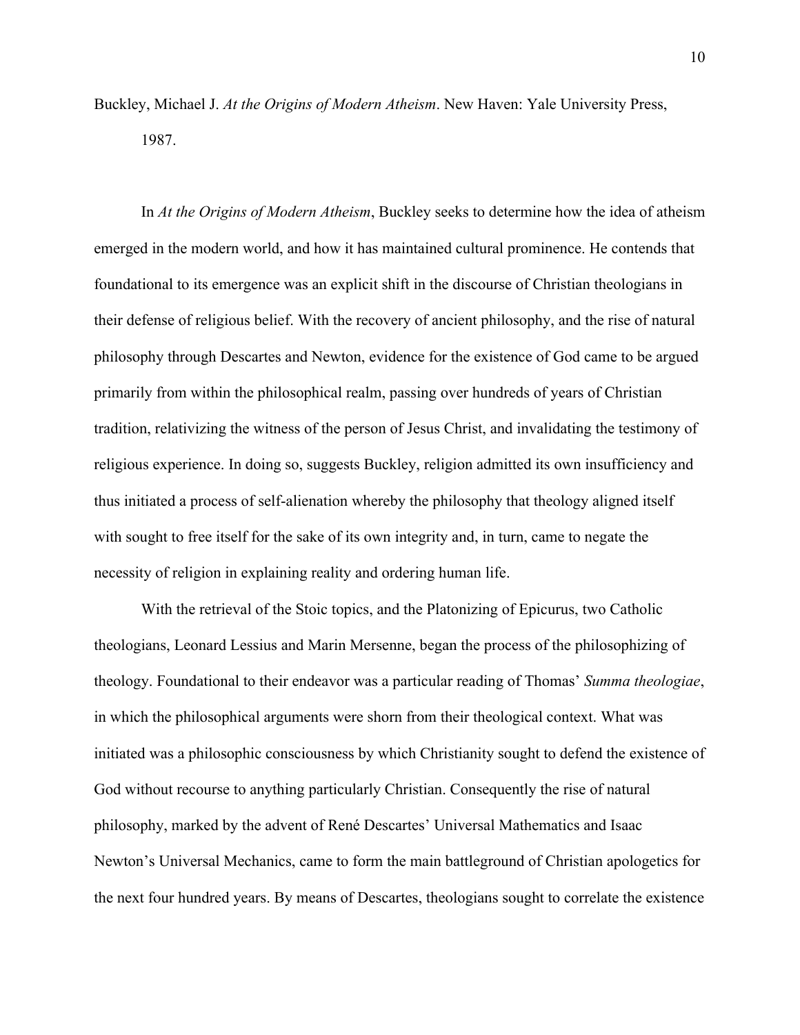Buckley, Michael J. *At the Origins of Modern Atheism*. New Haven: Yale University Press, 1987.

In *At the Origins of Modern Atheism*, Buckley seeks to determine how the idea of atheism emerged in the modern world, and how it has maintained cultural prominence. He contends that foundational to its emergence was an explicit shift in the discourse of Christian theologians in their defense of religious belief. With the recovery of ancient philosophy, and the rise of natural philosophy through Descartes and Newton, evidence for the existence of God came to be argued primarily from within the philosophical realm, passing over hundreds of years of Christian tradition, relativizing the witness of the person of Jesus Christ, and invalidating the testimony of religious experience. In doing so, suggests Buckley, religion admitted its own insufficiency and thus initiated a process of self-alienation whereby the philosophy that theology aligned itself with sought to free itself for the sake of its own integrity and, in turn, came to negate the necessity of religion in explaining reality and ordering human life.

With the retrieval of the Stoic topics, and the Platonizing of Epicurus, two Catholic theologians, Leonard Lessius and Marin Mersenne, began the process of the philosophizing of theology. Foundational to their endeavor was a particular reading of Thomas' *Summa theologiae*, in which the philosophical arguments were shorn from their theological context. What was initiated was a philosophic consciousness by which Christianity sought to defend the existence of God without recourse to anything particularly Christian. Consequently the rise of natural philosophy, marked by the advent of René Descartes' Universal Mathematics and Isaac Newton's Universal Mechanics, came to form the main battleground of Christian apologetics for the next four hundred years. By means of Descartes, theologians sought to correlate the existence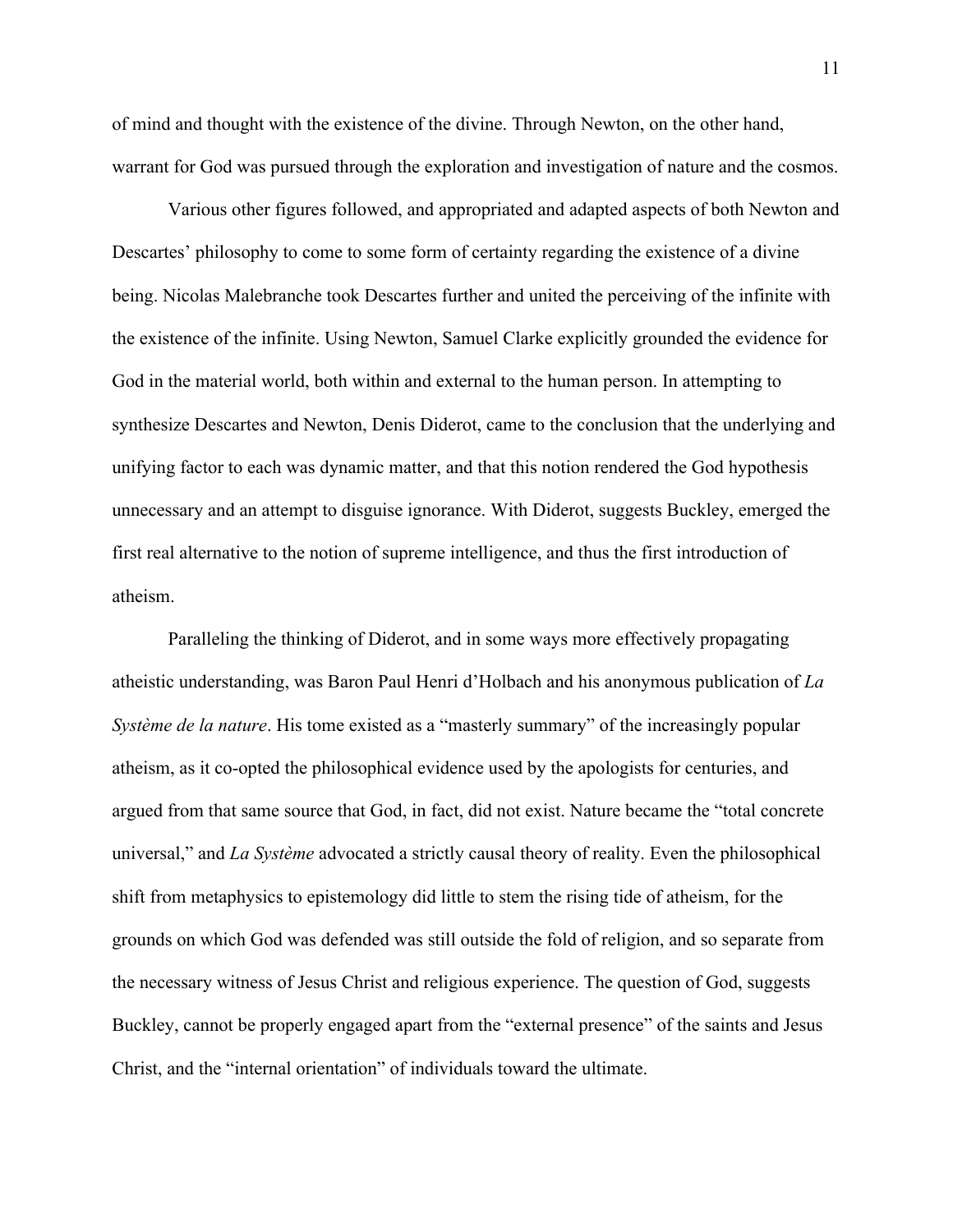of mind and thought with the existence of the divine. Through Newton, on the other hand, warrant for God was pursued through the exploration and investigation of nature and the cosmos.

Various other figures followed, and appropriated and adapted aspects of both Newton and Descartes' philosophy to come to some form of certainty regarding the existence of a divine being. Nicolas Malebranche took Descartes further and united the perceiving of the infinite with the existence of the infinite. Using Newton, Samuel Clarke explicitly grounded the evidence for God in the material world, both within and external to the human person. In attempting to synthesize Descartes and Newton, Denis Diderot, came to the conclusion that the underlying and unifying factor to each was dynamic matter, and that this notion rendered the God hypothesis unnecessary and an attempt to disguise ignorance. With Diderot, suggests Buckley, emerged the first real alternative to the notion of supreme intelligence, and thus the first introduction of atheism.

Paralleling the thinking of Diderot, and in some ways more effectively propagating atheistic understanding, was Baron Paul Henri d'Holbach and his anonymous publication of *La Système de la nature*. His tome existed as a "masterly summary" of the increasingly popular atheism, as it co-opted the philosophical evidence used by the apologists for centuries, and argued from that same source that God, in fact, did not exist. Nature became the "total concrete universal," and *La Système* advocated a strictly causal theory of reality. Even the philosophical shift from metaphysics to epistemology did little to stem the rising tide of atheism, for the grounds on which God was defended was still outside the fold of religion, and so separate from the necessary witness of Jesus Christ and religious experience. The question of God, suggests Buckley, cannot be properly engaged apart from the "external presence" of the saints and Jesus Christ, and the "internal orientation" of individuals toward the ultimate.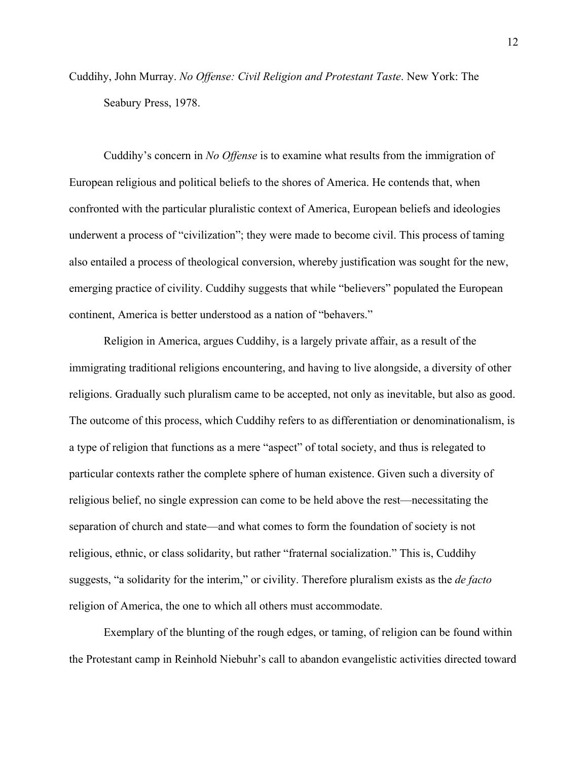Cuddihy, John Murray. *No Offense: Civil Religion and Protestant Taste*. New York: The Seabury Press, 1978.

Cuddihy's concern in *No Offense* is to examine what results from the immigration of European religious and political beliefs to the shores of America. He contends that, when confronted with the particular pluralistic context of America, European beliefs and ideologies underwent a process of "civilization"; they were made to become civil. This process of taming also entailed a process of theological conversion, whereby justification was sought for the new, emerging practice of civility. Cuddihy suggests that while "believers" populated the European continent, America is better understood as a nation of "behavers."

Religion in America, argues Cuddihy, is a largely private affair, as a result of the immigrating traditional religions encountering, and having to live alongside, a diversity of other religions. Gradually such pluralism came to be accepted, not only as inevitable, but also as good. The outcome of this process, which Cuddihy refers to as differentiation or denominationalism, is a type of religion that functions as a mere "aspect" of total society, and thus is relegated to particular contexts rather the complete sphere of human existence. Given such a diversity of religious belief, no single expression can come to be held above the rest—necessitating the separation of church and state—and what comes to form the foundation of society is not religious, ethnic, or class solidarity, but rather "fraternal socialization." This is, Cuddihy suggests, "a solidarity for the interim," or civility. Therefore pluralism exists as the *de facto* religion of America, the one to which all others must accommodate.

Exemplary of the blunting of the rough edges, or taming, of religion can be found within the Protestant camp in Reinhold Niebuhr's call to abandon evangelistic activities directed toward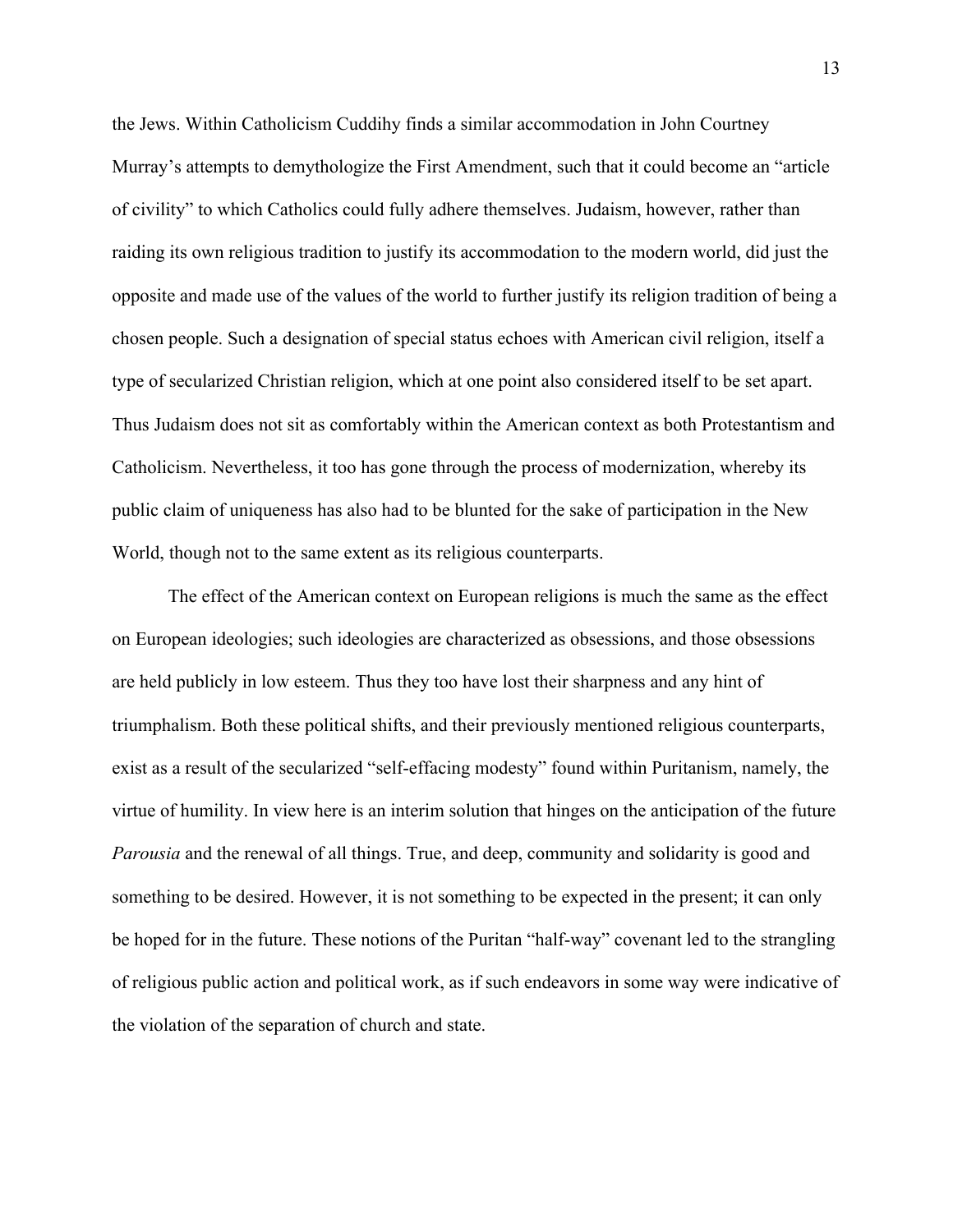the Jews. Within Catholicism Cuddihy finds a similar accommodation in John Courtney Murray's attempts to demythologize the First Amendment, such that it could become an "article of civility" to which Catholics could fully adhere themselves. Judaism, however, rather than raiding its own religious tradition to justify its accommodation to the modern world, did just the opposite and made use of the values of the world to further justify its religion tradition of being a chosen people. Such a designation of special status echoes with American civil religion, itself a type of secularized Christian religion, which at one point also considered itself to be set apart. Thus Judaism does not sit as comfortably within the American context as both Protestantism and Catholicism. Nevertheless, it too has gone through the process of modernization, whereby its public claim of uniqueness has also had to be blunted for the sake of participation in the New World, though not to the same extent as its religious counterparts.

The effect of the American context on European religions is much the same as the effect on European ideologies; such ideologies are characterized as obsessions, and those obsessions are held publicly in low esteem. Thus they too have lost their sharpness and any hint of triumphalism. Both these political shifts, and their previously mentioned religious counterparts, exist as a result of the secularized "self-effacing modesty" found within Puritanism, namely, the virtue of humility. In view here is an interim solution that hinges on the anticipation of the future *Parousia* and the renewal of all things. True, and deep, community and solidarity is good and something to be desired. However, it is not something to be expected in the present; it can only be hoped for in the future. These notions of the Puritan "half-way" covenant led to the strangling of religious public action and political work, as if such endeavors in some way were indicative of the violation of the separation of church and state.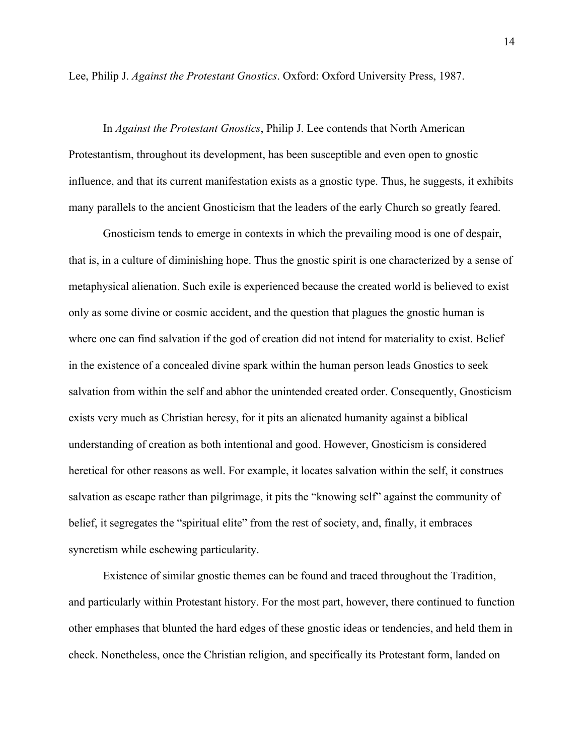Lee, Philip J. *Against the Protestant Gnostics*. Oxford: Oxford University Press, 1987.

In *Against the Protestant Gnostics*, Philip J. Lee contends that North American Protestantism, throughout its development, has been susceptible and even open to gnostic influence, and that its current manifestation exists as a gnostic type. Thus, he suggests, it exhibits many parallels to the ancient Gnosticism that the leaders of the early Church so greatly feared.

Gnosticism tends to emerge in contexts in which the prevailing mood is one of despair, that is, in a culture of diminishing hope. Thus the gnostic spirit is one characterized by a sense of metaphysical alienation. Such exile is experienced because the created world is believed to exist only as some divine or cosmic accident, and the question that plagues the gnostic human is where one can find salvation if the god of creation did not intend for materiality to exist. Belief in the existence of a concealed divine spark within the human person leads Gnostics to seek salvation from within the self and abhor the unintended created order. Consequently, Gnosticism exists very much as Christian heresy, for it pits an alienated humanity against a biblical understanding of creation as both intentional and good. However, Gnosticism is considered heretical for other reasons as well. For example, it locates salvation within the self, it construes salvation as escape rather than pilgrimage, it pits the "knowing self" against the community of belief, it segregates the "spiritual elite" from the rest of society, and, finally, it embraces syncretism while eschewing particularity.

Existence of similar gnostic themes can be found and traced throughout the Tradition, and particularly within Protestant history. For the most part, however, there continued to function other emphases that blunted the hard edges of these gnostic ideas or tendencies, and held them in check. Nonetheless, once the Christian religion, and specifically its Protestant form, landed on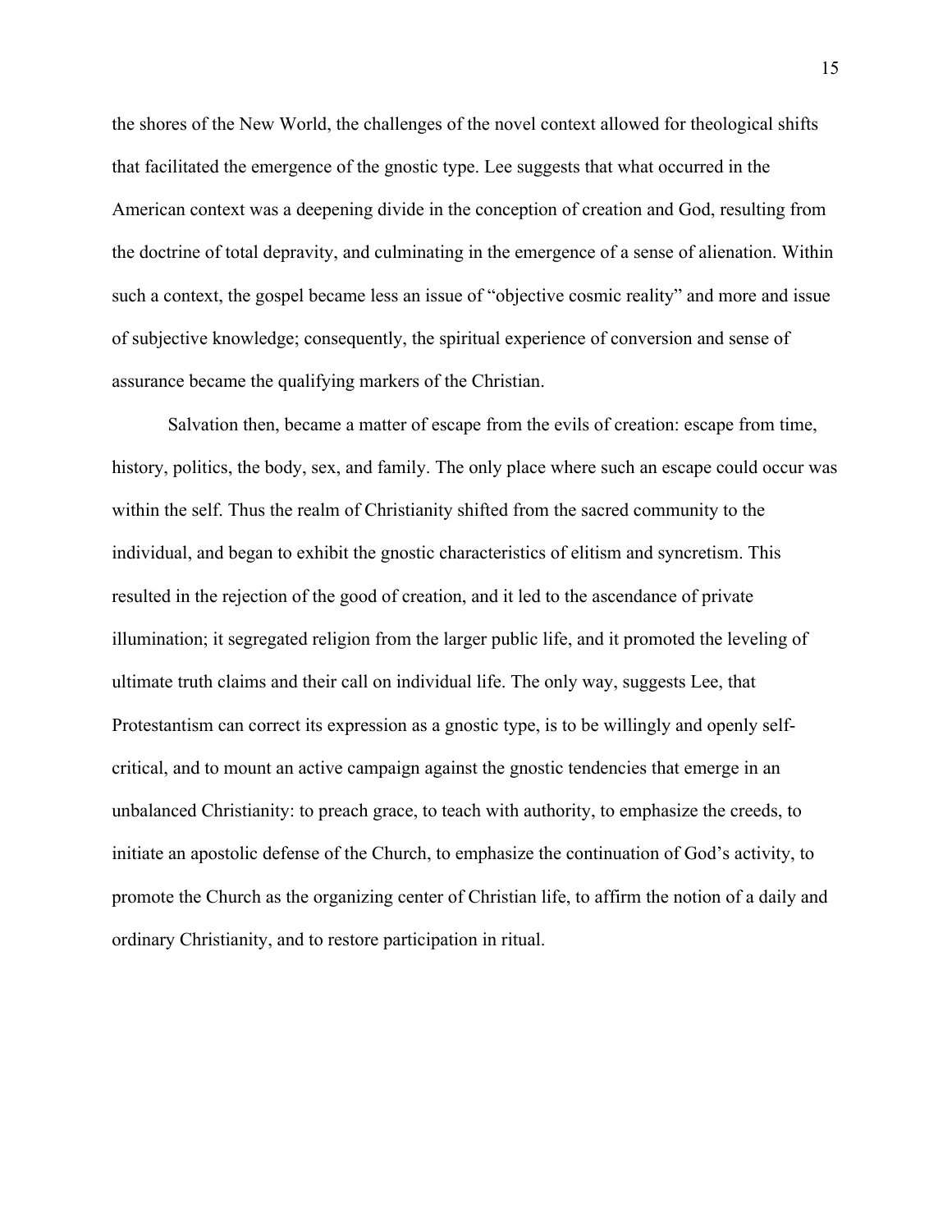the shores of the New World, the challenges of the novel context allowed for theological shifts that facilitated the emergence of the gnostic type. Lee suggests that what occurred in the American context was a deepening divide in the conception of creation and God, resulting from the doctrine of total depravity, and culminating in the emergence of a sense of alienation. Within such a context, the gospel became less an issue of "objective cosmic reality" and more and issue of subjective knowledge; consequently, the spiritual experience of conversion and sense of assurance became the qualifying markers of the Christian.

Salvation then, became a matter of escape from the evils of creation: escape from time, history, politics, the body, sex, and family. The only place where such an escape could occur was within the self. Thus the realm of Christianity shifted from the sacred community to the individual, and began to exhibit the gnostic characteristics of elitism and syncretism. This resulted in the rejection of the good of creation, and it led to the ascendance of private illumination; it segregated religion from the larger public life, and it promoted the leveling of ultimate truth claims and their call on individual life. The only way, suggests Lee, that Protestantism can correct its expression as a gnostic type, is to be willingly and openly self-critical, and to mount an active campaign against the gnostic tendencies that emerge in an unbalanced Christianity: to preach grace, to teach with authority, to emphasize the creeds, to initiate an apostolic defense of the Church, to emphasize the continuation of God's activity, to promote the Church as the organizing center of Christian life, to affirm the notion of a daily and ordinary Christianity, and to restore participation in ritual.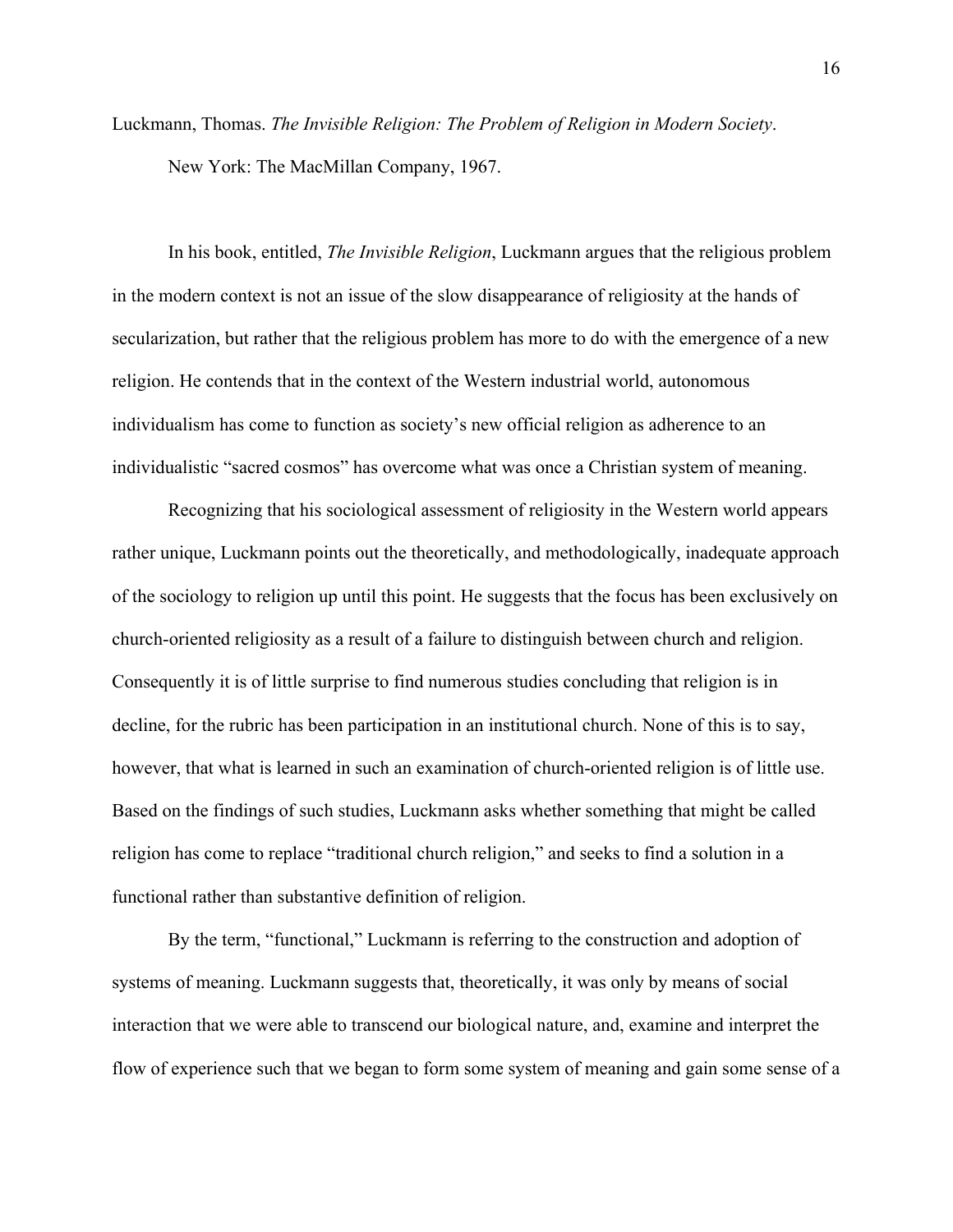Luckmann, Thomas. *The Invisible Religion: The Problem of Religion in Modern Society*. New York: The MacMillan Company, 1967.

In his book, entitled, *The Invisible Religion*, Luckmann argues that the religious problem in the modern context is not an issue of the slow disappearance of religiosity at the hands of secularization, but rather that the religious problem has more to do with the emergence of a new religion. He contends that in the context of the Western industrial world, autonomous individualism has come to function as society's new official religion as adherence to an individualistic "sacred cosmos" has overcome what was once a Christian system of meaning.

Recognizing that his sociological assessment of religiosity in the Western world appears rather unique, Luckmann points out the theoretically, and methodologically, inadequate approach of the sociology to religion up until this point. He suggests that the focus has been exclusively on church-oriented religiosity as a result of a failure to distinguish between church and religion. Consequently it is of little surprise to find numerous studies concluding that religion is in decline, for the rubric has been participation in an institutional church. None of this is to say, however, that what is learned in such an examination of church-oriented religion is of little use. Based on the findings of such studies, Luckmann asks whether something that might be called religion has come to replace "traditional church religion," and seeks to find a solution in a functional rather than substantive definition of religion.

By the term, "functional," Luckmann is referring to the construction and adoption of systems of meaning. Luckmann suggests that, theoretically, it was only by means of social interaction that we were able to transcend our biological nature, and, examine and interpret the flow of experience such that we began to form some system of meaning and gain some sense of a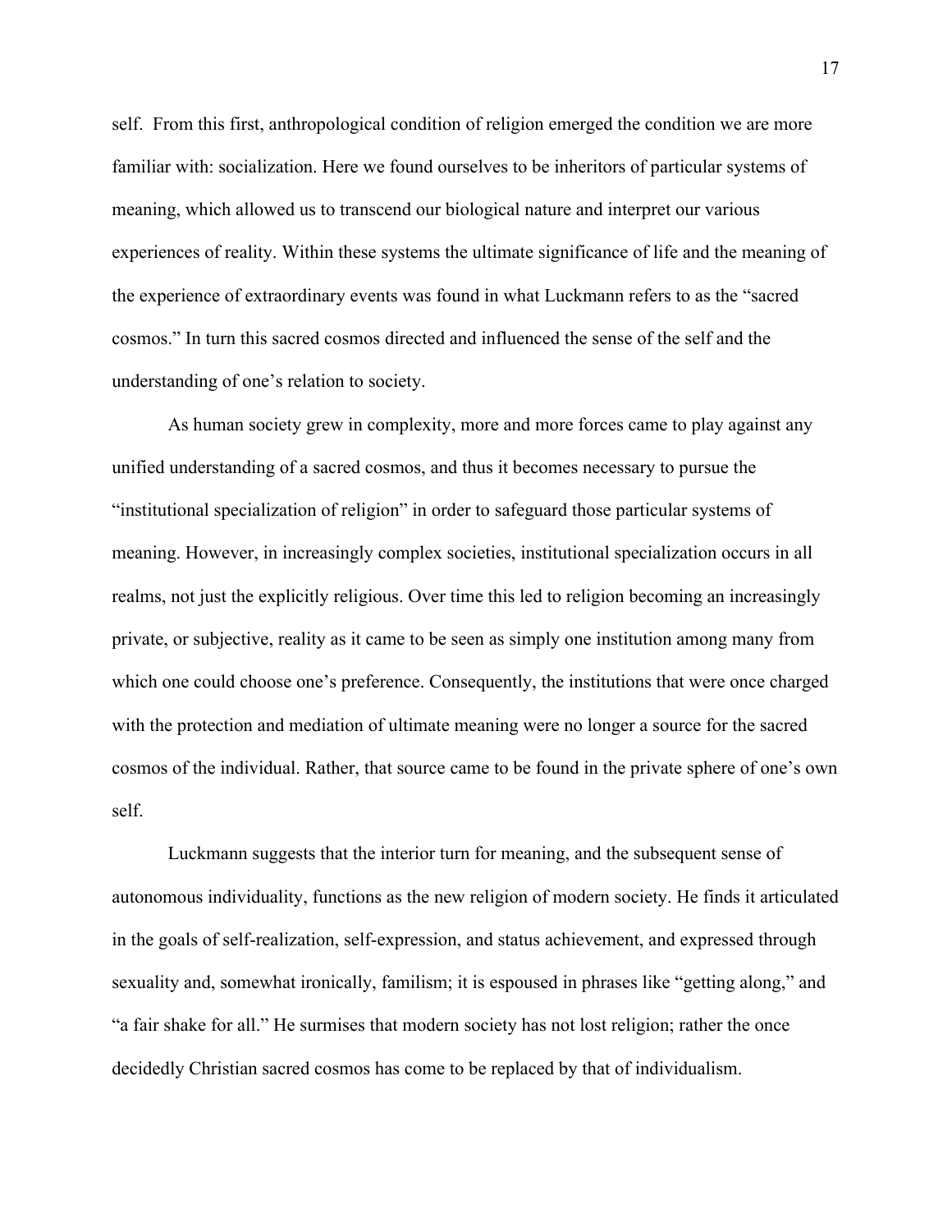self. From this first, anthropological condition of religion emerged the condition we are more familiar with: socialization. Here we found ourselves to be inheritors of particular systems of meaning, which allowed us to transcend our biological nature and interpret our various experiences of reality. Within these systems the ultimate significance of life and the meaning of the experience of extraordinary events was found in what Luckmann refers to as the "sacred cosmos." In turn this sacred cosmos directed and influenced the sense of the self and the understanding of one's relation to society.

As human society grew in complexity, more and more forces came to play against any unified understanding of a sacred cosmos, and thus it becomes necessary to pursue the "institutional specialization of religion" in order to safeguard those particular systems of meaning. However, in increasingly complex societies, institutional specialization occurs in all realms, not just the explicitly religious. Over time this led to religion becoming an increasingly private, or subjective, reality as it came to be seen as simply one institution among many from which one could choose one's preference. Consequently, the institutions that were once charged with the protection and mediation of ultimate meaning were no longer a source for the sacred cosmos of the individual. Rather, that source came to be found in the private sphere of one's own self.

Luckmann suggests that the interior turn for meaning, and the subsequent sense of autonomous individuality, functions as the new religion of modern society. He finds it articulated in the goals of self-realization, self-expression, and status achievement, and expressed through sexuality and, somewhat ironically, familism; it is espoused in phrases like "getting along," and "a fair shake for all." He surmises that modern society has not lost religion; rather the once decidedly Christian sacred cosmos has come to be replaced by that of individualism.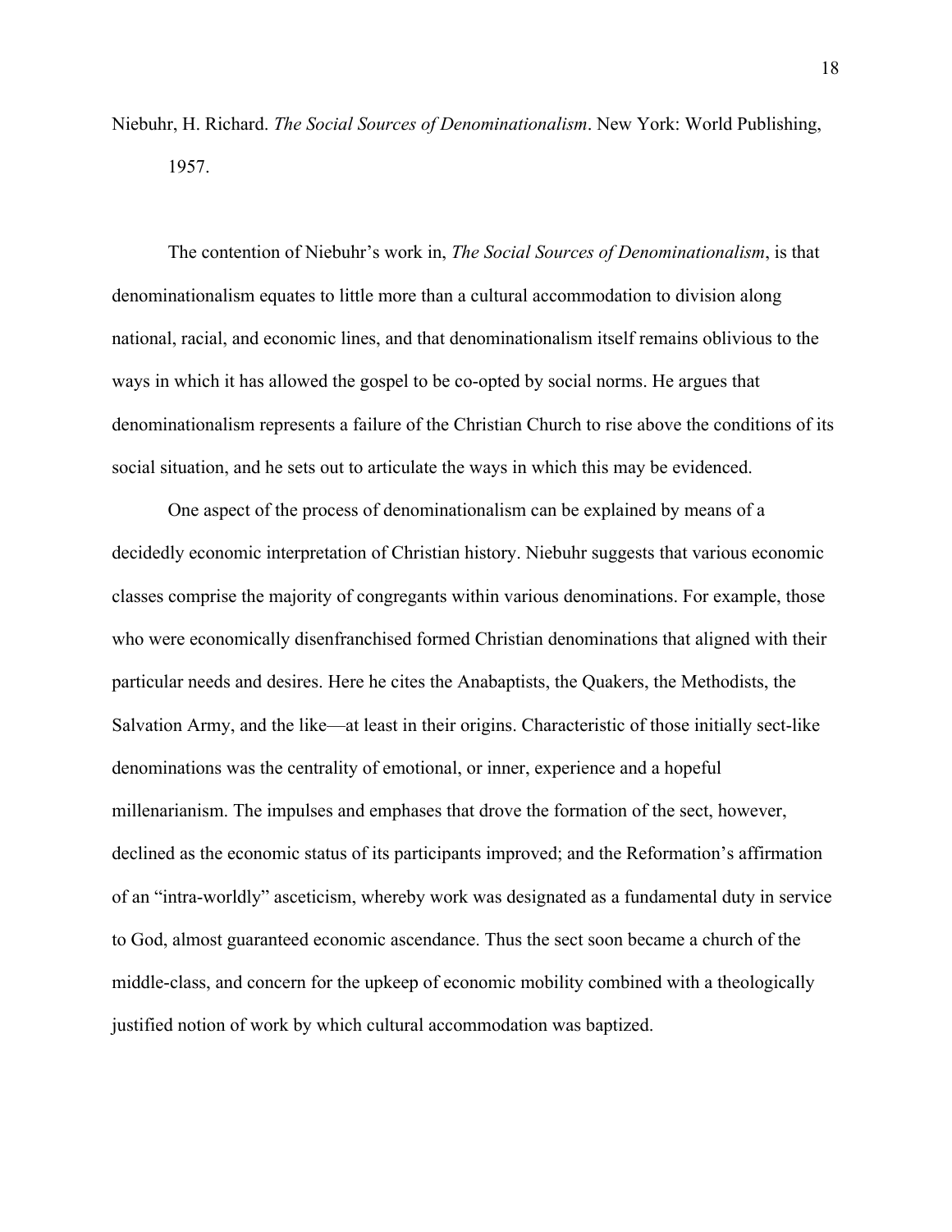Niebuhr, H. Richard. *The Social Sources of Denominationalism*. New York: World Publishing, 1957.

The contention of Niebuhr's work in, *The Social Sources of Denominationalism*, is that denominationalism equates to little more than a cultural accommodation to division along national, racial, and economic lines, and that denominationalism itself remains oblivious to the ways in which it has allowed the gospel to be co-opted by social norms. He argues that denominationalism represents a failure of the Christian Church to rise above the conditions of its social situation, and he sets out to articulate the ways in which this may be evidenced.

One aspect of the process of denominationalism can be explained by means of a decidedly economic interpretation of Christian history. Niebuhr suggests that various economic classes comprise the majority of congregants within various denominations. For example, those who were economically disenfranchised formed Christian denominations that aligned with their particular needs and desires. Here he cites the Anabaptists, the Quakers, the Methodists, the Salvation Army, and the like—at least in their origins. Characteristic of those initially sect-like denominations was the centrality of emotional, or inner, experience and a hopeful millenarianism. The impulses and emphases that drove the formation of the sect, however, declined as the economic status of its participants improved; and the Reformation's affirmation of an "intra-worldly" asceticism, whereby work was designated as a fundamental duty in service to God, almost guaranteed economic ascendance. Thus the sect soon became a church of the middle-class, and concern for the upkeep of economic mobility combined with a theologically justified notion of work by which cultural accommodation was baptized.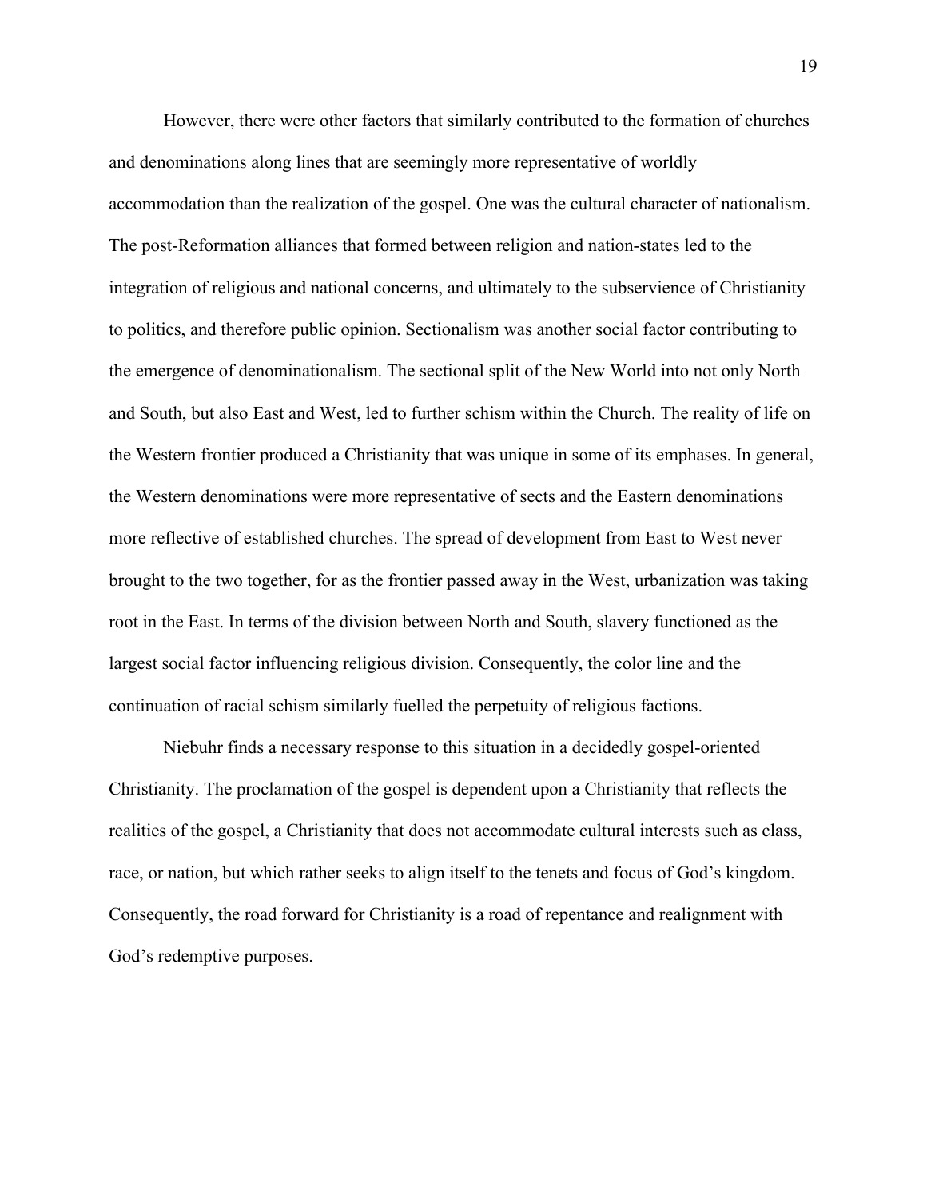However, there were other factors that similarly contributed to the formation of churches and denominations along lines that are seemingly more representative of worldly accommodation than the realization of the gospel. One was the cultural character of nationalism. The post-Reformation alliances that formed between religion and nation-states led to the integration of religious and national concerns, and ultimately to the subservience of Christianity to politics, and therefore public opinion. Sectionalism was another social factor contributing to the emergence of denominationalism. The sectional split of the New World into not only North and South, but also East and West, led to further schism within the Church. The reality of life on the Western frontier produced a Christianity that was unique in some of its emphases. In general, the Western denominations were more representative of sects and the Eastern denominations more reflective of established churches. The spread of development from East to West never brought to the two together, for as the frontier passed away in the West, urbanization was taking root in the East. In terms of the division between North and South, slavery functioned as the largest social factor influencing religious division. Consequently, the color line and the continuation of racial schism similarly fuelled the perpetuity of religious factions.

Niebuhr finds a necessary response to this situation in a decidedly gospel-oriented Christianity. The proclamation of the gospel is dependent upon a Christianity that reflects the realities of the gospel, a Christianity that does not accommodate cultural interests such as class, race, or nation, but which rather seeks to align itself to the tenets and focus of God's kingdom. Consequently, the road forward for Christianity is a road of repentance and realignment with God's redemptive purposes.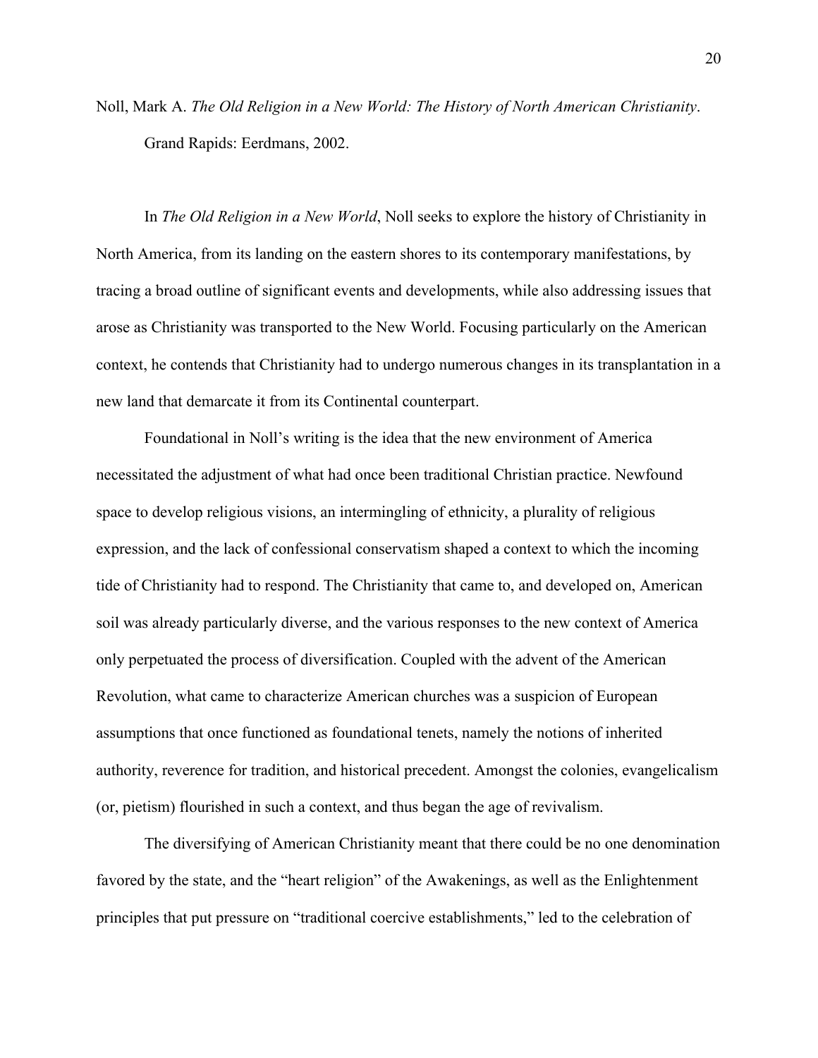Noll, Mark A. *The Old Religion in a New World: The History of North American Christianity*. Grand Rapids: Eerdmans, 2002.

In *The Old Religion in a New World*, Noll seeks to explore the history of Christianity in North America, from its landing on the eastern shores to its contemporary manifestations, by tracing a broad outline of significant events and developments, while also addressing issues that arose as Christianity was transported to the New World. Focusing particularly on the American context, he contends that Christianity had to undergo numerous changes in its transplantation in a new land that demarcate it from its Continental counterpart.

Foundational in Noll's writing is the idea that the new environment of America necessitated the adjustment of what had once been traditional Christian practice. Newfound space to develop religious visions, an intermingling of ethnicity, a plurality of religious expression, and the lack of confessional conservatism shaped a context to which the incoming tide of Christianity had to respond. The Christianity that came to, and developed on, American soil was already particularly diverse, and the various responses to the new context of America only perpetuated the process of diversification. Coupled with the advent of the American Revolution, what came to characterize American churches was a suspicion of European assumptions that once functioned as foundational tenets, namely the notions of inherited authority, reverence for tradition, and historical precedent. Amongst the colonies, evangelicalism (or, pietism) flourished in such a context, and thus began the age of revivalism.

The diversifying of American Christianity meant that there could be no one denomination favored by the state, and the "heart religion" of the Awakenings, as well as the Enlightenment principles that put pressure on "traditional coercive establishments," led to the celebration of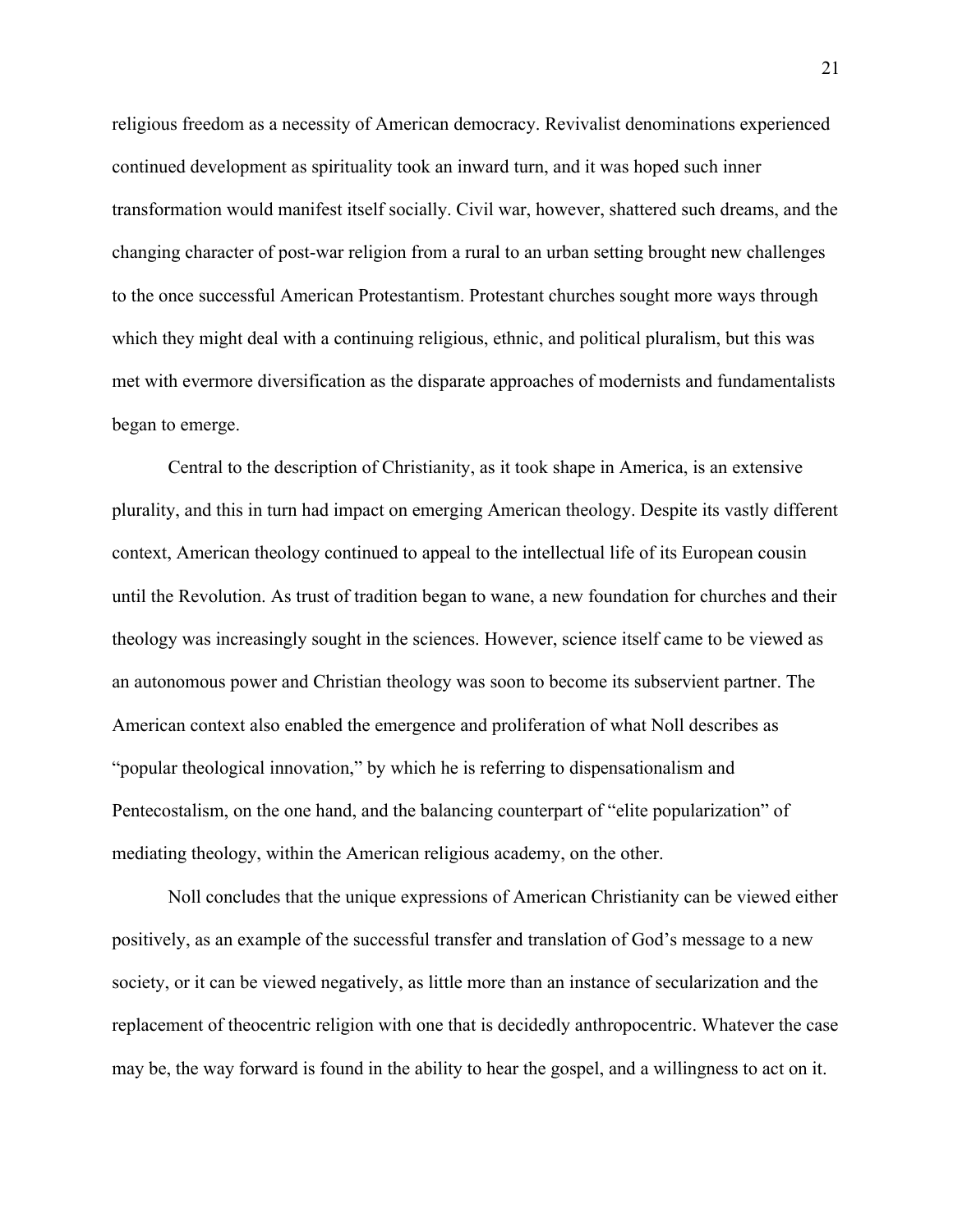religious freedom as a necessity of American democracy. Revivalist denominations experienced continued development as spirituality took an inward turn, and it was hoped such inner transformation would manifest itself socially. Civil war, however, shattered such dreams, and the changing character of post-war religion from a rural to an urban setting brought new challenges to the once successful American Protestantism. Protestant churches sought more ways through which they might deal with a continuing religious, ethnic, and political pluralism, but this was met with evermore diversification as the disparate approaches of modernists and fundamentalists began to emerge.

Central to the description of Christianity, as it took shape in America, is an extensive plurality, and this in turn had impact on emerging American theology. Despite its vastly different context, American theology continued to appeal to the intellectual life of its European cousin until the Revolution. As trust of tradition began to wane, a new foundation for churches and their theology was increasingly sought in the sciences. However, science itself came to be viewed as an autonomous power and Christian theology was soon to become its subservient partner. The American context also enabled the emergence and proliferation of what Noll describes as "popular theological innovation," by which he is referring to dispensationalism and Pentecostalism, on the one hand, and the balancing counterpart of "elite popularization" of mediating theology, within the American religious academy, on the other.

Noll concludes that the unique expressions of American Christianity can be viewed either positively, as an example of the successful transfer and translation of God's message to a new society, or it can be viewed negatively, as little more than an instance of secularization and the replacement of theocentric religion with one that is decidedly anthropocentric. Whatever the case may be, the way forward is found in the ability to hear the gospel, and a willingness to act on it.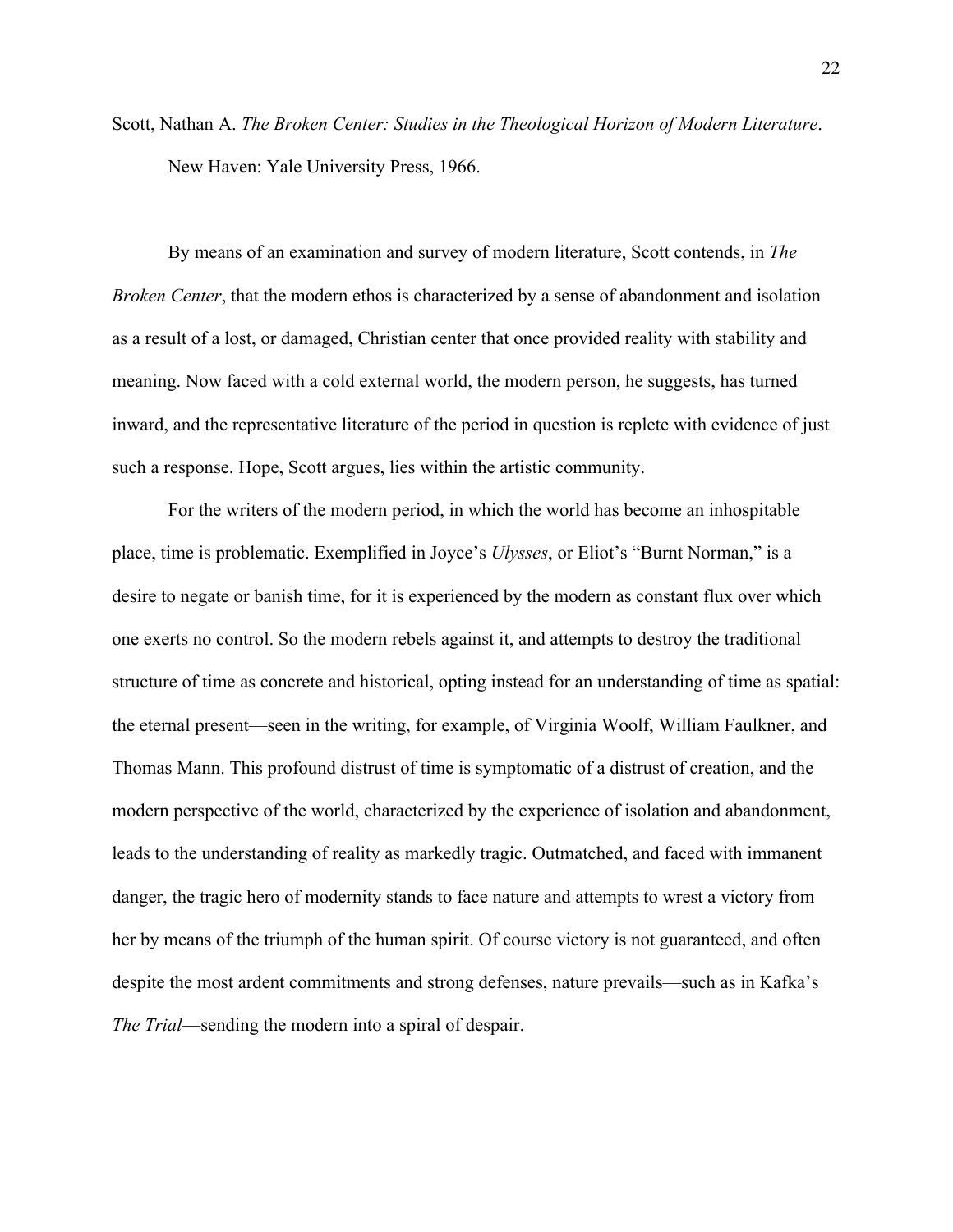Scott, Nathan A. *The Broken Center: Studies in the Theological Horizon of Modern Literature*. New Haven: Yale University Press, 1966.

By means of an examination and survey of modern literature, Scott contends, in *The Broken Center*, that the modern ethos is characterized by a sense of abandonment and isolation as a result of a lost, or damaged, Christian center that once provided reality with stability and meaning. Now faced with a cold external world, the modern person, he suggests, has turned inward, and the representative literature of the period in question is replete with evidence of just such a response. Hope, Scott argues, lies within the artistic community.

For the writers of the modern period, in which the world has become an inhospitable place, time is problematic. Exemplified in Joyce's *Ulysses*, or Eliot's "Burnt Norman," is a desire to negate or banish time, for it is experienced by the modern as constant flux over which one exerts no control. So the modern rebels against it, and attempts to destroy the traditional structure of time as concrete and historical, opting instead for an understanding of time as spatial: the eternal present—seen in the writing, for example, of Virginia Woolf, William Faulkner, and Thomas Mann. This profound distrust of time is symptomatic of a distrust of creation, and the modern perspective of the world, characterized by the experience of isolation and abandonment, leads to the understanding of reality as markedly tragic. Outmatched, and faced with immanent danger, the tragic hero of modernity stands to face nature and attempts to wrest a victory from her by means of the triumph of the human spirit. Of course victory is not guaranteed, and often despite the most ardent commitments and strong defenses, nature prevails—such as in Kafka's *The Trial*—sending the modern into a spiral of despair.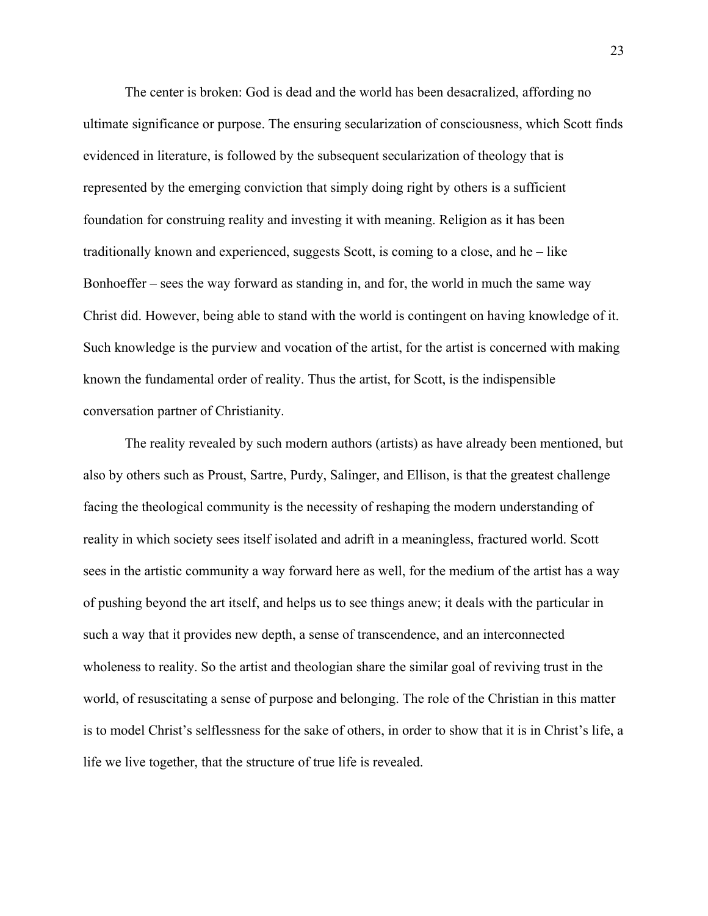The center is broken: God is dead and the world has been desacralized, affording no ultimate significance or purpose. The ensuring secularization of consciousness, which Scott finds evidenced in literature, is followed by the subsequent secularization of theology that is represented by the emerging conviction that simply doing right by others is a sufficient foundation for construing reality and investing it with meaning. Religion as it has been traditionally known and experienced, suggests Scott, is coming to a close, and he – like Bonhoeffer – sees the way forward as standing in, and for, the world in much the same way Christ did. However, being able to stand with the world is contingent on having knowledge of it. Such knowledge is the purview and vocation of the artist, for the artist is concerned with making known the fundamental order of reality. Thus the artist, for Scott, is the indispensible conversation partner of Christianity.

The reality revealed by such modern authors (artists) as have already been mentioned, but also by others such as Proust, Sartre, Purdy, Salinger, and Ellison, is that the greatest challenge facing the theological community is the necessity of reshaping the modern understanding of reality in which society sees itself isolated and adrift in a meaningless, fractured world. Scott sees in the artistic community a way forward here as well, for the medium of the artist has a way of pushing beyond the art itself, and helps us to see things anew; it deals with the particular in such a way that it provides new depth, a sense of transcendence, and an interconnected wholeness to reality. So the artist and theologian share the similar goal of reviving trust in the world, of resuscitating a sense of purpose and belonging. The role of the Christian in this matter is to model Christ's selflessness for the sake of others, in order to show that it is in Christ's life, a life we live together, that the structure of true life is revealed.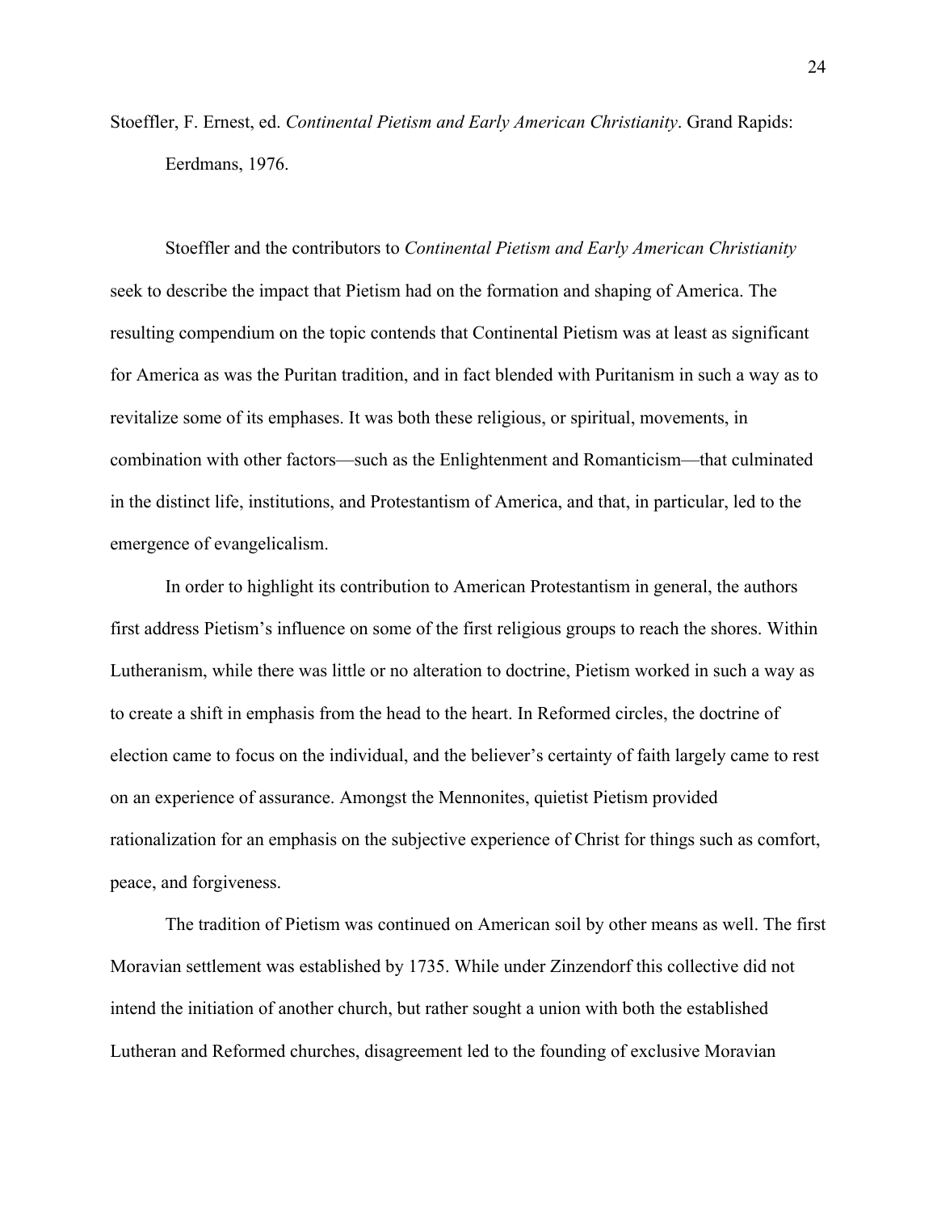Stoeffler, F. Ernest, ed. *Continental Pietism and Early American Christianity*. Grand Rapids: Eerdmans, 1976.

Stoeffler and the contributors to *Continental Pietism and Early American Christianity* seek to describe the impact that Pietism had on the formation and shaping of America. The resulting compendium on the topic contends that Continental Pietism was at least as significant for America as was the Puritan tradition, and in fact blended with Puritanism in such a way as to revitalize some of its emphases. It was both these religious, or spiritual, movements, in combination with other factors—such as the Enlightenment and Romanticism—that culminated in the distinct life, institutions, and Protestantism of America, and that, in particular, led to the emergence of evangelicalism.

In order to highlight its contribution to American Protestantism in general, the authors first address Pietism's influence on some of the first religious groups to reach the shores. Within Lutheranism, while there was little or no alteration to doctrine, Pietism worked in such a way as to create a shift in emphasis from the head to the heart. In Reformed circles, the doctrine of election came to focus on the individual, and the believer's certainty of faith largely came to rest on an experience of assurance. Amongst the Mennonites, quietist Pietism provided rationalization for an emphasis on the subjective experience of Christ for things such as comfort, peace, and forgiveness.

The tradition of Pietism was continued on American soil by other means as well. The first Moravian settlement was established by 1735. While under Zinzendorf this collective did not intend the initiation of another church, but rather sought a union with both the established Lutheran and Reformed churches, disagreement led to the founding of exclusive Moravian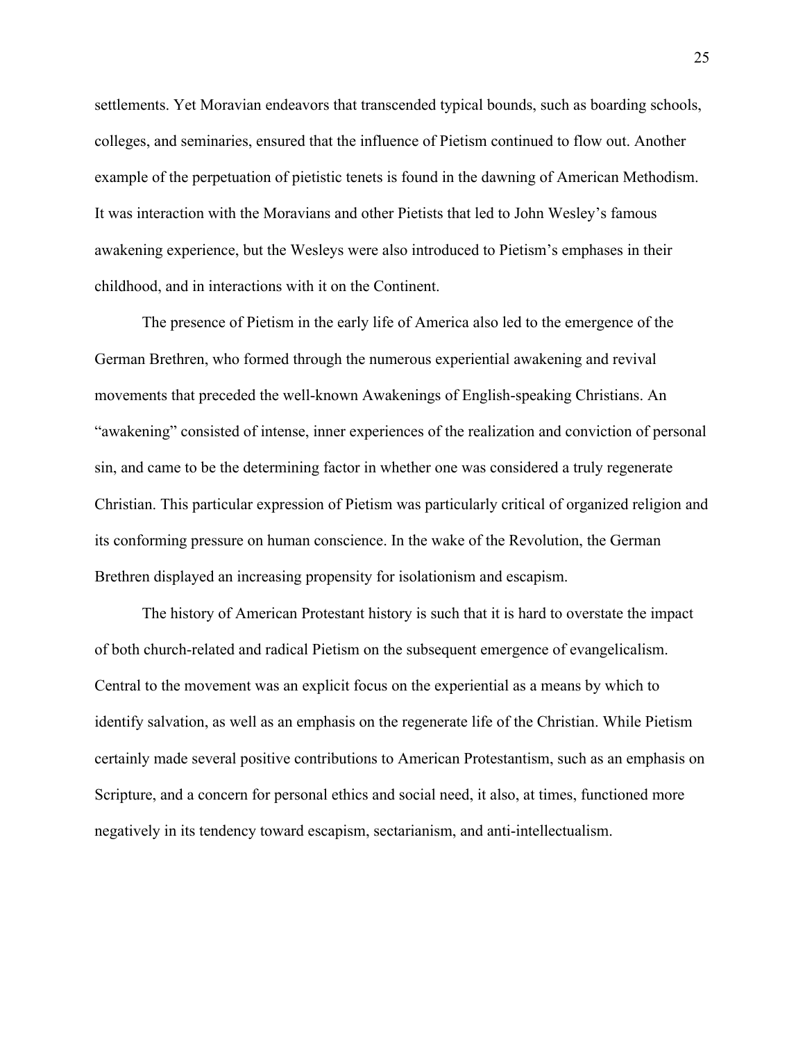settlements. Yet Moravian endeavors that transcended typical bounds, such as boarding schools, colleges, and seminaries, ensured that the influence of Pietism continued to flow out. Another example of the perpetuation of pietistic tenets is found in the dawning of American Methodism. It was interaction with the Moravians and other Pietists that led to John Wesley's famous awakening experience, but the Wesleys were also introduced to Pietism's emphases in their childhood, and in interactions with it on the Continent.

The presence of Pietism in the early life of America also led to the emergence of the German Brethren, who formed through the numerous experiential awakening and revival movements that preceded the well-known Awakenings of English-speaking Christians. An "awakening" consisted of intense, inner experiences of the realization and conviction of personal sin, and came to be the determining factor in whether one was considered a truly regenerate Christian. This particular expression of Pietism was particularly critical of organized religion and its conforming pressure on human conscience. In the wake of the Revolution, the German Brethren displayed an increasing propensity for isolationism and escapism.

The history of American Protestant history is such that it is hard to overstate the impact of both church-related and radical Pietism on the subsequent emergence of evangelicalism. Central to the movement was an explicit focus on the experiential as a means by which to identify salvation, as well as an emphasis on the regenerate life of the Christian. While Pietism certainly made several positive contributions to American Protestantism, such as an emphasis on Scripture, and a concern for personal ethics and social need, it also, at times, functioned more negatively in its tendency toward escapism, sectarianism, and anti-intellectualism.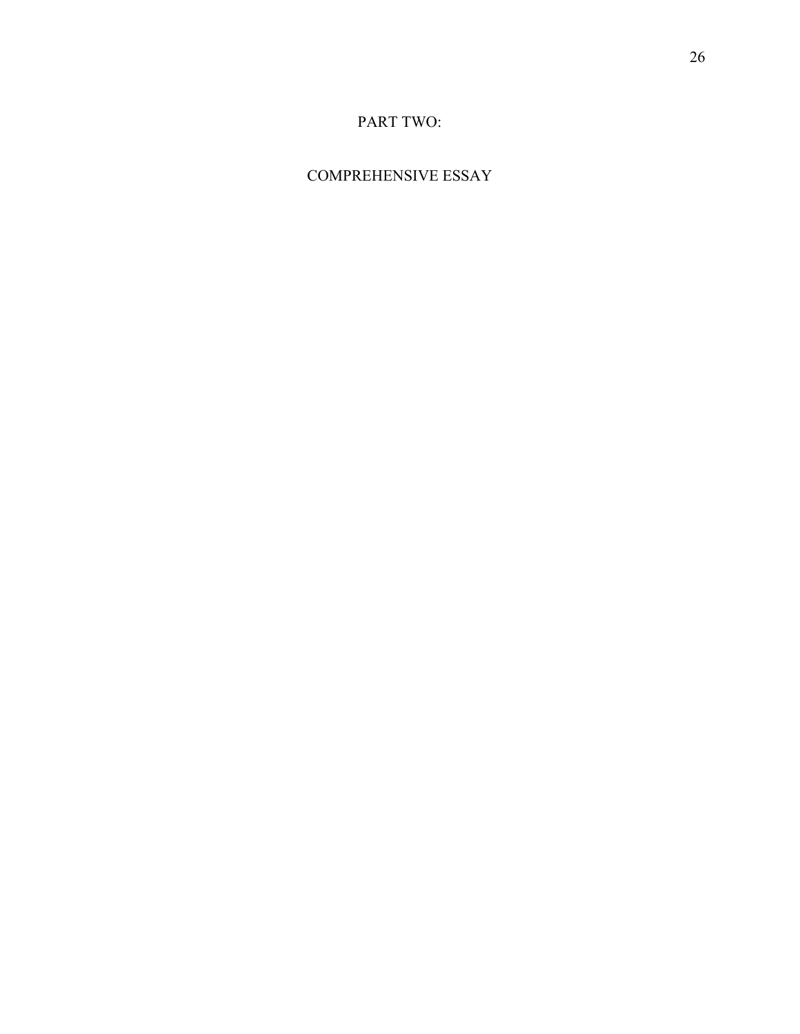# PART TWO:

# COMPREHENSIVE ESSAY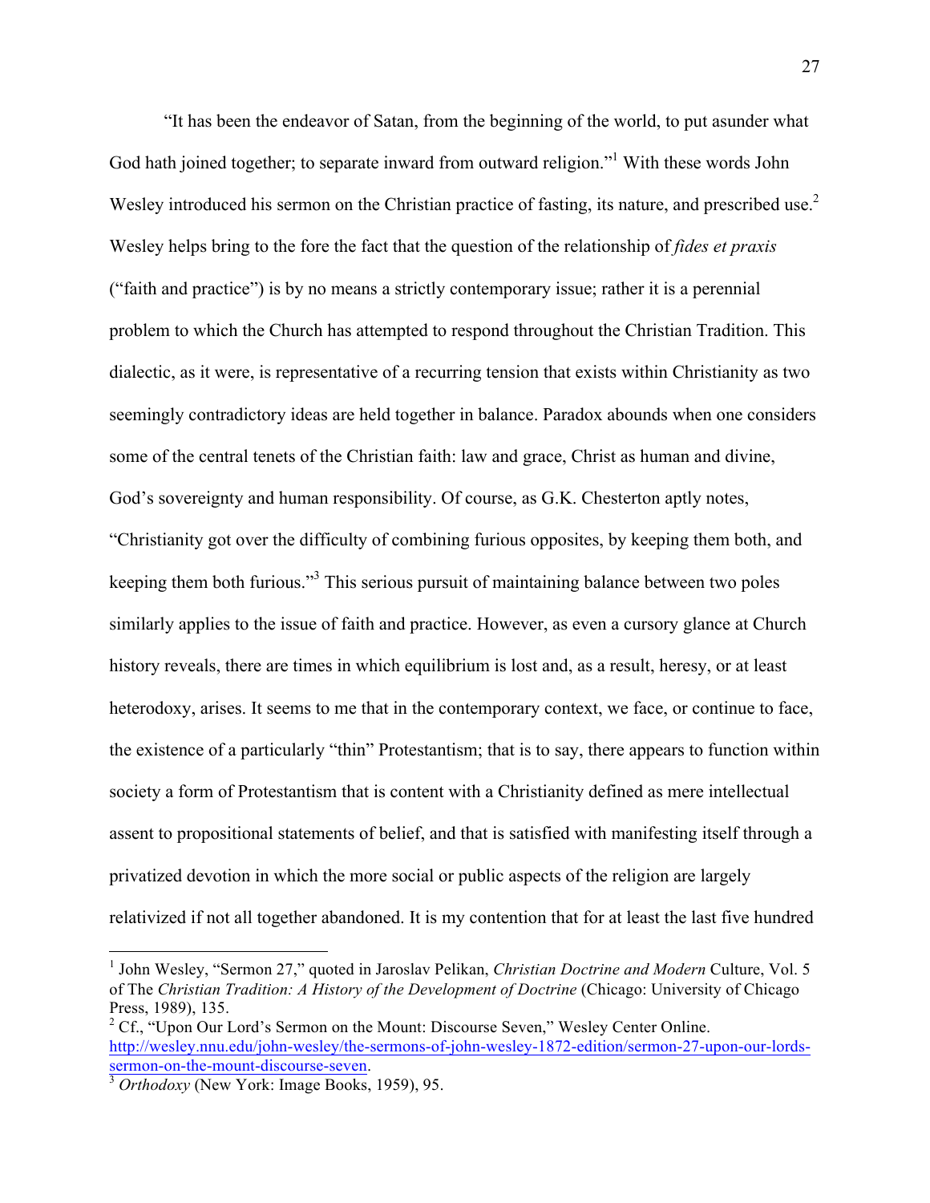"It has been the endeavor of Satan, from the beginning of the world, to put asunder what God hath joined together; to separate inward from outward religion."[1] With these words John Wesley introduced his sermon on the Christian practice of fasting, its nature, and prescribed use.[2] Wesley helps bring to the fore the fact that the question of the relationship of *fides et praxis* ("faith and practice") is by no means a strictly contemporary issue; rather it is a perennial problem to which the Church has attempted to respond throughout the Christian Tradition. This dialectic, as it were, is representative of a recurring tension that exists within Christianity as two seemingly contradictory ideas are held together in balance. Paradox abounds when one considers some of the central tenets of the Christian faith: law and grace, Christ as human and divine, God's sovereignty and human responsibility. Of course, as G.K. Chesterton aptly notes, "Christianity got over the difficulty of combining furious opposites, by keeping them both, and keeping them both furious."[3] This serious pursuit of maintaining balance between two poles similarly applies to the issue of faith and practice. However, as even a cursory glance at Church history reveals, there are times in which equilibrium is lost and, as a result, heresy, or at least heterodoxy, arises. It seems to me that in the contemporary context, we face, or continue to face, the existence of a particularly "thin" Protestantism; that is to say, there appears to function within society a form of Protestantism that is content with a Christianity defined as mere intellectual assent to propositional statements of belief, and that is satisfied with manifesting itself through a privatized devotion in which the more social or public aspects of the religion are largely relativized if not all together abandoned. It is my contention that for at least the last five hundred

---

[1] John Wesley, "Sermon 27," quoted in Jaroslav Pelikan, *Christian Doctrine and Modern* Culture, Vol. 5 of The *Christian Tradition: A History of the Development of Doctrine* (Chicago: University of Chicago Press, 1989), 135.

[2] Cf., "Upon Our Lord's Sermon on the Mount: Discourse Seven," Wesley Center Online. http://wesley.nnu.edu/john-wesley/the-sermons-of-john-wesley-1872-edition/sermon-27-upon-our-lords-sermon-on-the-mount-discourse-seven.

[3] *Orthodoxy* (New York: Image Books, 1959), 95.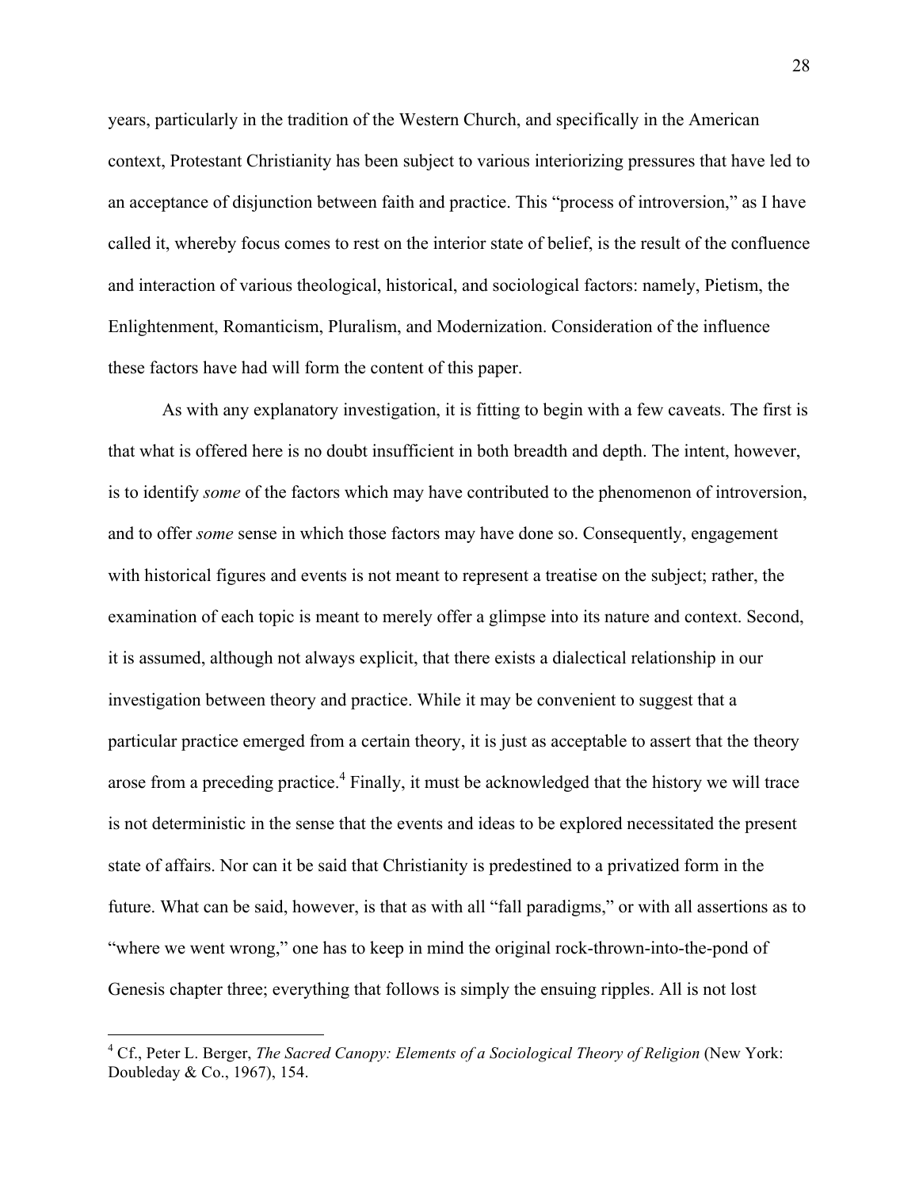years, particularly in the tradition of the Western Church, and specifically in the American context, Protestant Christianity has been subject to various interiorizing pressures that have led to an acceptance of disjunction between faith and practice. This "process of introversion," as I have called it, whereby focus comes to rest on the interior state of belief, is the result of the confluence and interaction of various theological, historical, and sociological factors: namely, Pietism, the Enlightenment, Romanticism, Pluralism, and Modernization. Consideration of the influence these factors have had will form the content of this paper.

As with any explanatory investigation, it is fitting to begin with a few caveats. The first is that what is offered here is no doubt insufficient in both breadth and depth. The intent, however, is to identify *some* of the factors which may have contributed to the phenomenon of introversion, and to offer *some* sense in which those factors may have done so. Consequently, engagement with historical figures and events is not meant to represent a treatise on the subject; rather, the examination of each topic is meant to merely offer a glimpse into its nature and context. Second, it is assumed, although not always explicit, that there exists a dialectical relationship in our investigation between theory and practice. While it may be convenient to suggest that a particular practice emerged from a certain theory, it is just as acceptable to assert that the theory arose from a preceding practice.[4] Finally, it must be acknowledged that the history we will trace is not deterministic in the sense that the events and ideas to be explored necessitated the present state of affairs. Nor can it be said that Christianity is predestined to a privatized form in the future. What can be said, however, is that as with all "fall paradigms," or with all assertions as to "where we went wrong," one has to keep in mind the original rock-thrown-into-the-pond of Genesis chapter three; everything that follows is simply the ensuing ripples. All is not lost

[4] Cf., Peter L. Berger, *The Sacred Canopy: Elements of a Sociological Theory of Religion* (New York: Doubleday & Co., 1967), 154.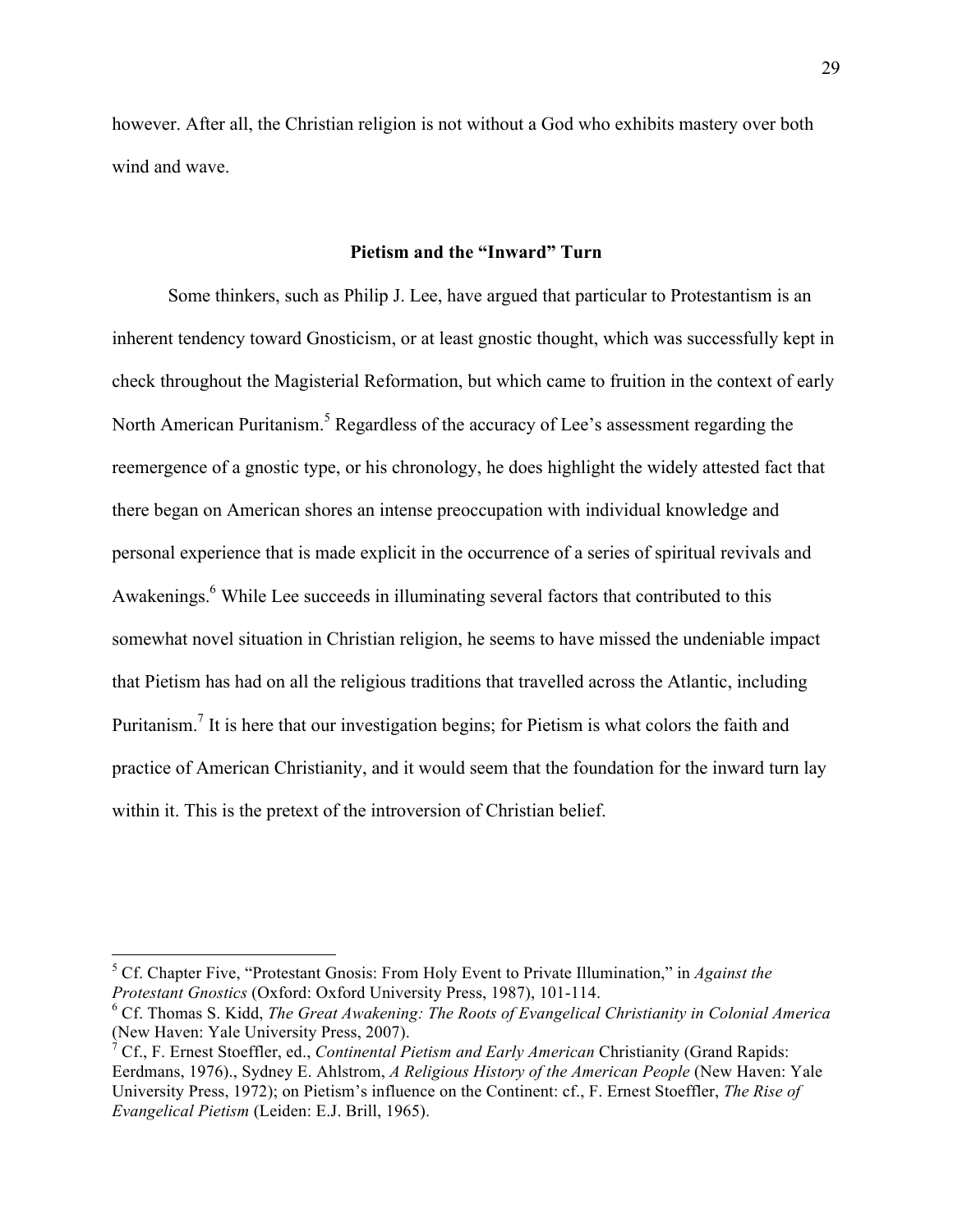however. After all, the Christian religion is not without a God who exhibits mastery over both wind and wave.

## Pietism and the "Inward" Turn

Some thinkers, such as Philip J. Lee, have argued that particular to Protestantism is an inherent tendency toward Gnosticism, or at least gnostic thought, which was successfully kept in check throughout the Magisterial Reformation, but which came to fruition in the context of early North American Puritanism.[5] Regardless of the accuracy of Lee's assessment regarding the reemergence of a gnostic type, or his chronology, he does highlight the widely attested fact that there began on American shores an intense preoccupation with individual knowledge and personal experience that is made explicit in the occurrence of a series of spiritual revivals and Awakenings.[6] While Lee succeeds in illuminating several factors that contributed to this somewhat novel situation in Christian religion, he seems to have missed the undeniable impact that Pietism has had on all the religious traditions that travelled across the Atlantic, including Puritanism.[7] It is here that our investigation begins; for Pietism is what colors the faith and practice of American Christianity, and it would seem that the foundation for the inward turn lay within it. This is the pretext of the introversion of Christian belief.

---

[5] Cf. Chapter Five, "Protestant Gnosis: From Holy Event to Private Illumination," in *Against the Protestant Gnostics* (Oxford: Oxford University Press, 1987), 101-114.

[6] Cf. Thomas S. Kidd, *The Great Awakening: The Roots of Evangelical Christianity in Colonial America* (New Haven: Yale University Press, 2007).

[7] Cf., F. Ernest Stoeffler, ed., *Continental Pietism and Early American* Christianity (Grand Rapids: Eerdmans, 1976)., Sydney E. Ahlstrom, *A Religious History of the American People* (New Haven: Yale University Press, 1972); on Pietism's influence on the Continent: cf., F. Ernest Stoeffler, *The Rise of Evangelical Pietism* (Leiden: E.J. Brill, 1965).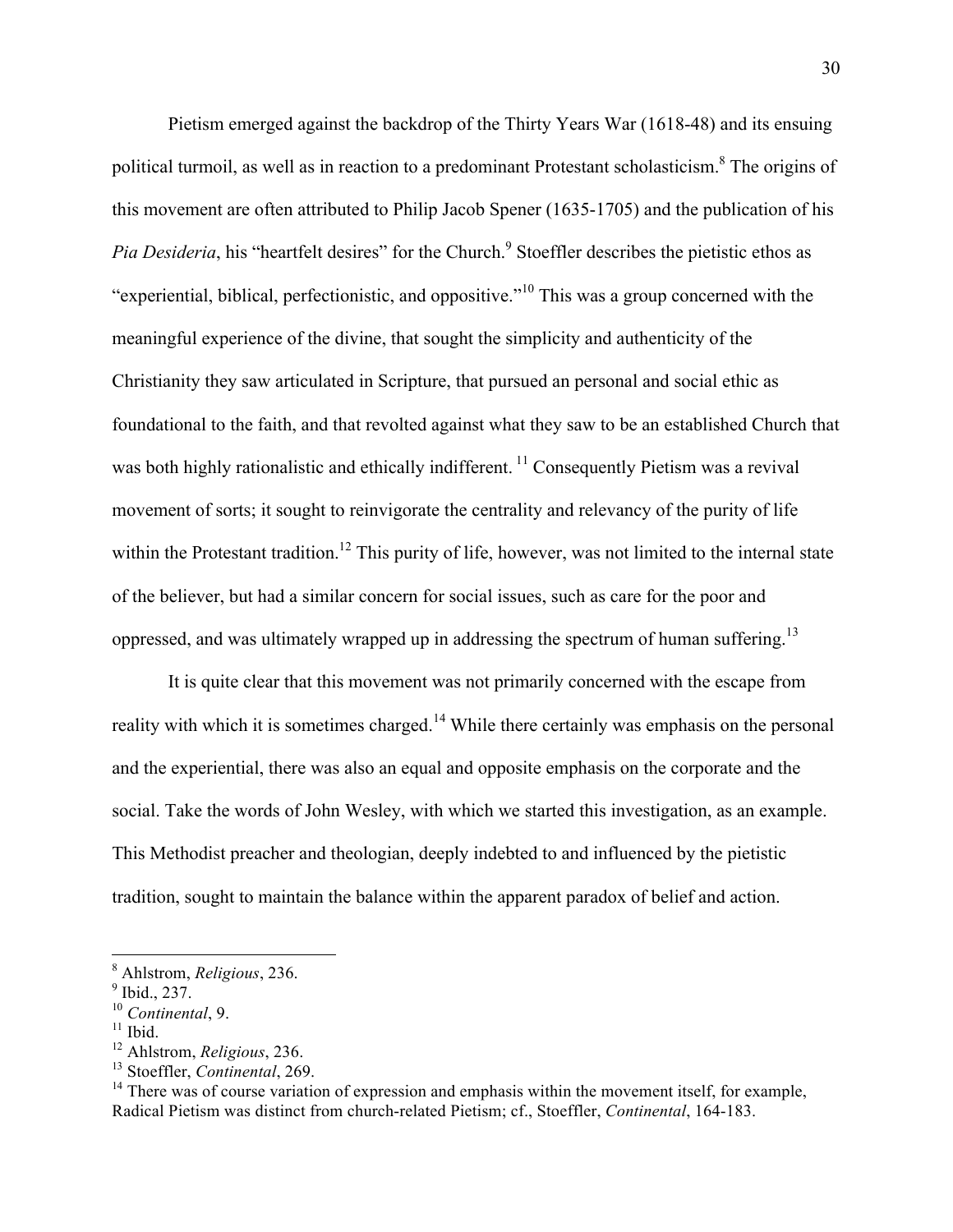Pietism emerged against the backdrop of the Thirty Years War (1618-48) and its ensuing political turmoil, as well as in reaction to a predominant Protestant scholasticism.[8] The origins of this movement are often attributed to Philip Jacob Spener (1635-1705) and the publication of his *Pia Desideria*, his "heartfelt desires" for the Church.[9] Stoeffler describes the pietistic ethos as "experiential, biblical, perfectionistic, and oppositive."[10] This was a group concerned with the meaningful experience of the divine, that sought the simplicity and authenticity of the Christianity they saw articulated in Scripture, that pursued an personal and social ethic as foundational to the faith, and that revolted against what they saw to be an established Church that was both highly rationalistic and ethically indifferent. [11] Consequently Pietism was a revival movement of sorts; it sought to reinvigorate the centrality and relevancy of the purity of life within the Protestant tradition.[12] This purity of life, however, was not limited to the internal state of the believer, but had a similar concern for social issues, such as care for the poor and oppressed, and was ultimately wrapped up in addressing the spectrum of human suffering.[13]

It is quite clear that this movement was not primarily concerned with the escape from reality with which it is sometimes charged.[14] While there certainly was emphasis on the personal and the experiential, there was also an equal and opposite emphasis on the corporate and the social. Take the words of John Wesley, with which we started this investigation, as an example. This Methodist preacher and theologian, deeply indebted to and influenced by the pietistic tradition, sought to maintain the balance within the apparent paradox of belief and action.

---

[8] Ahlstrom, *Religious*, 236.
[9] Ibid., 237.
[10] *Continental*, 9.
[11] Ibid.
[12] Ahlstrom, *Religious*, 236.
[13] Stoeffler, *Continental*, 269.
[14] There was of course variation of expression and emphasis within the movement itself, for example, Radical Pietism was distinct from church-related Pietism; cf., Stoeffler, *Continental*, 164-183.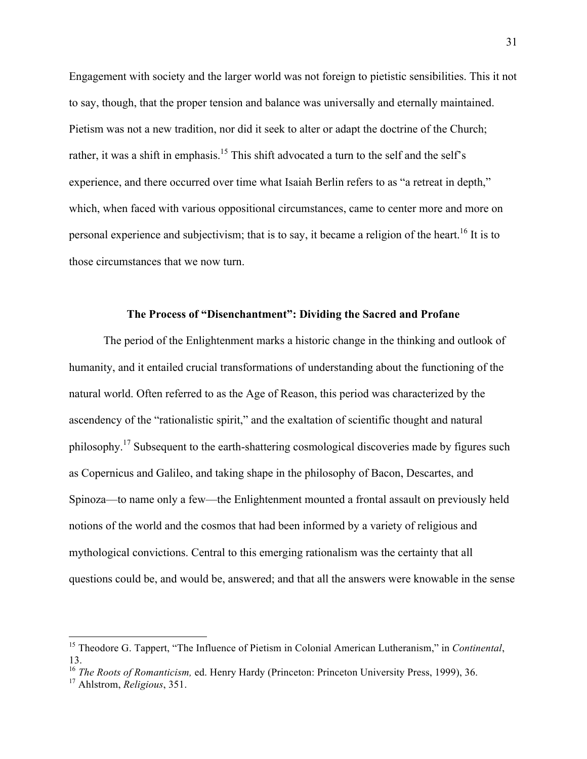Engagement with society and the larger world was not foreign to pietistic sensibilities. This it not to say, though, that the proper tension and balance was universally and eternally maintained. Pietism was not a new tradition, nor did it seek to alter or adapt the doctrine of the Church; rather, it was a shift in emphasis.[15] This shift advocated a turn to the self and the self's experience, and there occurred over time what Isaiah Berlin refers to as "a retreat in depth," which, when faced with various oppositional circumstances, came to center more and more on personal experience and subjectivism; that is to say, it became a religion of the heart.[16] It is to those circumstances that we now turn.

### The Process of "Disenchantment": Dividing the Sacred and Profane

The period of the Enlightenment marks a historic change in the thinking and outlook of humanity, and it entailed crucial transformations of understanding about the functioning of the natural world. Often referred to as the Age of Reason, this period was characterized by the ascendency of the "rationalistic spirit," and the exaltation of scientific thought and natural philosophy.[17] Subsequent to the earth-shattering cosmological discoveries made by figures such as Copernicus and Galileo, and taking shape in the philosophy of Bacon, Descartes, and Spinoza—to name only a few—the Enlightenment mounted a frontal assault on previously held notions of the world and the cosmos that had been informed by a variety of religious and mythological convictions. Central to this emerging rationalism was the certainty that all questions could be, and would be, answered; and that all the answers were knowable in the sense

---

[15] Theodore G. Tappert, "The Influence of Pietism in Colonial American Lutheranism," in *Continental*, 13.

[16] *The Roots of Romanticism,* ed. Henry Hardy (Princeton: Princeton University Press, 1999), 36.

[17] Ahlstrom, *Religious*, 351.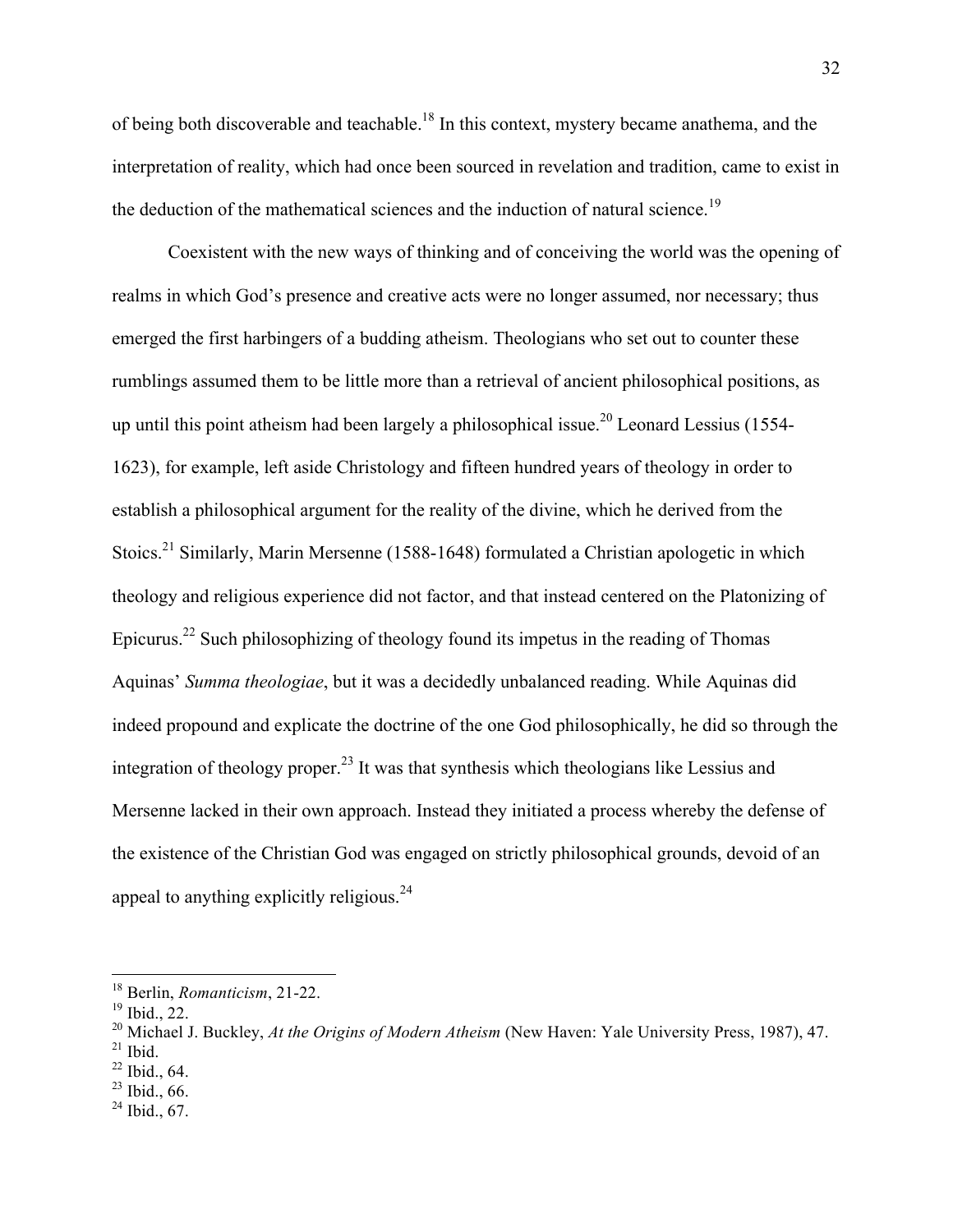of being both discoverable and teachable.[18] In this context, mystery became anathema, and the interpretation of reality, which had once been sourced in revelation and tradition, came to exist in the deduction of the mathematical sciences and the induction of natural science.[19]

Coexistent with the new ways of thinking and of conceiving the world was the opening of realms in which God's presence and creative acts were no longer assumed, nor necessary; thus emerged the first harbingers of a budding atheism. Theologians who set out to counter these rumblings assumed them to be little more than a retrieval of ancient philosophical positions, as up until this point atheism had been largely a philosophical issue.[20] Leonard Lessius (1554-1623), for example, left aside Christology and fifteen hundred years of theology in order to establish a philosophical argument for the reality of the divine, which he derived from the Stoics.[21] Similarly, Marin Mersenne (1588-1648) formulated a Christian apologetic in which theology and religious experience did not factor, and that instead centered on the Platonizing of Epicurus.[22] Such philosophizing of theology found its impetus in the reading of Thomas Aquinas' *Summa theologiae*, but it was a decidedly unbalanced reading. While Aquinas did indeed propound and explicate the doctrine of the one God philosophically, he did so through the integration of theology proper.[23] It was that synthesis which theologians like Lessius and Mersenne lacked in their own approach. Instead they initiated a process whereby the defense of the existence of the Christian God was engaged on strictly philosophical grounds, devoid of an appeal to anything explicitly religious.[24]

---

[18] Berlin, *Romanticism*, 21-22.
[19] Ibid., 22.
[20] Michael J. Buckley, *At the Origins of Modern Atheism* (New Haven: Yale University Press, 1987), 47.
[21] Ibid.
[22] Ibid., 64.
[23] Ibid., 66.
[24] Ibid., 67.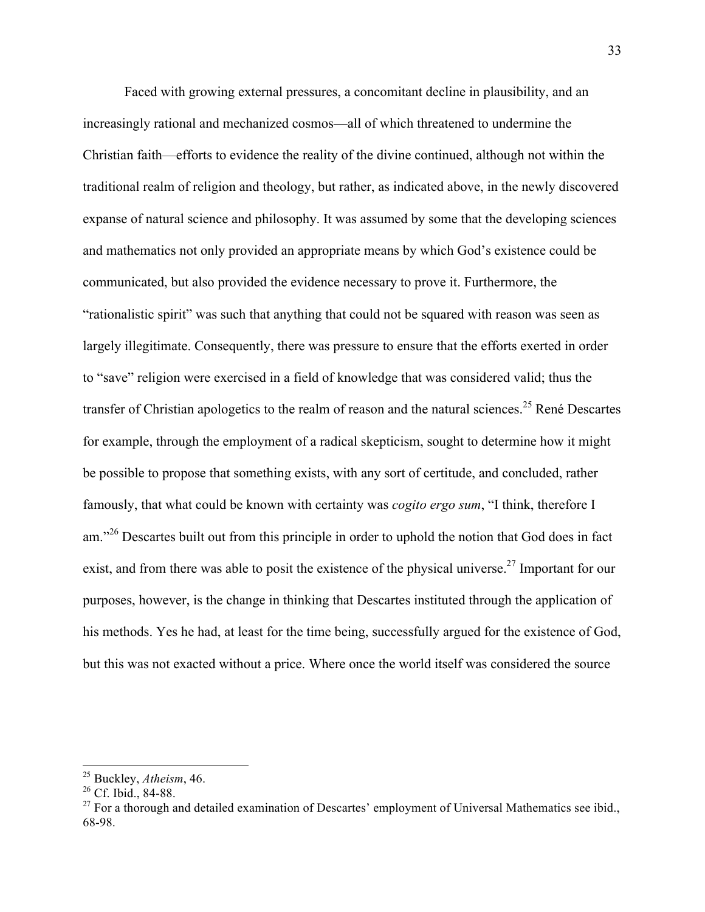Faced with growing external pressures, a concomitant decline in plausibility, and an increasingly rational and mechanized cosmos—all of which threatened to undermine the Christian faith—efforts to evidence the reality of the divine continued, although not within the traditional realm of religion and theology, but rather, as indicated above, in the newly discovered expanse of natural science and philosophy. It was assumed by some that the developing sciences and mathematics not only provided an appropriate means by which God's existence could be communicated, but also provided the evidence necessary to prove it. Furthermore, the "rationalistic spirit" was such that anything that could not be squared with reason was seen as largely illegitimate. Consequently, there was pressure to ensure that the efforts exerted in order to "save" religion were exercised in a field of knowledge that was considered valid; thus the transfer of Christian apologetics to the realm of reason and the natural sciences.[25] René Descartes for example, through the employment of a radical skepticism, sought to determine how it might be possible to propose that something exists, with any sort of certitude, and concluded, rather famously, that what could be known with certainty was *cogito ergo sum*, "I think, therefore I am."[26] Descartes built out from this principle in order to uphold the notion that God does in fact exist, and from there was able to posit the existence of the physical universe.[27] Important for our purposes, however, is the change in thinking that Descartes instituted through the application of his methods. Yes he had, at least for the time being, successfully argued for the existence of God, but this was not exacted without a price. Where once the world itself was considered the source

---

[25] Buckley, *Atheism*, 46.

[26] Cf. Ibid., 84-88.

[27] For a thorough and detailed examination of Descartes' employment of Universal Mathematics see ibid., 68-98.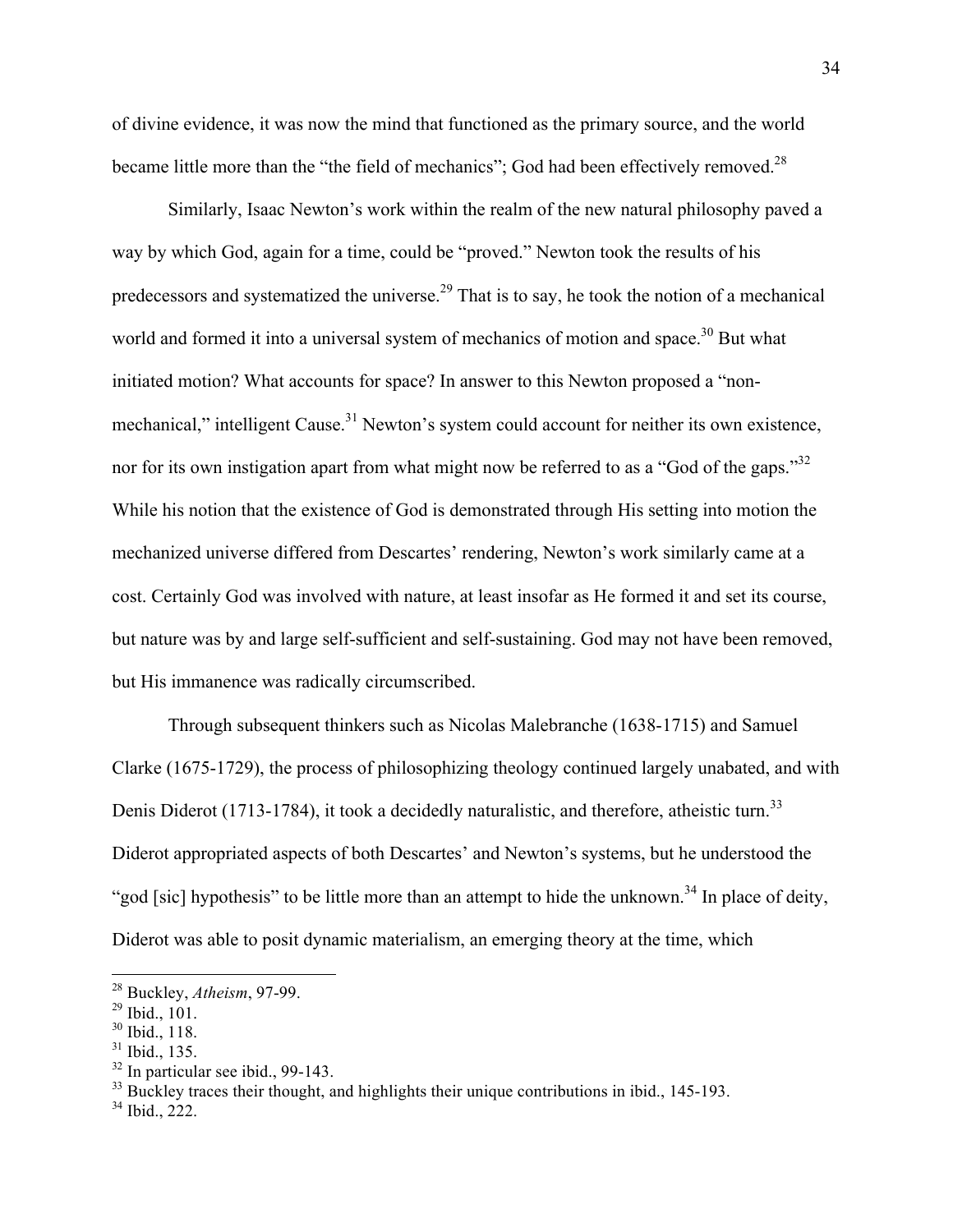of divine evidence, it was now the mind that functioned as the primary source, and the world became little more than the "the field of mechanics"; God had been effectively removed.[28]

Similarly, Isaac Newton's work within the realm of the new natural philosophy paved a way by which God, again for a time, could be "proved." Newton took the results of his predecessors and systematized the universe.[29] That is to say, he took the notion of a mechanical world and formed it into a universal system of mechanics of motion and space.[30] But what initiated motion? What accounts for space? In answer to this Newton proposed a "non-mechanical," intelligent Cause.[31] Newton's system could account for neither its own existence, nor for its own instigation apart from what might now be referred to as a "God of the gaps."[32] While his notion that the existence of God is demonstrated through His setting into motion the mechanized universe differed from Descartes' rendering, Newton's work similarly came at a cost. Certainly God was involved with nature, at least insofar as He formed it and set its course, but nature was by and large self-sufficient and self-sustaining. God may not have been removed, but His immanence was radically circumscribed.

Through subsequent thinkers such as Nicolas Malebranche (1638-1715) and Samuel Clarke (1675-1729), the process of philosophizing theology continued largely unabated, and with Denis Diderot (1713-1784), it took a decidedly naturalistic, and therefore, atheistic turn.[33] Diderot appropriated aspects of both Descartes' and Newton's systems, but he understood the "god [sic] hypothesis" to be little more than an attempt to hide the unknown.[34] In place of deity, Diderot was able to posit dynamic materialism, an emerging theory at the time, which

---

[28] Buckley, *Atheism*, 97-99.

[29] Ibid., 101.

[30] Ibid., 118.

[31] Ibid., 135.

[32] In particular see ibid., 99-143.

[33] Buckley traces their thought, and highlights their unique contributions in ibid., 145-193.

[34] Ibid., 222.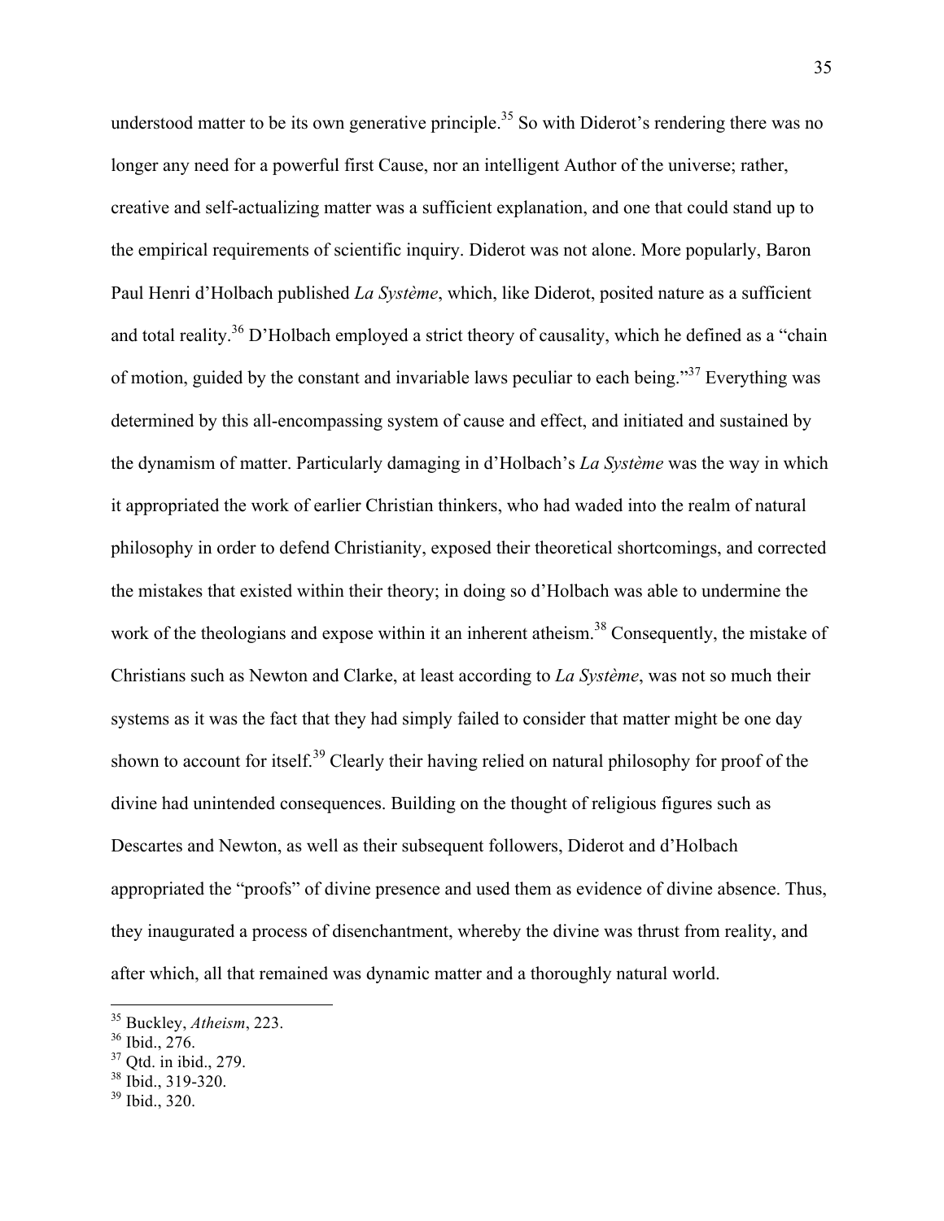understood matter to be its own generative principle.[35] So with Diderot's rendering there was no longer any need for a powerful first Cause, nor an intelligent Author of the universe; rather, creative and self-actualizing matter was a sufficient explanation, and one that could stand up to the empirical requirements of scientific inquiry. Diderot was not alone. More popularly, Baron Paul Henri d'Holbach published *La Système*, which, like Diderot, posited nature as a sufficient and total reality.[36] D'Holbach employed a strict theory of causality, which he defined as a "chain of motion, guided by the constant and invariable laws peculiar to each being."[37] Everything was determined by this all-encompassing system of cause and effect, and initiated and sustained by the dynamism of matter. Particularly damaging in d'Holbach's *La Système* was the way in which it appropriated the work of earlier Christian thinkers, who had waded into the realm of natural philosophy in order to defend Christianity, exposed their theoretical shortcomings, and corrected the mistakes that existed within their theory; in doing so d'Holbach was able to undermine the work of the theologians and expose within it an inherent atheism.[38] Consequently, the mistake of Christians such as Newton and Clarke, at least according to *La Système*, was not so much their systems as it was the fact that they had simply failed to consider that matter might be one day shown to account for itself.[39] Clearly their having relied on natural philosophy for proof of the divine had unintended consequences. Building on the thought of religious figures such as Descartes and Newton, as well as their subsequent followers, Diderot and d'Holbach appropriated the "proofs" of divine presence and used them as evidence of divine absence. Thus, they inaugurated a process of disenchantment, whereby the divine was thrust from reality, and after which, all that remained was dynamic matter and a thoroughly natural world.

---

[35] Buckley, *Atheism*, 223.

[36] Ibid., 276.

[37] Qtd. in ibid., 279.

[38] Ibid., 319-320.

[39] Ibid., 320.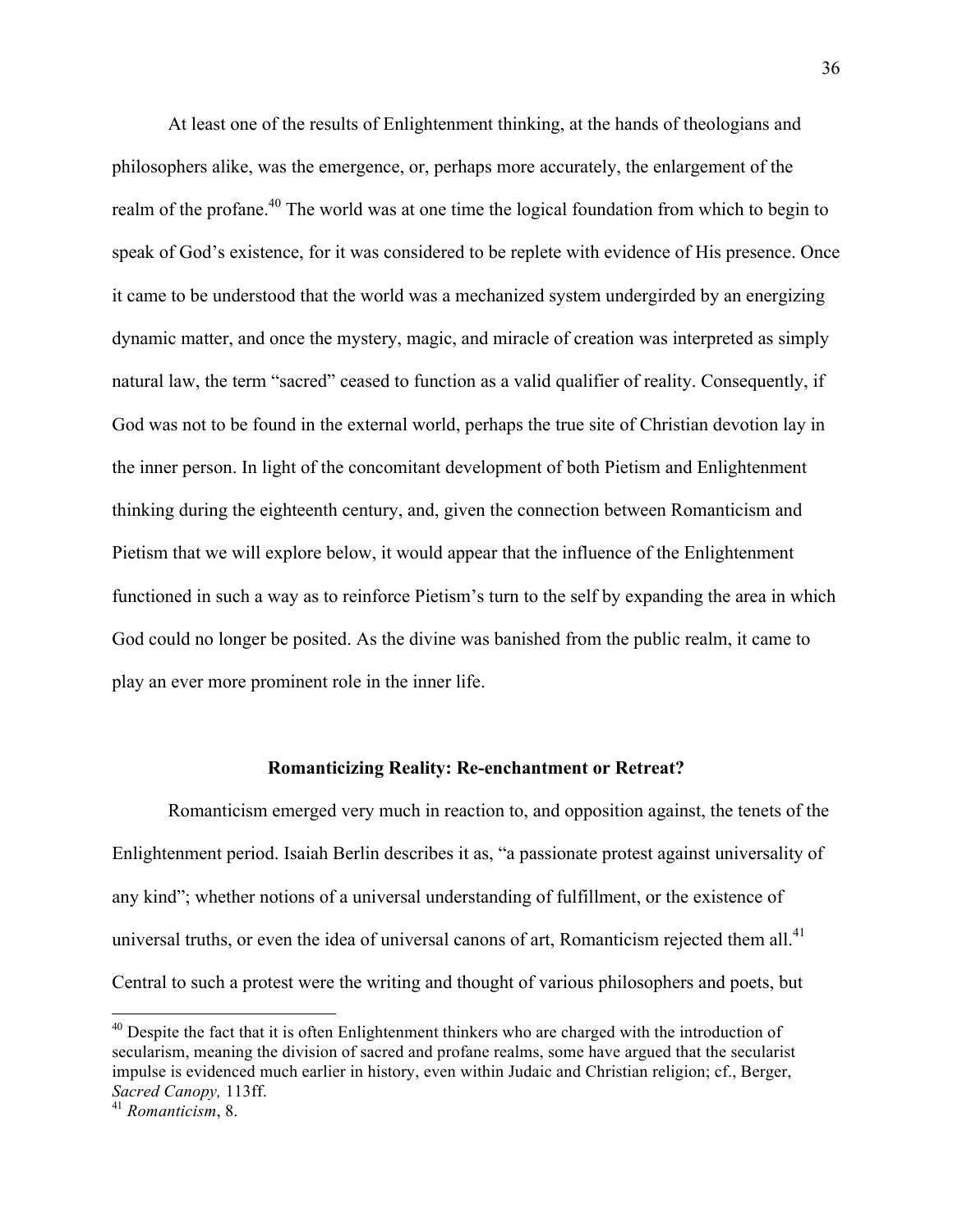At least one of the results of Enlightenment thinking, at the hands of theologians and philosophers alike, was the emergence, or, perhaps more accurately, the enlargement of the realm of the profane.[40] The world was at one time the logical foundation from which to begin to speak of God's existence, for it was considered to be replete with evidence of His presence. Once it came to be understood that the world was a mechanized system undergirded by an energizing dynamic matter, and once the mystery, magic, and miracle of creation was interpreted as simply natural law, the term "sacred" ceased to function as a valid qualifier of reality. Consequently, if God was not to be found in the external world, perhaps the true site of Christian devotion lay in the inner person. In light of the concomitant development of both Pietism and Enlightenment thinking during the eighteenth century, and, given the connection between Romanticism and Pietism that we will explore below, it would appear that the influence of the Enlightenment functioned in such a way as to reinforce Pietism's turn to the self by expanding the area in which God could no longer be posited. As the divine was banished from the public realm, it came to play an ever more prominent role in the inner life.

### Romanticizing Reality: Re-enchantment or Retreat?

Romanticism emerged very much in reaction to, and opposition against, the tenets of the Enlightenment period. Isaiah Berlin describes it as, "a passionate protest against universality of any kind"; whether notions of a universal understanding of fulfillment, or the existence of universal truths, or even the idea of universal canons of art, Romanticism rejected them all.[41] Central to such a protest were the writing and thought of various philosophers and poets, but

---

[40] Despite the fact that it is often Enlightenment thinkers who are charged with the introduction of secularism, meaning the division of sacred and profane realms, some have argued that the secularist impulse is evidenced much earlier in history, even within Judaic and Christian religion; cf., Berger, *Sacred Canopy,* 113ff.

[41] *Romanticism*, 8.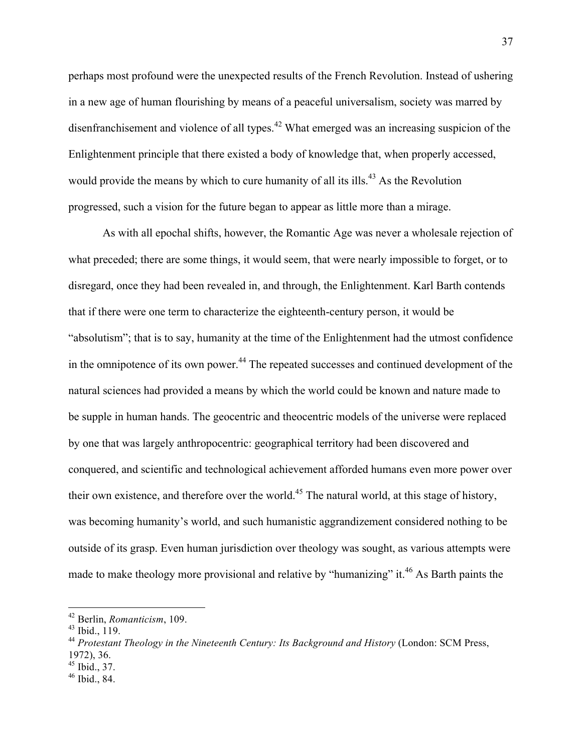perhaps most profound were the unexpected results of the French Revolution. Instead of ushering in a new age of human flourishing by means of a peaceful universalism, society was marred by disenfranchisement and violence of all types.[42] What emerged was an increasing suspicion of the Enlightenment principle that there existed a body of knowledge that, when properly accessed, would provide the means by which to cure humanity of all its ills.[43] As the Revolution progressed, such a vision for the future began to appear as little more than a mirage.

As with all epochal shifts, however, the Romantic Age was never a wholesale rejection of what preceded; there are some things, it would seem, that were nearly impossible to forget, or to disregard, once they had been revealed in, and through, the Enlightenment. Karl Barth contends that if there were one term to characterize the eighteenth-century person, it would be "absolutism"; that is to say, humanity at the time of the Enlightenment had the utmost confidence in the omnipotence of its own power.[44] The repeated successes and continued development of the natural sciences had provided a means by which the world could be known and nature made to be supple in human hands. The geocentric and theocentric models of the universe were replaced by one that was largely anthropocentric: geographical territory had been discovered and conquered, and scientific and technological achievement afforded humans even more power over their own existence, and therefore over the world.[45] The natural world, at this stage of history, was becoming humanity's world, and such humanistic aggrandizement considered nothing to be outside of its grasp. Even human jurisdiction over theology was sought, as various attempts were made to make theology more provisional and relative by "humanizing" it.[46] As Barth paints the

---

[42] Berlin, *Romanticism*, 109.
[43] Ibid., 119.
[44] *Protestant Theology in the Nineteenth Century: Its Background and History* (London: SCM Press, 1972), 36.
[45] Ibid., 37.
[46] Ibid., 84.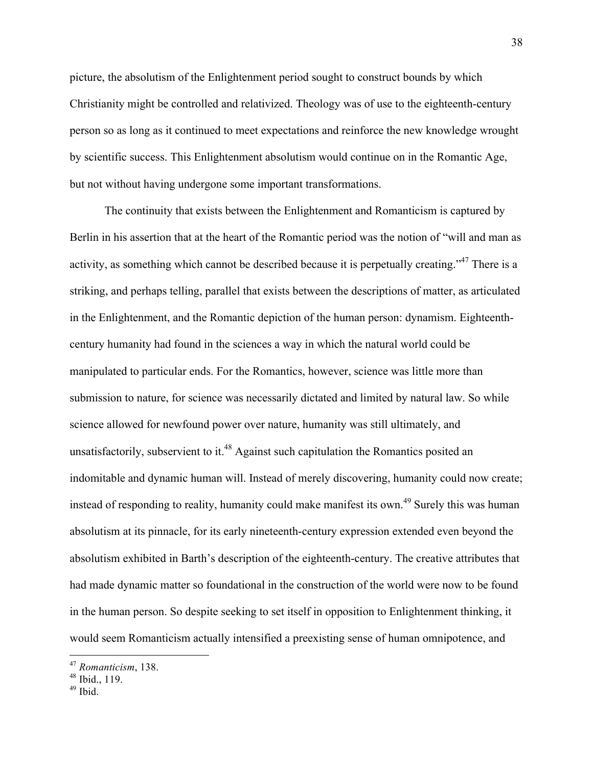picture, the absolutism of the Enlightenment period sought to construct bounds by which Christianity might be controlled and relativized. Theology was of use to the eighteenth-century person so as long as it continued to meet expectations and reinforce the new knowledge wrought by scientific success. This Enlightenment absolutism would continue on in the Romantic Age, but not without having undergone some important transformations.

The continuity that exists between the Enlightenment and Romanticism is captured by Berlin in his assertion that at the heart of the Romantic period was the notion of "will and man as activity, as something which cannot be described because it is perpetually creating."[47] There is a striking, and perhaps telling, parallel that exists between the descriptions of matter, as articulated in the Enlightenment, and the Romantic depiction of the human person: dynamism. Eighteenth-century humanity had found in the sciences a way in which the natural world could be manipulated to particular ends. For the Romantics, however, science was little more than submission to nature, for science was necessarily dictated and limited by natural law. So while science allowed for newfound power over nature, humanity was still ultimately, and unsatisfactorily, subservient to it.[48] Against such capitulation the Romantics posited an indomitable and dynamic human will. Instead of merely discovering, humanity could now create; instead of responding to reality, humanity could make manifest its own.[49] Surely this was human absolutism at its pinnacle, for its early nineteenth-century expression extended even beyond the absolutism exhibited in Barth's description of the eighteenth-century. The creative attributes that had made dynamic matter so foundational in the construction of the world were now to be found in the human person. So despite seeking to set itself in opposition to Enlightenment thinking, it would seem Romanticism actually intensified a preexisting sense of human omnipotence, and

---

[47] *Romanticism*, 138.

[48] Ibid., 119.

[49] Ibid.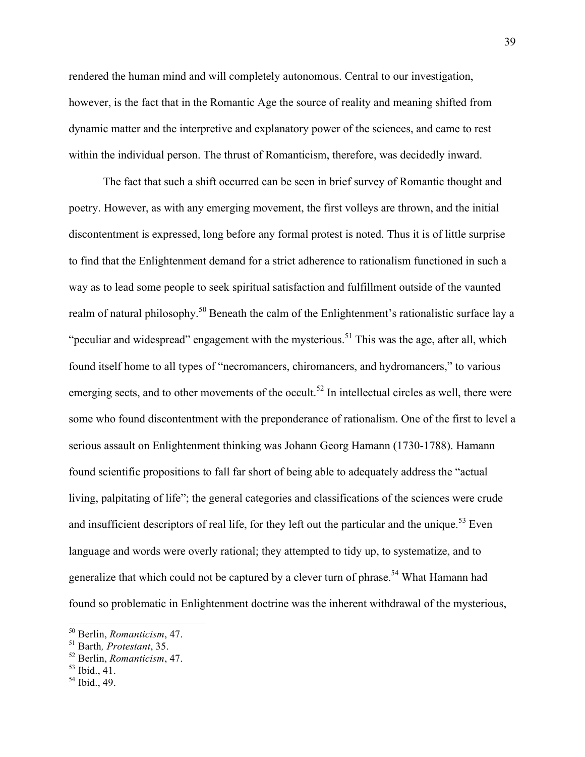rendered the human mind and will completely autonomous. Central to our investigation, however, is the fact that in the Romantic Age the source of reality and meaning shifted from dynamic matter and the interpretive and explanatory power of the sciences, and came to rest within the individual person. The thrust of Romanticism, therefore, was decidedly inward.

The fact that such a shift occurred can be seen in brief survey of Romantic thought and poetry. However, as with any emerging movement, the first volleys are thrown, and the initial discontentment is expressed, long before any formal protest is noted. Thus it is of little surprise to find that the Enlightenment demand for a strict adherence to rationalism functioned in such a way as to lead some people to seek spiritual satisfaction and fulfillment outside of the vaunted realm of natural philosophy.[50] Beneath the calm of the Enlightenment's rationalistic surface lay a "peculiar and widespread" engagement with the mysterious.[51] This was the age, after all, which found itself home to all types of "necromancers, chiromancers, and hydromancers," to various emerging sects, and to other movements of the occult.[52] In intellectual circles as well, there were some who found discontentment with the preponderance of rationalism. One of the first to level a serious assault on Enlightenment thinking was Johann Georg Hamann (1730-1788). Hamann found scientific propositions to fall far short of being able to adequately address the "actual living, palpitating of life"; the general categories and classifications of the sciences were crude and insufficient descriptors of real life, for they left out the particular and the unique.[53] Even language and words were overly rational; they attempted to tidy up, to systematize, and to generalize that which could not be captured by a clever turn of phrase.[54] What Hamann had found so problematic in Enlightenment doctrine was the inherent withdrawal of the mysterious,

[50] Berlin, *Romanticism*, 47.
[51] Barth, *Protestant*, 35.
[52] Berlin, *Romanticism*, 47.
[53] Ibid., 41.
[54] Ibid., 49.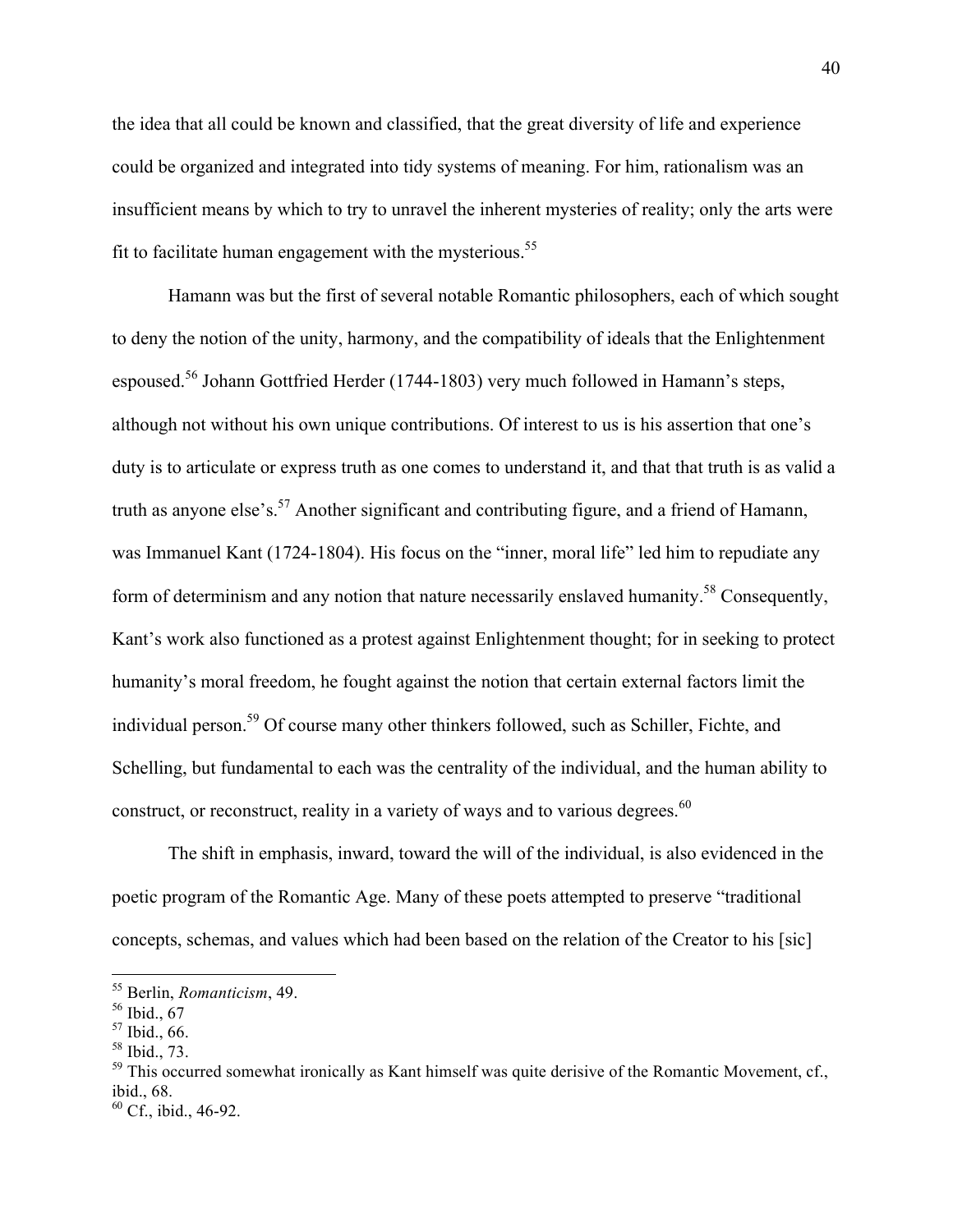the idea that all could be known and classified, that the great diversity of life and experience could be organized and integrated into tidy systems of meaning. For him, rationalism was an insufficient means by which to try to unravel the inherent mysteries of reality; only the arts were fit to facilitate human engagement with the mysterious.[55]

Hamann was but the first of several notable Romantic philosophers, each of which sought to deny the notion of the unity, harmony, and the compatibility of ideals that the Enlightenment espoused.[56] Johann Gottfried Herder (1744-1803) very much followed in Hamann's steps, although not without his own unique contributions. Of interest to us is his assertion that one's duty is to articulate or express truth as one comes to understand it, and that that truth is as valid a truth as anyone else's.[57] Another significant and contributing figure, and a friend of Hamann, was Immanuel Kant (1724-1804). His focus on the "inner, moral life" led him to repudiate any form of determinism and any notion that nature necessarily enslaved humanity.[58] Consequently, Kant's work also functioned as a protest against Enlightenment thought; for in seeking to protect humanity's moral freedom, he fought against the notion that certain external factors limit the individual person.[59] Of course many other thinkers followed, such as Schiller, Fichte, and Schelling, but fundamental to each was the centrality of the individual, and the human ability to construct, or reconstruct, reality in a variety of ways and to various degrees.[60]

The shift in emphasis, inward, toward the will of the individual, is also evidenced in the poetic program of the Romantic Age. Many of these poets attempted to preserve "traditional concepts, schemas, and values which had been based on the relation of the Creator to his [sic]

---

[55] Berlin, *Romanticism*, 49.

[56] Ibid., 67

[57] Ibid., 66.

[58] Ibid., 73.

[59] This occurred somewhat ironically as Kant himself was quite derisive of the Romantic Movement, cf., ibid., 68.

[60] Cf., ibid., 46-92.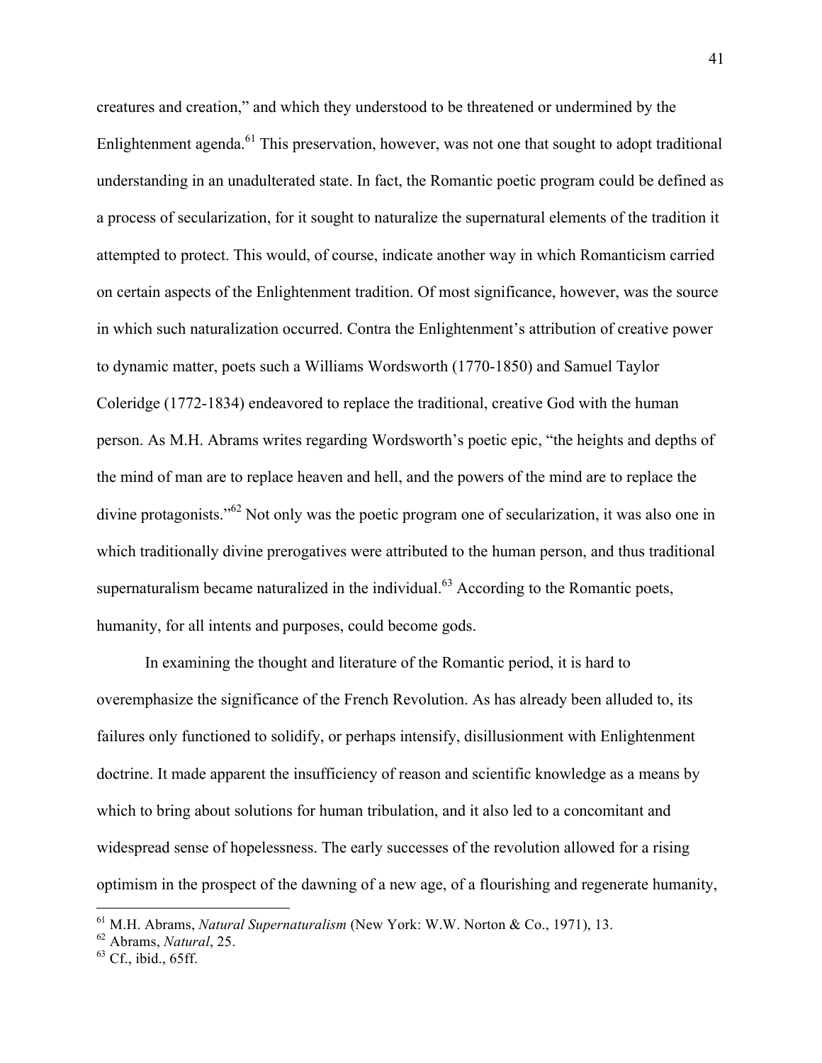creatures and creation," and which they understood to be threatened or undermined by the Enlightenment agenda.[61] This preservation, however, was not one that sought to adopt traditional understanding in an unadulterated state. In fact, the Romantic poetic program could be defined as a process of secularization, for it sought to naturalize the supernatural elements of the tradition it attempted to protect. This would, of course, indicate another way in which Romanticism carried on certain aspects of the Enlightenment tradition. Of most significance, however, was the source in which such naturalization occurred. Contra the Enlightenment's attribution of creative power to dynamic matter, poets such a Williams Wordsworth (1770-1850) and Samuel Taylor Coleridge (1772-1834) endeavored to replace the traditional, creative God with the human person. As M.H. Abrams writes regarding Wordsworth's poetic epic, "the heights and depths of the mind of man are to replace heaven and hell, and the powers of the mind are to replace the divine protagonists."[62] Not only was the poetic program one of secularization, it was also one in which traditionally divine prerogatives were attributed to the human person, and thus traditional supernaturalism became naturalized in the individual.[63] According to the Romantic poets, humanity, for all intents and purposes, could become gods.

In examining the thought and literature of the Romantic period, it is hard to overemphasize the significance of the French Revolution. As has already been alluded to, its failures only functioned to solidify, or perhaps intensify, disillusionment with Enlightenment doctrine. It made apparent the insufficiency of reason and scientific knowledge as a means by which to bring about solutions for human tribulation, and it also led to a concomitant and widespread sense of hopelessness. The early successes of the revolution allowed for a rising optimism in the prospect of the dawning of a new age, of a flourishing and regenerate humanity,

[61] M.H. Abrams, *Natural Supernaturalism* (New York: W.W. Norton & Co., 1971), 13.
[62] Abrams, *Natural*, 25.
[63] Cf., ibid., 65ff.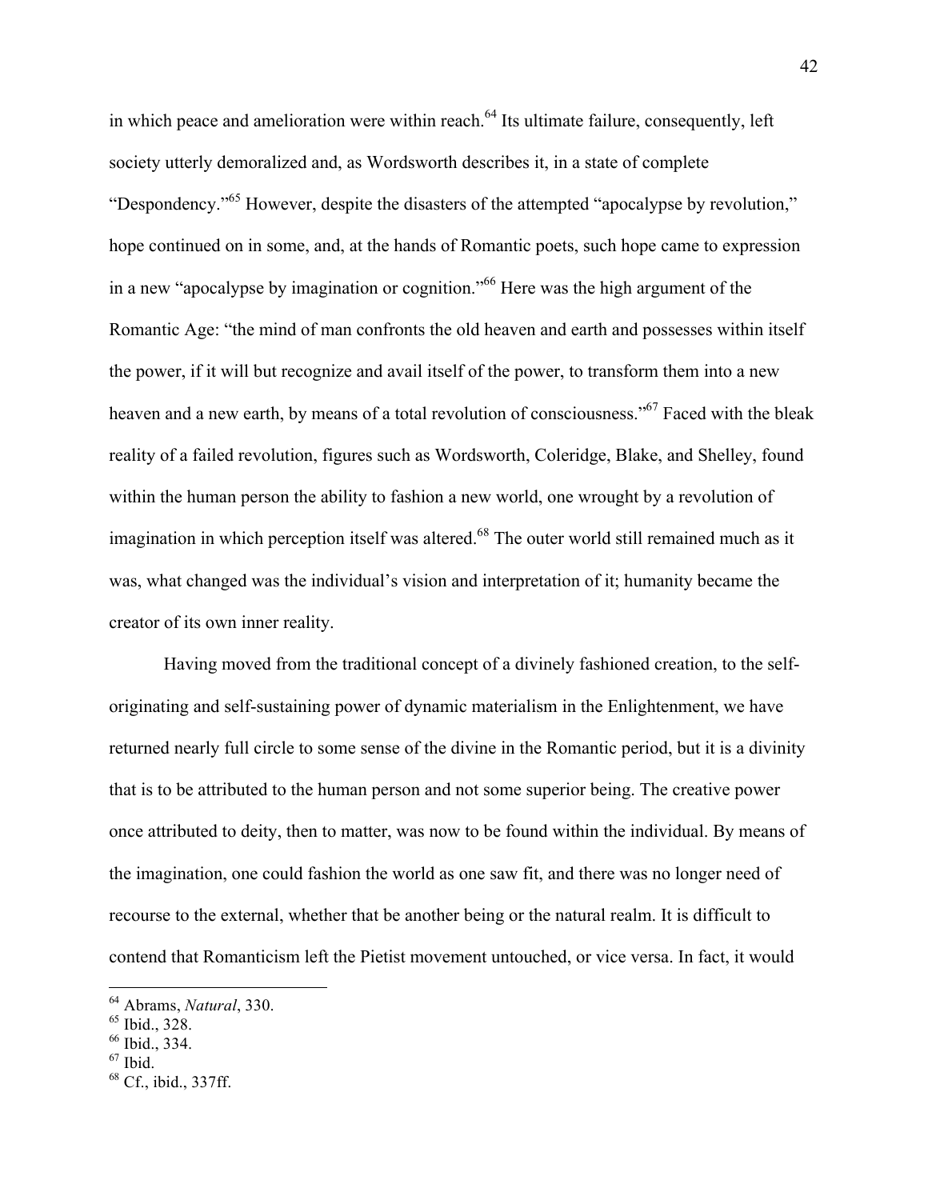in which peace and amelioration were within reach.[64] Its ultimate failure, consequently, left society utterly demoralized and, as Wordsworth describes it, in a state of complete "Despondency."[65] However, despite the disasters of the attempted "apocalypse by revolution," hope continued on in some, and, at the hands of Romantic poets, such hope came to expression in a new "apocalypse by imagination or cognition."[66] Here was the high argument of the Romantic Age: "the mind of man confronts the old heaven and earth and possesses within itself the power, if it will but recognize and avail itself of the power, to transform them into a new heaven and a new earth, by means of a total revolution of consciousness."[67] Faced with the bleak reality of a failed revolution, figures such as Wordsworth, Coleridge, Blake, and Shelley, found within the human person the ability to fashion a new world, one wrought by a revolution of imagination in which perception itself was altered.[68] The outer world still remained much as it was, what changed was the individual's vision and interpretation of it; humanity became the creator of its own inner reality.

Having moved from the traditional concept of a divinely fashioned creation, to the self-originating and self-sustaining power of dynamic materialism in the Enlightenment, we have returned nearly full circle to some sense of the divine in the Romantic period, but it is a divinity that is to be attributed to the human person and not some superior being. The creative power once attributed to deity, then to matter, was now to be found within the individual. By means of the imagination, one could fashion the world as one saw fit, and there was no longer need of recourse to the external, whether that be another being or the natural realm. It is difficult to contend that Romanticism left the Pietist movement untouched, or vice versa. In fact, it would

[64] Abrams, *Natural*, 330.
[65] Ibid., 328.
[66] Ibid., 334.
[67] Ibid.
[68] Cf., ibid., 337ff.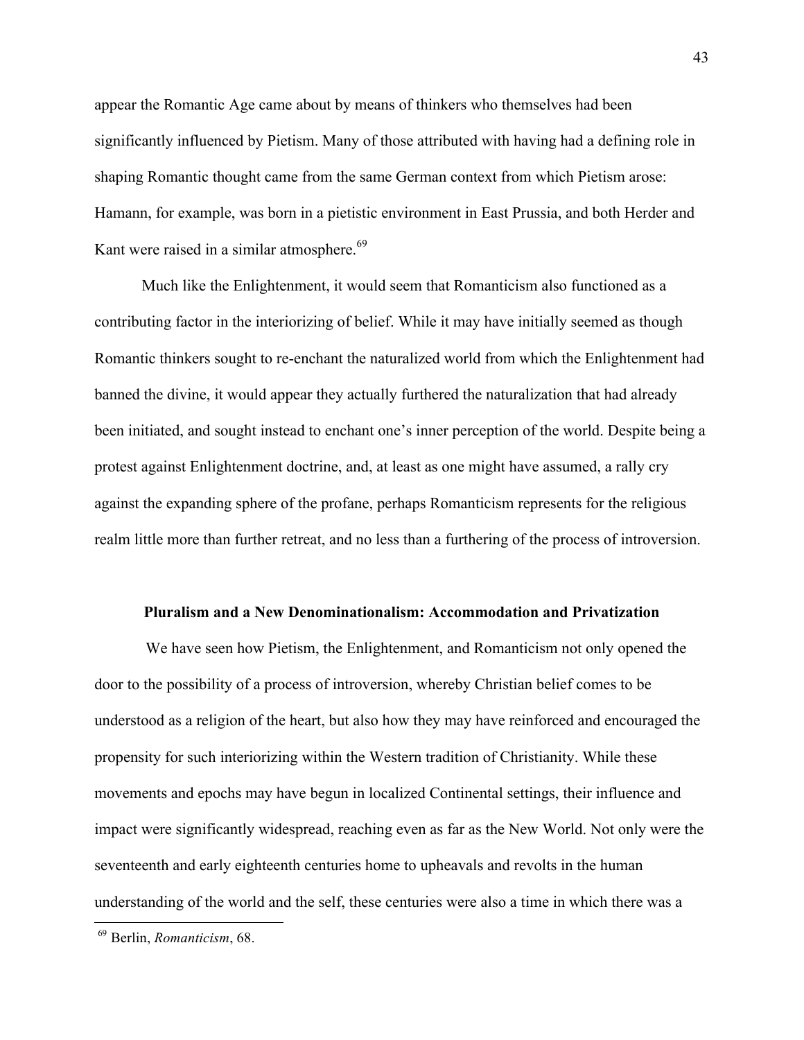appear the Romantic Age came about by means of thinkers who themselves had been significantly influenced by Pietism. Many of those attributed with having had a defining role in shaping Romantic thought came from the same German context from which Pietism arose: Hamann, for example, was born in a pietistic environment in East Prussia, and both Herder and Kant were raised in a similar atmosphere.[69]

Much like the Enlightenment, it would seem that Romanticism also functioned as a contributing factor in the interiorizing of belief. While it may have initially seemed as though Romantic thinkers sought to re-enchant the naturalized world from which the Enlightenment had banned the divine, it would appear they actually furthered the naturalization that had already been initiated, and sought instead to enchant one's inner perception of the world. Despite being a protest against Enlightenment doctrine, and, at least as one might have assumed, a rally cry against the expanding sphere of the profane, perhaps Romanticism represents for the religious realm little more than further retreat, and no less than a furthering of the process of introversion.

### Pluralism and a New Denominationalism: Accommodation and Privatization

We have seen how Pietism, the Enlightenment, and Romanticism not only opened the door to the possibility of a process of introversion, whereby Christian belief comes to be understood as a religion of the heart, but also how they may have reinforced and encouraged the propensity for such interiorizing within the Western tradition of Christianity. While these movements and epochs may have begun in localized Continental settings, their influence and impact were significantly widespread, reaching even as far as the New World. Not only were the seventeenth and early eighteenth centuries home to upheavals and revolts in the human understanding of the world and the self, these centuries were also a time in which there was a

[69] Berlin, *Romanticism*, 68.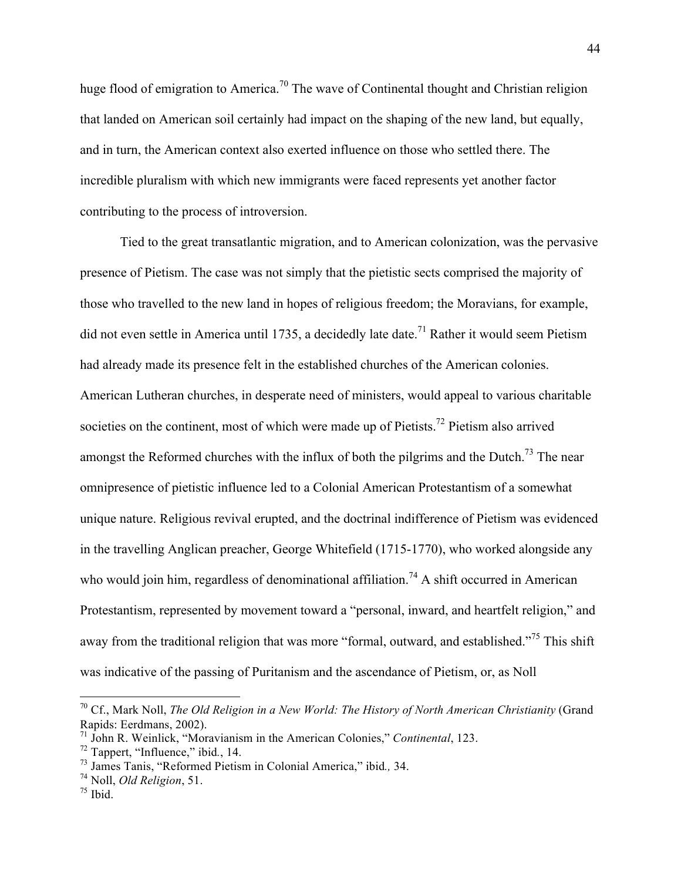huge flood of emigration to America.[70] The wave of Continental thought and Christian religion that landed on American soil certainly had impact on the shaping of the new land, but equally, and in turn, the American context also exerted influence on those who settled there. The incredible pluralism with which new immigrants were faced represents yet another factor contributing to the process of introversion.

Tied to the great transatlantic migration, and to American colonization, was the pervasive presence of Pietism. The case was not simply that the pietistic sects comprised the majority of those who travelled to the new land in hopes of religious freedom; the Moravians, for example, did not even settle in America until 1735, a decidedly late date.[71] Rather it would seem Pietism had already made its presence felt in the established churches of the American colonies. American Lutheran churches, in desperate need of ministers, would appeal to various charitable societies on the continent, most of which were made up of Pietists.[72] Pietism also arrived amongst the Reformed churches with the influx of both the pilgrims and the Dutch.[73] The near omnipresence of pietistic influence led to a Colonial American Protestantism of a somewhat unique nature. Religious revival erupted, and the doctrinal indifference of Pietism was evidenced in the travelling Anglican preacher, George Whitefield (1715-1770), who worked alongside any who would join him, regardless of denominational affiliation.[74] A shift occurred in American Protestantism, represented by movement toward a "personal, inward, and heartfelt religion," and away from the traditional religion that was more "formal, outward, and established."[75] This shift was indicative of the passing of Puritanism and the ascendance of Pietism, or, as Noll

---

[70] Cf., Mark Noll, *The Old Religion in a New World: The History of North American Christianity* (Grand Rapids: Eerdmans, 2002).

[71] John R. Weinlick, "Moravianism in the American Colonies," *Continental*, 123.

[72] Tappert, "Influence," ibid., 14.

[73] James Tanis, "Reformed Pietism in Colonial America," ibid., 34.

[74] Noll, *Old Religion*, 51.

[75] Ibid.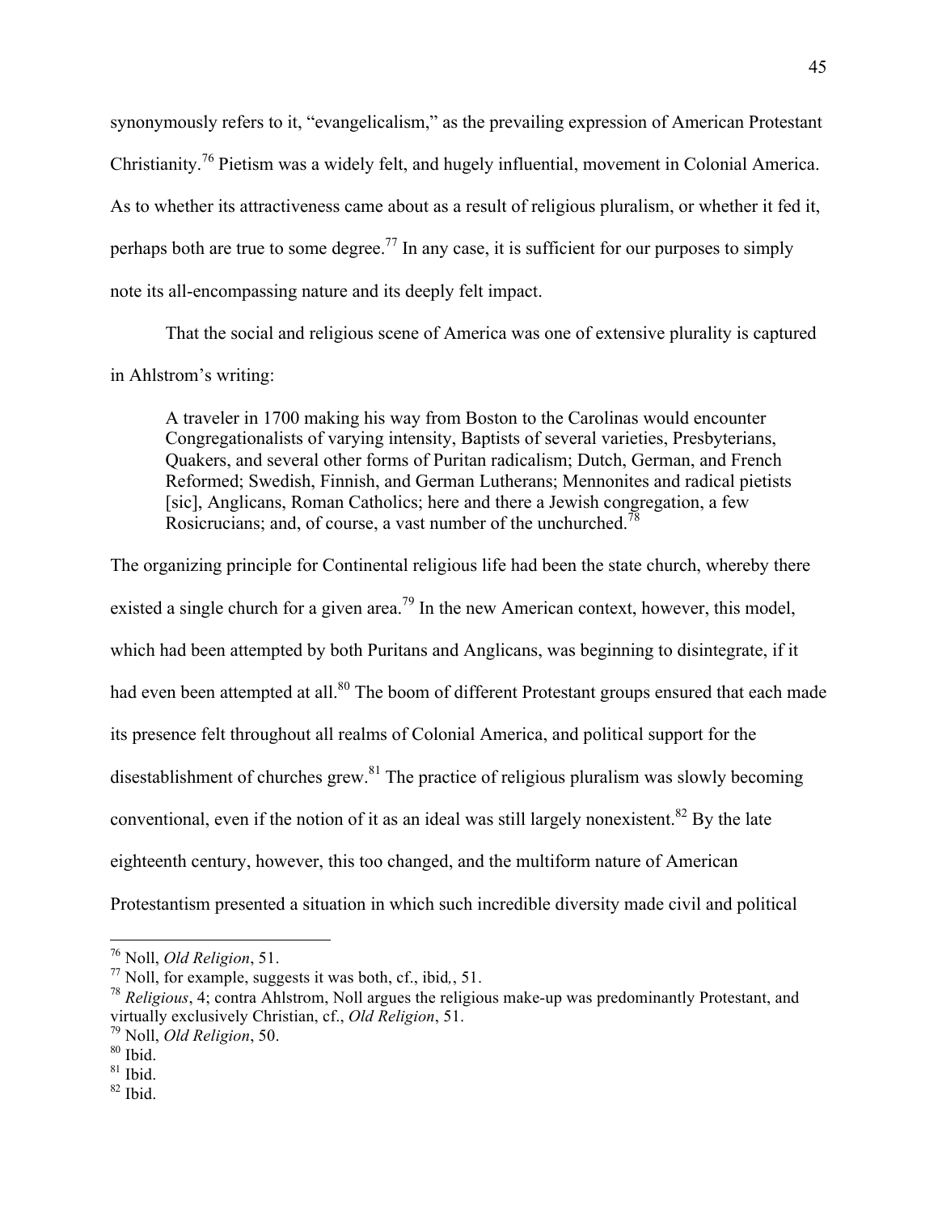synonymously refers to it, "evangelicalism," as the prevailing expression of American Protestant Christianity.[76] Pietism was a widely felt, and hugely influential, movement in Colonial America. As to whether its attractiveness came about as a result of religious pluralism, or whether it fed it, perhaps both are true to some degree.[77] In any case, it is sufficient for our purposes to simply note its all-encompassing nature and its deeply felt impact.

That the social and religious scene of America was one of extensive plurality is captured in Ahlstrom's writing:

> A traveler in 1700 making his way from Boston to the Carolinas would encounter Congregationalists of varying intensity, Baptists of several varieties, Presbyterians, Quakers, and several other forms of Puritan radicalism; Dutch, German, and French Reformed; Swedish, Finnish, and German Lutherans; Mennonites and radical pietists [sic], Anglicans, Roman Catholics; here and there a Jewish congregation, a few Rosicrucians; and, of course, a vast number of the unchurched.[78]

The organizing principle for Continental religious life had been the state church, whereby there existed a single church for a given area.[79] In the new American context, however, this model, which had been attempted by both Puritans and Anglicans, was beginning to disintegrate, if it had even been attempted at all.[80] The boom of different Protestant groups ensured that each made its presence felt throughout all realms of Colonial America, and political support for the disestablishment of churches grew.[81] The practice of religious pluralism was slowly becoming conventional, even if the notion of it as an ideal was still largely nonexistent.[82] By the late eighteenth century, however, this too changed, and the multiform nature of American Protestantism presented a situation in which such incredible diversity made civil and political

---

[76] Noll, *Old Religion*, 51.

[77] Noll, for example, suggests it was both, cf., ibid*,*, 51.

[78] *Religious*, 4; contra Ahlstrom, Noll argues the religious make-up was predominantly Protestant, and virtually exclusively Christian, cf., *Old Religion*, 51.

[79] Noll, *Old Religion*, 50.

[80] Ibid.

[81] Ibid.

[82] Ibid.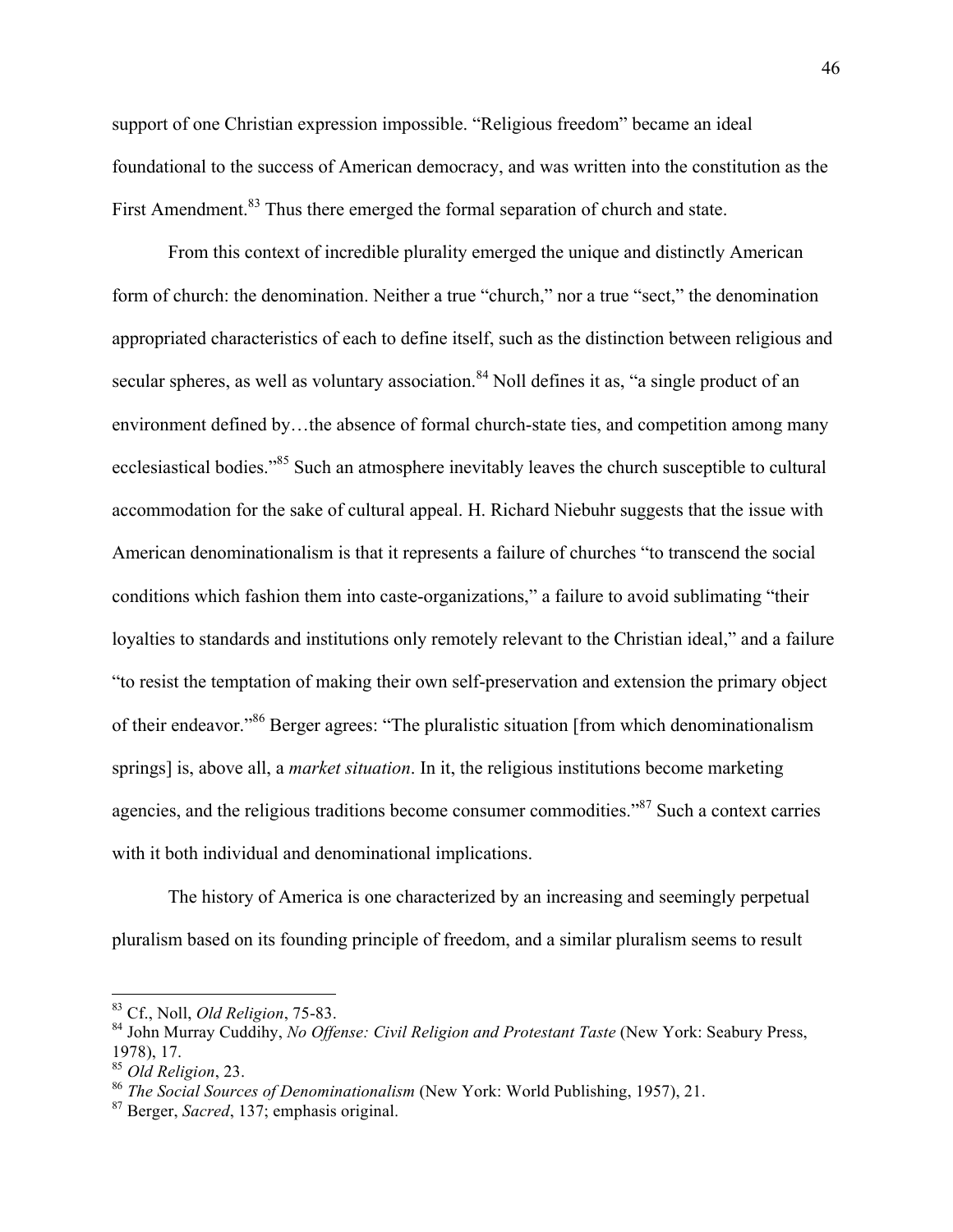support of one Christian expression impossible. "Religious freedom" became an ideal foundational to the success of American democracy, and was written into the constitution as the First Amendment.[83] Thus there emerged the formal separation of church and state.

From this context of incredible plurality emerged the unique and distinctly American form of church: the denomination. Neither a true "church," nor a true "sect," the denomination appropriated characteristics of each to define itself, such as the distinction between religious and secular spheres, as well as voluntary association.[84] Noll defines it as, "a single product of an environment defined by…the absence of formal church-state ties, and competition among many ecclesiastical bodies."[85] Such an atmosphere inevitably leaves the church susceptible to cultural accommodation for the sake of cultural appeal. H. Richard Niebuhr suggests that the issue with American denominationalism is that it represents a failure of churches "to transcend the social conditions which fashion them into caste-organizations," a failure to avoid sublimating "their loyalties to standards and institutions only remotely relevant to the Christian ideal," and a failure "to resist the temptation of making their own self-preservation and extension the primary object of their endeavor."[86] Berger agrees: "The pluralistic situation [from which denominationalism springs] is, above all, a *market situation*. In it, the religious institutions become marketing agencies, and the religious traditions become consumer commodities."[87] Such a context carries with it both individual and denominational implications.

The history of America is one characterized by an increasing and seemingly perpetual pluralism based on its founding principle of freedom, and a similar pluralism seems to result

---

[83] Cf., Noll, *Old Religion*, 75-83.

[84] John Murray Cuddihy, *No Offense: Civil Religion and Protestant Taste* (New York: Seabury Press, 1978), 17.

[85] *Old Religion*, 23.

[86] *The Social Sources of Denominationalism* (New York: World Publishing, 1957), 21.

[87] Berger, *Sacred*, 137; emphasis original.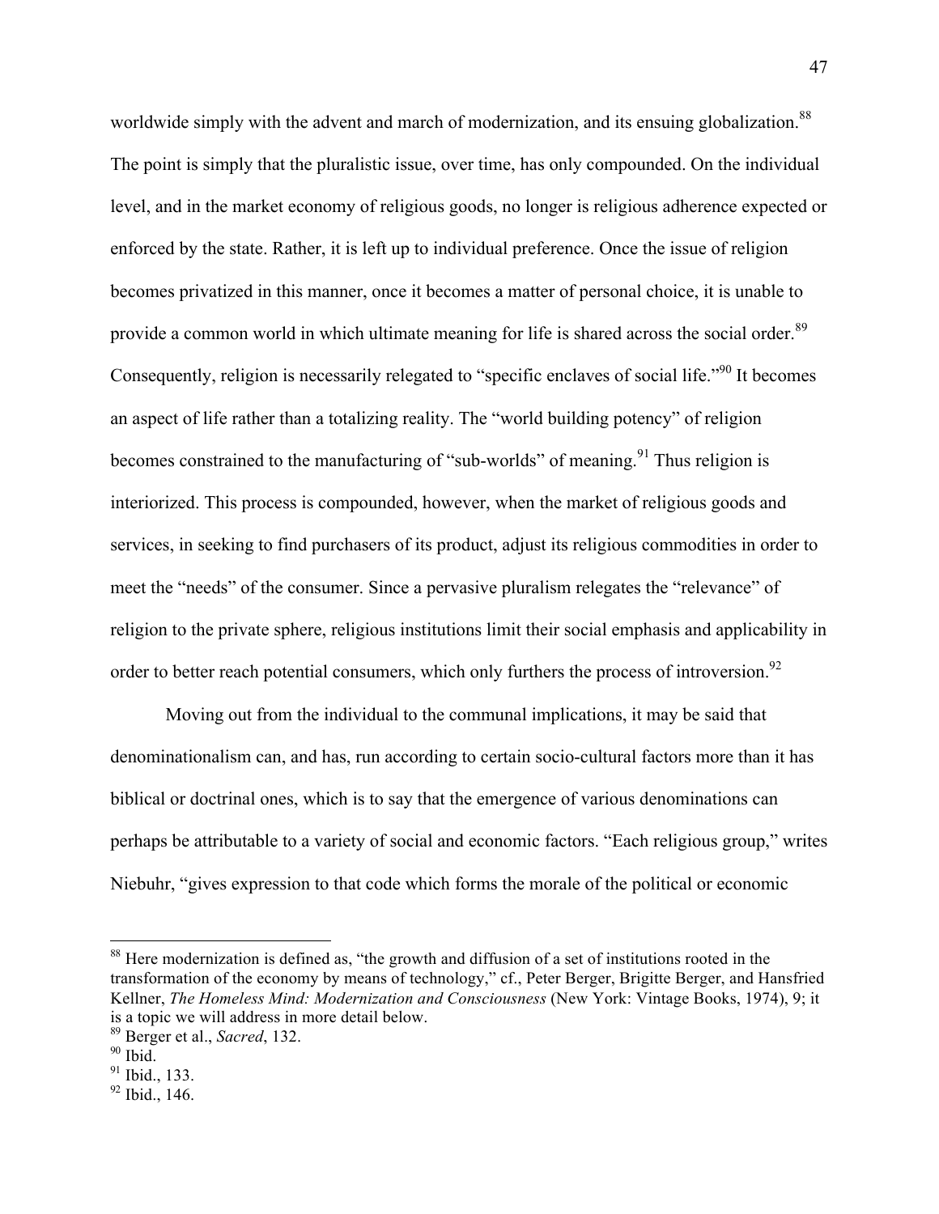worldwide simply with the advent and march of modernization, and its ensuing globalization.[88] The point is simply that the pluralistic issue, over time, has only compounded. On the individual level, and in the market economy of religious goods, no longer is religious adherence expected or enforced by the state. Rather, it is left up to individual preference. Once the issue of religion becomes privatized in this manner, once it becomes a matter of personal choice, it is unable to provide a common world in which ultimate meaning for life is shared across the social order.[89] Consequently, religion is necessarily relegated to "specific enclaves of social life."[90] It becomes an aspect of life rather than a totalizing reality. The "world building potency" of religion becomes constrained to the manufacturing of "sub-worlds" of meaning.[91] Thus religion is interiorized. This process is compounded, however, when the market of religious goods and services, in seeking to find purchasers of its product, adjust its religious commodities in order to meet the "needs" of the consumer. Since a pervasive pluralism relegates the "relevance" of religion to the private sphere, religious institutions limit their social emphasis and applicability in order to better reach potential consumers, which only furthers the process of introversion.[92]

Moving out from the individual to the communal implications, it may be said that denominationalism can, and has, run according to certain socio-cultural factors more than it has biblical or doctrinal ones, which is to say that the emergence of various denominations can perhaps be attributable to a variety of social and economic factors. "Each religious group," writes Niebuhr, "gives expression to that code which forms the morale of the political or economic

---

[88] Here modernization is defined as, "the growth and diffusion of a set of institutions rooted in the transformation of the economy by means of technology," cf., Peter Berger, Brigitte Berger, and Hansfried Kellner, *The Homeless Mind: Modernization and Consciousness* (New York: Vintage Books, 1974), 9; it is a topic we will address in more detail below.

[89] Berger et al., *Sacred*, 132.

[90] Ibid.

[91] Ibid., 133.

[92] Ibid., 146.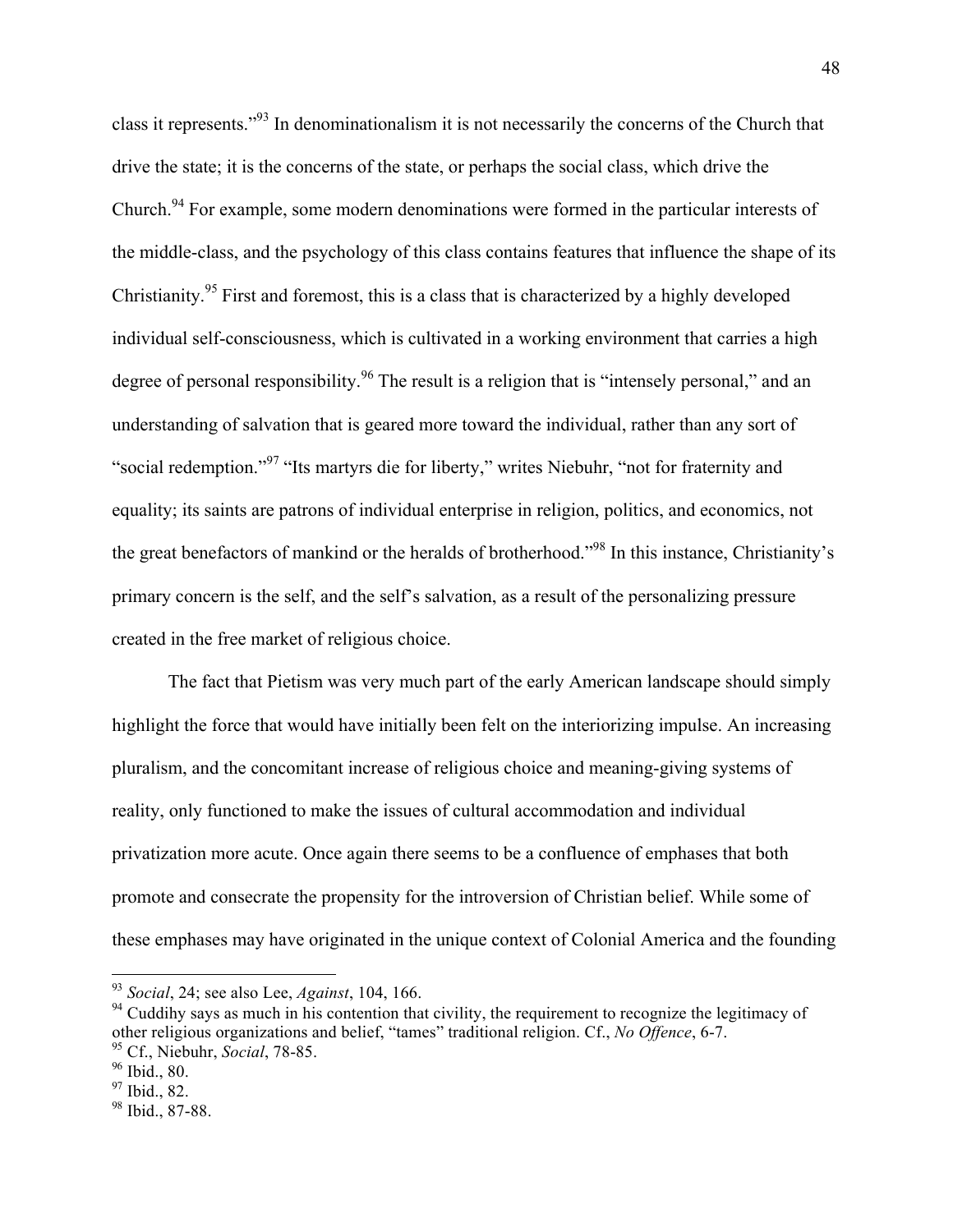class it represents."[93] In denominationalism it is not necessarily the concerns of the Church that drive the state; it is the concerns of the state, or perhaps the social class, which drive the Church.[94] For example, some modern denominations were formed in the particular interests of the middle-class, and the psychology of this class contains features that influence the shape of its Christianity.[95] First and foremost, this is a class that is characterized by a highly developed individual self-consciousness, which is cultivated in a working environment that carries a high degree of personal responsibility.[96] The result is a religion that is "intensely personal," and an understanding of salvation that is geared more toward the individual, rather than any sort of "social redemption."[97] "Its martyrs die for liberty," writes Niebuhr, "not for fraternity and equality; its saints are patrons of individual enterprise in religion, politics, and economics, not the great benefactors of mankind or the heralds of brotherhood."[98] In this instance, Christianity's primary concern is the self, and the self's salvation, as a result of the personalizing pressure created in the free market of religious choice.

The fact that Pietism was very much part of the early American landscape should simply highlight the force that would have initially been felt on the interiorizing impulse. An increasing pluralism, and the concomitant increase of religious choice and meaning-giving systems of reality, only functioned to make the issues of cultural accommodation and individual privatization more acute. Once again there seems to be a confluence of emphases that both promote and consecrate the propensity for the introversion of Christian belief. While some of these emphases may have originated in the unique context of Colonial America and the founding

---

[93] *Social*, 24; see also Lee, *Against*, 104, 166.

[94] Cuddihy says as much in his contention that civility, the requirement to recognize the legitimacy of other religious organizations and belief, "tames" traditional religion. Cf., *No Offence*, 6-7.

[95] Cf., Niebuhr, *Social*, 78-85.

[96] Ibid., 80.

[97] Ibid., 82.

[98] Ibid., 87-88.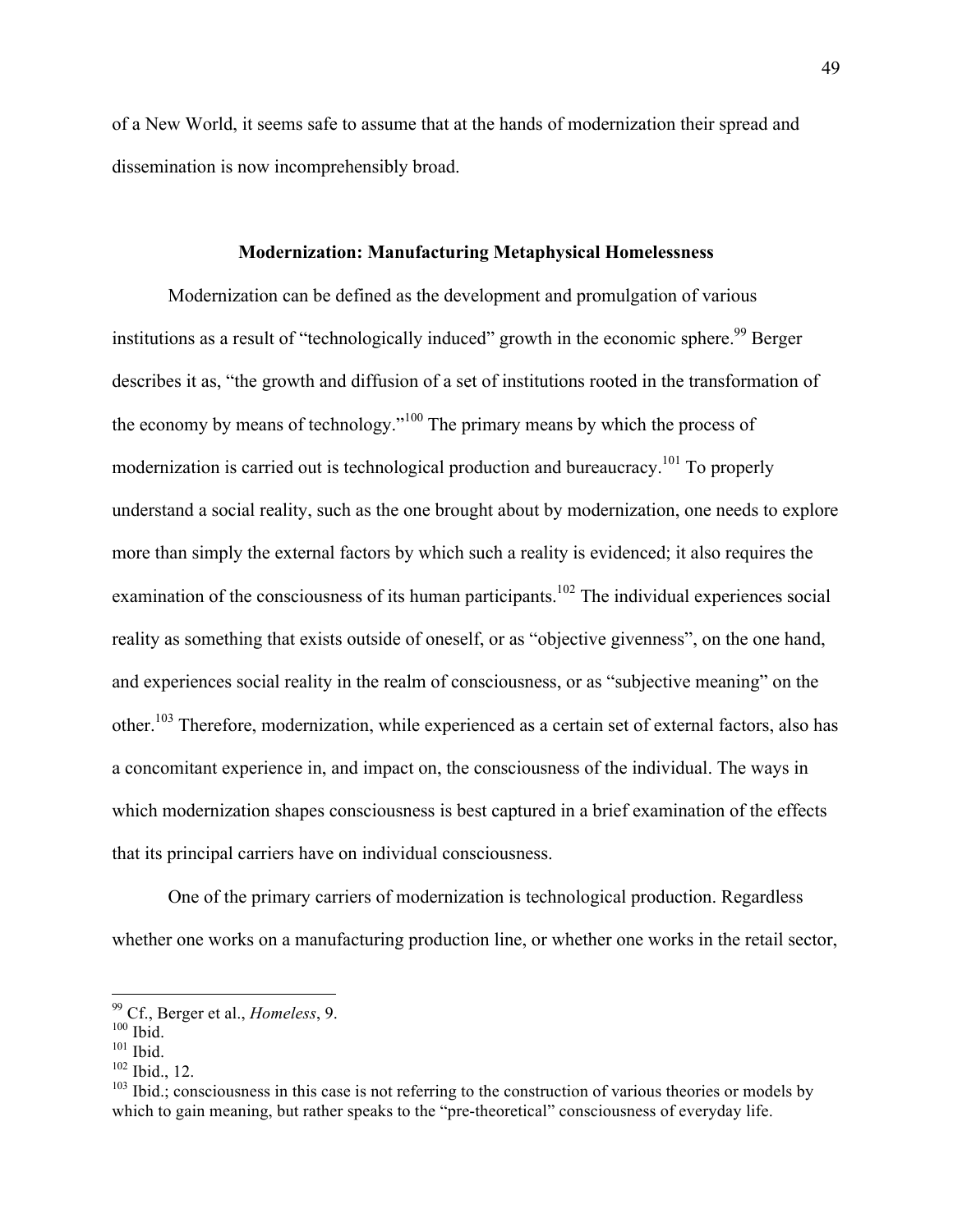of a New World, it seems safe to assume that at the hands of modernization their spread and dissemination is now incomprehensibly broad.

### Modernization: Manufacturing Metaphysical Homelessness

Modernization can be defined as the development and promulgation of various institutions as a result of "technologically induced" growth in the economic sphere.[99] Berger describes it as, "the growth and diffusion of a set of institutions rooted in the transformation of the economy by means of technology."[100] The primary means by which the process of modernization is carried out is technological production and bureaucracy.[101] To properly understand a social reality, such as the one brought about by modernization, one needs to explore more than simply the external factors by which such a reality is evidenced; it also requires the examination of the consciousness of its human participants.[102] The individual experiences social reality as something that exists outside of oneself, or as "objective givenness", on the one hand, and experiences social reality in the realm of consciousness, or as "subjective meaning" on the other.[103] Therefore, modernization, while experienced as a certain set of external factors, also has a concomitant experience in, and impact on, the consciousness of the individual. The ways in which modernization shapes consciousness is best captured in a brief examination of the effects that its principal carriers have on individual consciousness.

One of the primary carriers of modernization is technological production. Regardless whether one works on a manufacturing production line, or whether one works in the retail sector,

---

[99] Cf., Berger et al., *Homeless*, 9.
[100] Ibid.
[101] Ibid.
[102] Ibid., 12.
[103] Ibid.; consciousness in this case is not referring to the construction of various theories or models by which to gain meaning, but rather speaks to the "pre-theoretical" consciousness of everyday life.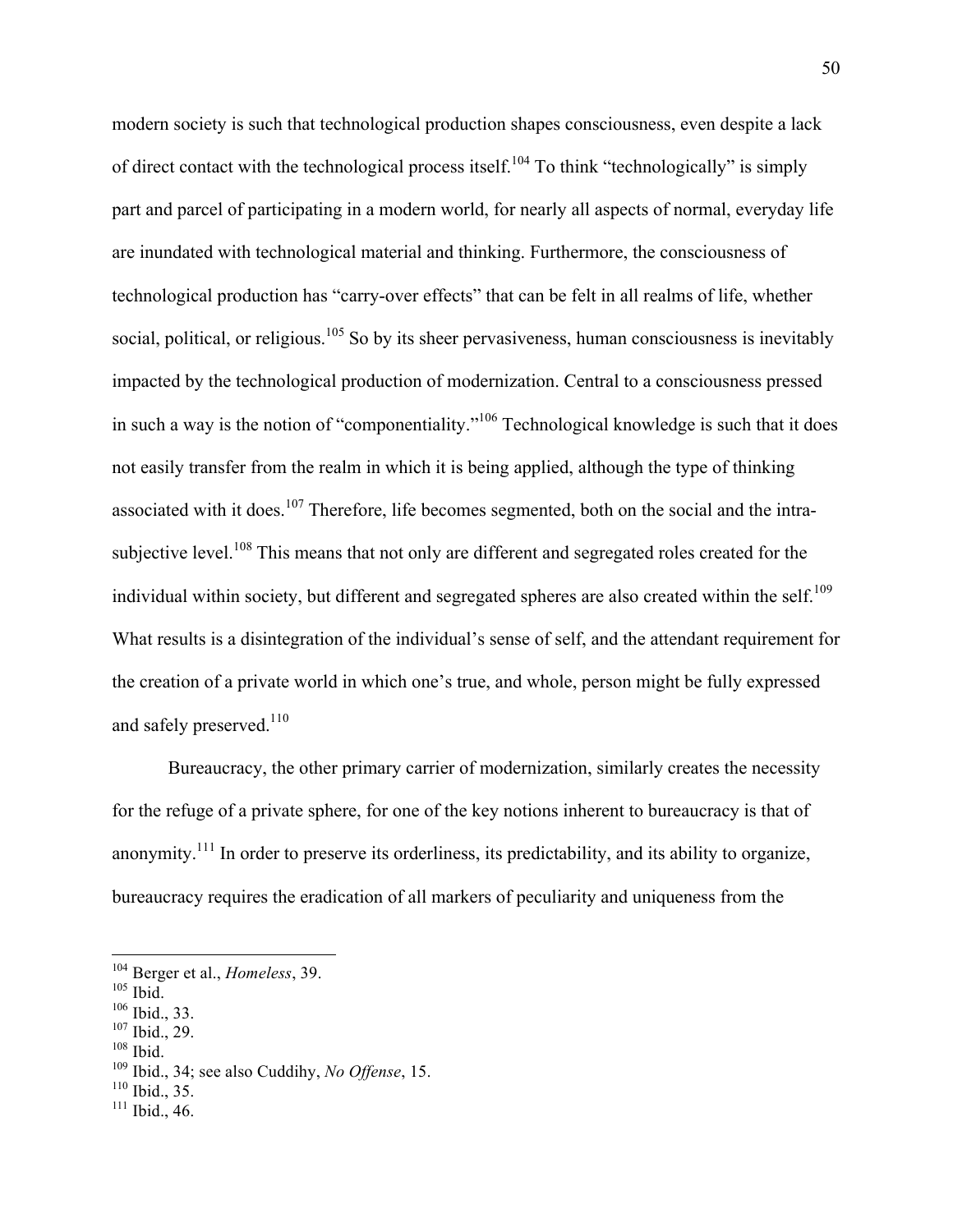modern society is such that technological production shapes consciousness, even despite a lack of direct contact with the technological process itself.[104] To think "technologically" is simply part and parcel of participating in a modern world, for nearly all aspects of normal, everyday life are inundated with technological material and thinking. Furthermore, the consciousness of technological production has "carry-over effects" that can be felt in all realms of life, whether social, political, or religious.[105] So by its sheer pervasiveness, human consciousness is inevitably impacted by the technological production of modernization. Central to a consciousness pressed in such a way is the notion of "componentiality."[106] Technological knowledge is such that it does not easily transfer from the realm in which it is being applied, although the type of thinking associated with it does.[107] Therefore, life becomes segmented, both on the social and the intra-subjective level.[108] This means that not only are different and segregated roles created for the individual within society, but different and segregated spheres are also created within the self.[109] What results is a disintegration of the individual's sense of self, and the attendant requirement for the creation of a private world in which one's true, and whole, person might be fully expressed and safely preserved.[110]

Bureaucracy, the other primary carrier of modernization, similarly creates the necessity for the refuge of a private sphere, for one of the key notions inherent to bureaucracy is that of anonymity.[111] In order to preserve its orderliness, its predictability, and its ability to organize, bureaucracy requires the eradication of all markers of peculiarity and uniqueness from the

---

[104] Berger et al., *Homeless*, 39.
[105] Ibid.
[106] Ibid., 33.
[107] Ibid., 29.
[108] Ibid.
[109] Ibid., 34; see also Cuddihy, *No Offense*, 15.
[110] Ibid., 35.
[111] Ibid., 46.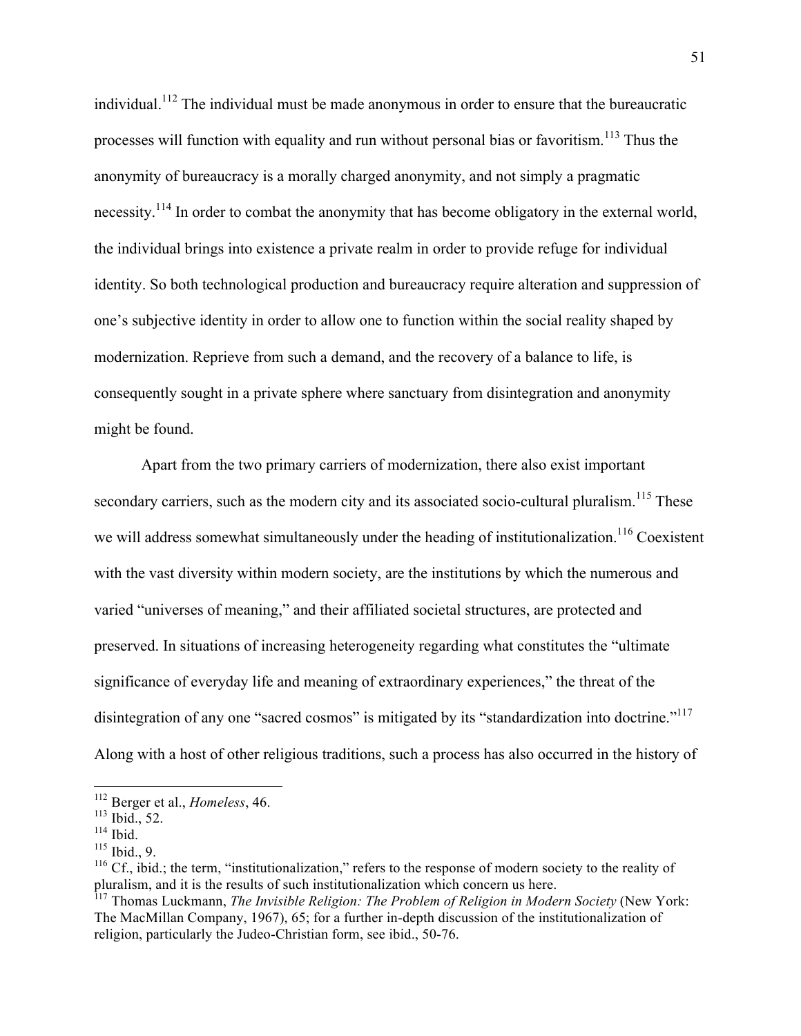individual.[112] The individual must be made anonymous in order to ensure that the bureaucratic processes will function with equality and run without personal bias or favoritism.[113] Thus the anonymity of bureaucracy is a morally charged anonymity, and not simply a pragmatic necessity.[114] In order to combat the anonymity that has become obligatory in the external world, the individual brings into existence a private realm in order to provide refuge for individual identity. So both technological production and bureaucracy require alteration and suppression of one's subjective identity in order to allow one to function within the social reality shaped by modernization. Reprieve from such a demand, and the recovery of a balance to life, is consequently sought in a private sphere where sanctuary from disintegration and anonymity might be found.

Apart from the two primary carriers of modernization, there also exist important secondary carriers, such as the modern city and its associated socio-cultural pluralism.[115] These we will address somewhat simultaneously under the heading of institutionalization.[116] Coexistent with the vast diversity within modern society, are the institutions by which the numerous and varied "universes of meaning," and their affiliated societal structures, are protected and preserved. In situations of increasing heterogeneity regarding what constitutes the "ultimate significance of everyday life and meaning of extraordinary experiences," the threat of the disintegration of any one "sacred cosmos" is mitigated by its "standardization into doctrine."[117] Along with a host of other religious traditions, such a process has also occurred in the history of

---

[112] Berger et al., *Homeless*, 46.

[113] Ibid., 52.

[114] Ibid.

[115] Ibid., 9.

[116] Cf., ibid.; the term, "institutionalization," refers to the response of modern society to the reality of pluralism, and it is the results of such institutionalization which concern us here.

[117] Thomas Luckmann, *The Invisible Religion: The Problem of Religion in Modern Society* (New York: The MacMillan Company, 1967), 65; for a further in-depth discussion of the institutionalization of religion, particularly the Judeo-Christian form, see ibid., 50-76.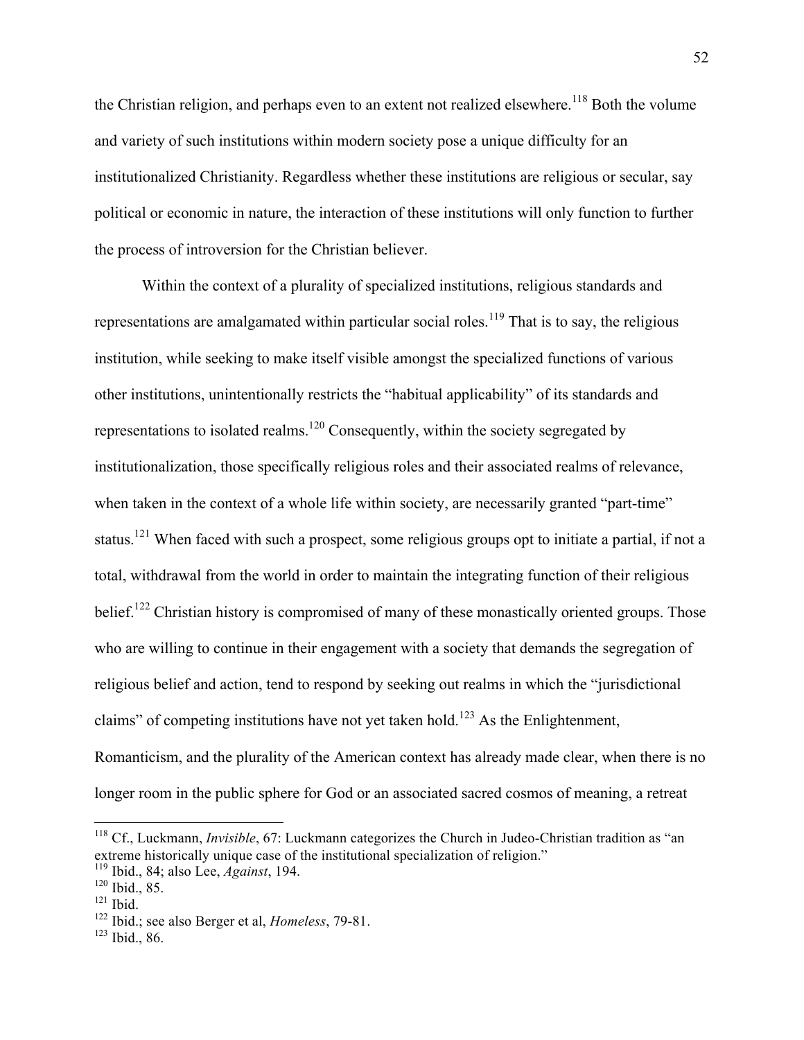the Christian religion, and perhaps even to an extent not realized elsewhere.[118] Both the volume and variety of such institutions within modern society pose a unique difficulty for an institutionalized Christianity. Regardless whether these institutions are religious or secular, say political or economic in nature, the interaction of these institutions will only function to further the process of introversion for the Christian believer.

Within the context of a plurality of specialized institutions, religious standards and representations are amalgamated within particular social roles.[119] That is to say, the religious institution, while seeking to make itself visible amongst the specialized functions of various other institutions, unintentionally restricts the "habitual applicability" of its standards and representations to isolated realms.[120] Consequently, within the society segregated by institutionalization, those specifically religious roles and their associated realms of relevance, when taken in the context of a whole life within society, are necessarily granted "part-time" status.[121] When faced with such a prospect, some religious groups opt to initiate a partial, if not a total, withdrawal from the world in order to maintain the integrating function of their religious belief.[122] Christian history is compromised of many of these monastically oriented groups. Those who are willing to continue in their engagement with a society that demands the segregation of religious belief and action, tend to respond by seeking out realms in which the "jurisdictional claims" of competing institutions have not yet taken hold.[123] As the Enlightenment, Romanticism, and the plurality of the American context has already made clear, when there is no longer room in the public sphere for God or an associated sacred cosmos of meaning, a retreat

---

[118] Cf., Luckmann, *Invisible*, 67: Luckmann categorizes the Church in Judeo-Christian tradition as "an extreme historically unique case of the institutional specialization of religion."

[119] Ibid., 84; also Lee, *Against*, 194.

[120] Ibid., 85.

[121] Ibid.

[122] Ibid.; see also Berger et al, *Homeless*, 79-81.

[123] Ibid., 86.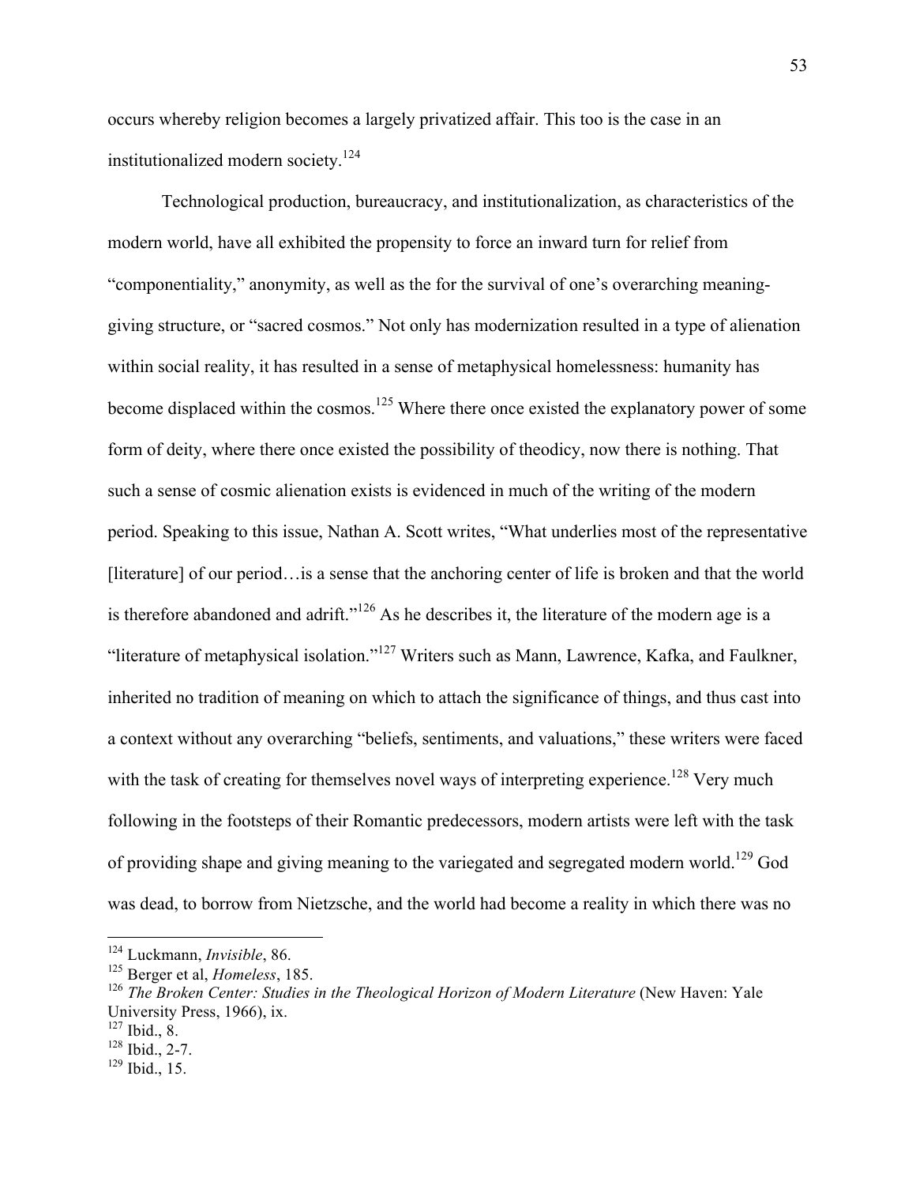occurs whereby religion becomes a largely privatized affair. This too is the case in an institutionalized modern society.[124]

Technological production, bureaucracy, and institutionalization, as characteristics of the modern world, have all exhibited the propensity to force an inward turn for relief from "componentiality," anonymity, as well as the for the survival of one's overarching meaning-giving structure, or "sacred cosmos." Not only has modernization resulted in a type of alienation within social reality, it has resulted in a sense of metaphysical homelessness: humanity has become displaced within the cosmos.[125] Where there once existed the explanatory power of some form of deity, where there once existed the possibility of theodicy, now there is nothing. That such a sense of cosmic alienation exists is evidenced in much of the writing of the modern period. Speaking to this issue, Nathan A. Scott writes, "What underlies most of the representative [literature] of our period…is a sense that the anchoring center of life is broken and that the world is therefore abandoned and adrift."[126] As he describes it, the literature of the modern age is a "literature of metaphysical isolation."[127] Writers such as Mann, Lawrence, Kafka, and Faulkner, inherited no tradition of meaning on which to attach the significance of things, and thus cast into a context without any overarching "beliefs, sentiments, and valuations," these writers were faced with the task of creating for themselves novel ways of interpreting experience.[128] Very much following in the footsteps of their Romantic predecessors, modern artists were left with the task of providing shape and giving meaning to the variegated and segregated modern world.[129] God was dead, to borrow from Nietzsche, and the world had become a reality in which there was no

---

[124] Luckmann, *Invisible*, 86.

[125] Berger et al, *Homeless*, 185.

[126] *The Broken Center: Studies in the Theological Horizon of Modern Literature* (New Haven: Yale University Press, 1966), ix.

[127] Ibid., 8.

[128] Ibid., 2-7.

[129] Ibid., 15.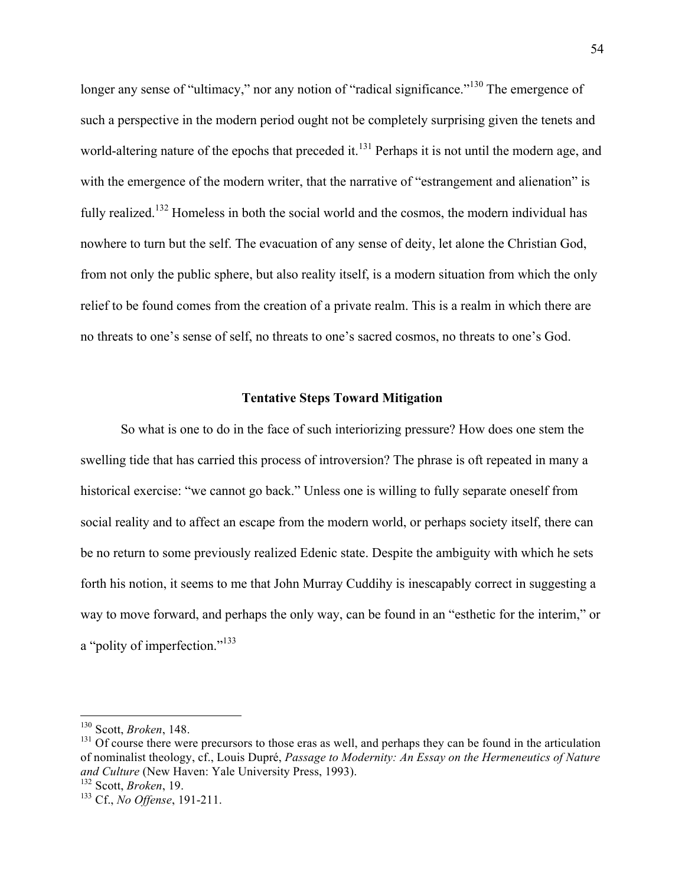longer any sense of "ultimacy," nor any notion of "radical significance."[130] The emergence of such a perspective in the modern period ought not be completely surprising given the tenets and world-altering nature of the epochs that preceded it.[131] Perhaps it is not until the modern age, and with the emergence of the modern writer, that the narrative of "estrangement and alienation" is fully realized.[132] Homeless in both the social world and the cosmos, the modern individual has nowhere to turn but the self. The evacuation of any sense of deity, let alone the Christian God, from not only the public sphere, but also reality itself, is a modern situation from which the only relief to be found comes from the creation of a private realm. This is a realm in which there are no threats to one's sense of self, no threats to one's sacred cosmos, no threats to one's God.

### Tentative Steps Toward Mitigation

So what is one to do in the face of such interiorizing pressure? How does one stem the swelling tide that has carried this process of introversion? The phrase is oft repeated in many a historical exercise: "we cannot go back." Unless one is willing to fully separate oneself from social reality and to affect an escape from the modern world, or perhaps society itself, there can be no return to some previously realized Edenic state. Despite the ambiguity with which he sets forth his notion, it seems to me that John Murray Cuddihy is inescapably correct in suggesting a way to move forward, and perhaps the only way, can be found in an "esthetic for the interim," or a "polity of imperfection."[133]

---

[130] Scott, *Broken*, 148.

[131] Of course there were precursors to those eras as well, and perhaps they can be found in the articulation of nominalist theology, cf., Louis Dupré, *Passage to Modernity: An Essay on the Hermeneutics of Nature and Culture* (New Haven: Yale University Press, 1993).

[132] Scott, *Broken*, 19.

[133] Cf., *No Offense*, 191-211.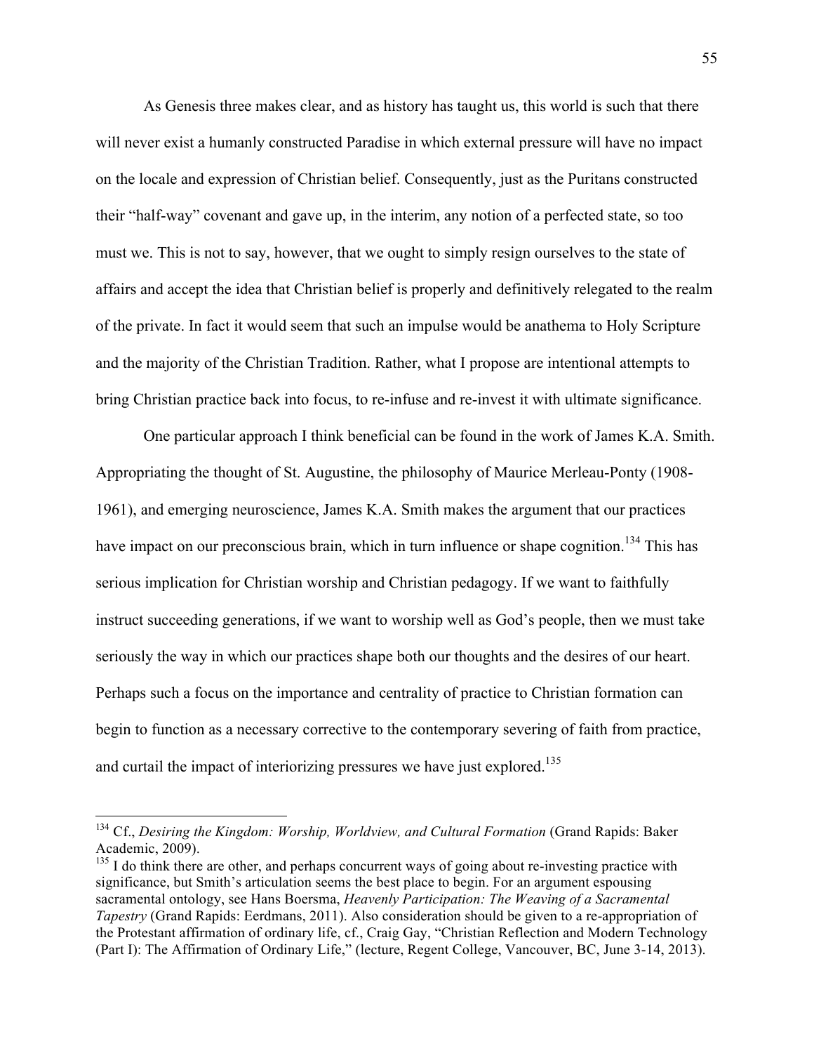As Genesis three makes clear, and as history has taught us, this world is such that there will never exist a humanly constructed Paradise in which external pressure will have no impact on the locale and expression of Christian belief. Consequently, just as the Puritans constructed their "half-way" covenant and gave up, in the interim, any notion of a perfected state, so too must we. This is not to say, however, that we ought to simply resign ourselves to the state of affairs and accept the idea that Christian belief is properly and definitively relegated to the realm of the private. In fact it would seem that such an impulse would be anathema to Holy Scripture and the majority of the Christian Tradition. Rather, what I propose are intentional attempts to bring Christian practice back into focus, to re-infuse and re-invest it with ultimate significance.

One particular approach I think beneficial can be found in the work of James K.A. Smith. Appropriating the thought of St. Augustine, the philosophy of Maurice Merleau-Ponty (1908-1961), and emerging neuroscience, James K.A. Smith makes the argument that our practices have impact on our preconscious brain, which in turn influence or shape cognition.[134] This has serious implication for Christian worship and Christian pedagogy. If we want to faithfully instruct succeeding generations, if we want to worship well as God's people, then we must take seriously the way in which our practices shape both our thoughts and the desires of our heart. Perhaps such a focus on the importance and centrality of practice to Christian formation can begin to function as a necessary corrective to the contemporary severing of faith from practice, and curtail the impact of interiorizing pressures we have just explored.[135]

---

[134] Cf., *Desiring the Kingdom: Worship, Worldview, and Cultural Formation* (Grand Rapids: Baker Academic, 2009).

[135] I do think there are other, and perhaps concurrent ways of going about re-investing practice with significance, but Smith's articulation seems the best place to begin. For an argument espousing sacramental ontology, see Hans Boersma, *Heavenly Participation: The Weaving of a Sacramental Tapestry* (Grand Rapids: Eerdmans, 2011). Also consideration should be given to a re-appropriation of the Protestant affirmation of ordinary life, cf., Craig Gay, "Christian Reflection and Modern Technology (Part I): The Affirmation of Ordinary Life," (lecture, Regent College, Vancouver, BC, June 3-14, 2013).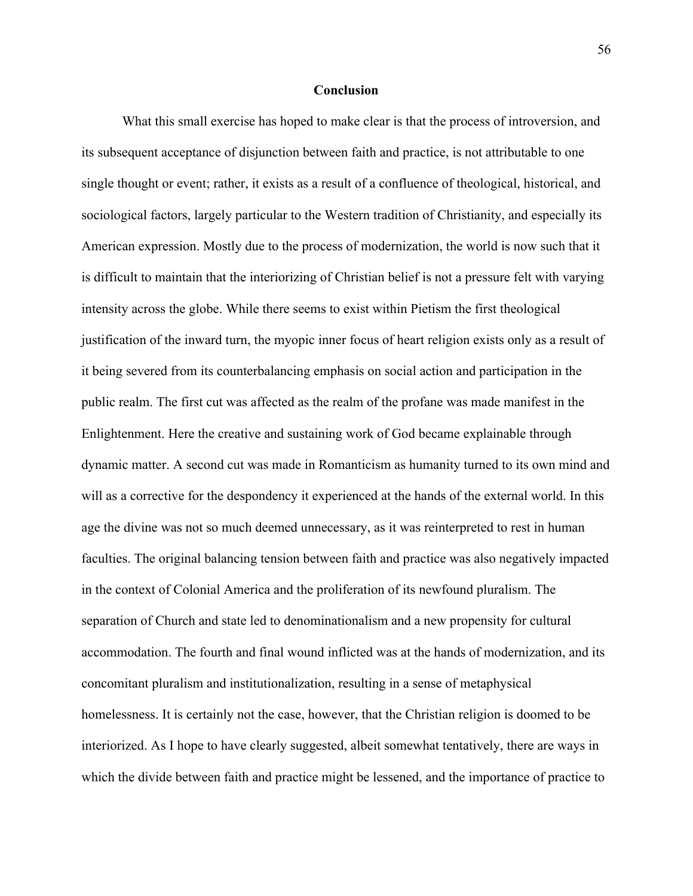## Conclusion

What this small exercise has hoped to make clear is that the process of introversion, and its subsequent acceptance of disjunction between faith and practice, is not attributable to one single thought or event; rather, it exists as a result of a confluence of theological, historical, and sociological factors, largely particular to the Western tradition of Christianity, and especially its American expression. Mostly due to the process of modernization, the world is now such that it is difficult to maintain that the interiorizing of Christian belief is not a pressure felt with varying intensity across the globe. While there seems to exist within Pietism the first theological justification of the inward turn, the myopic inner focus of heart religion exists only as a result of it being severed from its counterbalancing emphasis on social action and participation in the public realm. The first cut was affected as the realm of the profane was made manifest in the Enlightenment. Here the creative and sustaining work of God became explainable through dynamic matter. A second cut was made in Romanticism as humanity turned to its own mind and will as a corrective for the despondency it experienced at the hands of the external world. In this age the divine was not so much deemed unnecessary, as it was reinterpreted to rest in human faculties. The original balancing tension between faith and practice was also negatively impacted in the context of Colonial America and the proliferation of its newfound pluralism. The separation of Church and state led to denominationalism and a new propensity for cultural accommodation. The fourth and final wound inflicted was at the hands of modernization, and its concomitant pluralism and institutionalization, resulting in a sense of metaphysical homelessness. It is certainly not the case, however, that the Christian religion is doomed to be interiorized. As I hope to have clearly suggested, albeit somewhat tentatively, there are ways in which the divide between faith and practice might be lessened, and the importance of practice to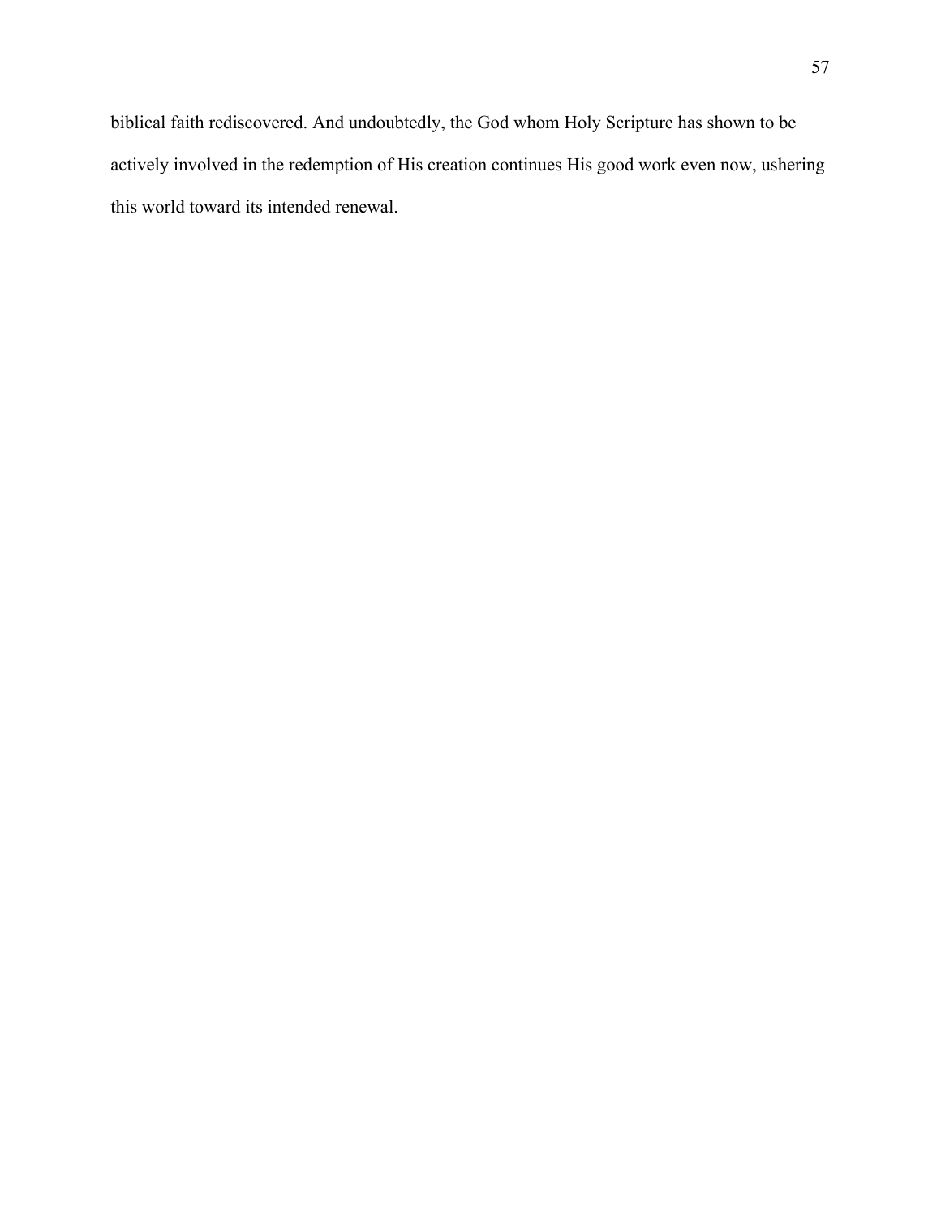biblical faith rediscovered. And undoubtedly, the God whom Holy Scripture has shown to be actively involved in the redemption of His creation continues His good work even now, ushering this world toward its intended renewal.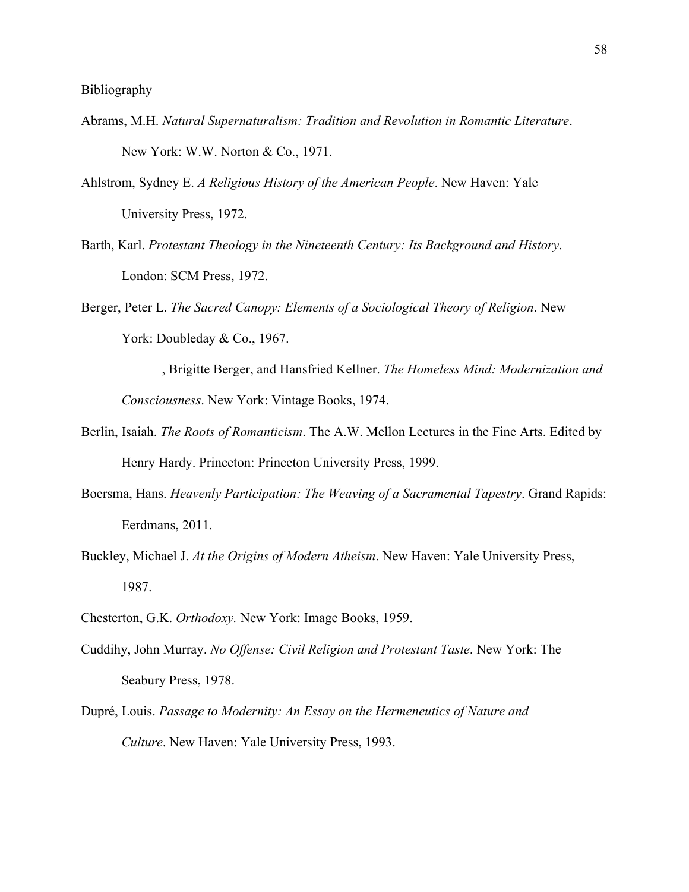Bibliography

Abrams, M.H. *Natural Supernaturalism: Tradition and Revolution in Romantic Literature*. New York: W.W. Norton & Co., 1971.

Ahlstrom, Sydney E. *A Religious History of the American People*. New Haven: Yale University Press, 1972.

Barth, Karl. *Protestant Theology in the Nineteenth Century: Its Background and History*. London: SCM Press, 1972.

Berger, Peter L. *The Sacred Canopy: Elements of a Sociological Theory of Religion*. New York: Doubleday & Co., 1967.

\_\_\_\_\_\_\_\_\_\_\_\_, Brigitte Berger, and Hansfried Kellner. *The Homeless Mind: Modernization and Consciousness*. New York: Vintage Books, 1974.

Berlin, Isaiah. *The Roots of Romanticism*. The A.W. Mellon Lectures in the Fine Arts. Edited by Henry Hardy. Princeton: Princeton University Press, 1999.

Boersma, Hans. *Heavenly Participation: The Weaving of a Sacramental Tapestry*. Grand Rapids: Eerdmans, 2011.

Buckley, Michael J. *At the Origins of Modern Atheism*. New Haven: Yale University Press, 1987.

Chesterton, G.K. *Orthodoxy.* New York: Image Books, 1959.

Cuddihy, John Murray. *No Offense: Civil Religion and Protestant Taste*. New York: The Seabury Press, 1978.

Dupré, Louis. *Passage to Modernity: An Essay on the Hermeneutics of Nature and Culture*. New Haven: Yale University Press, 1993.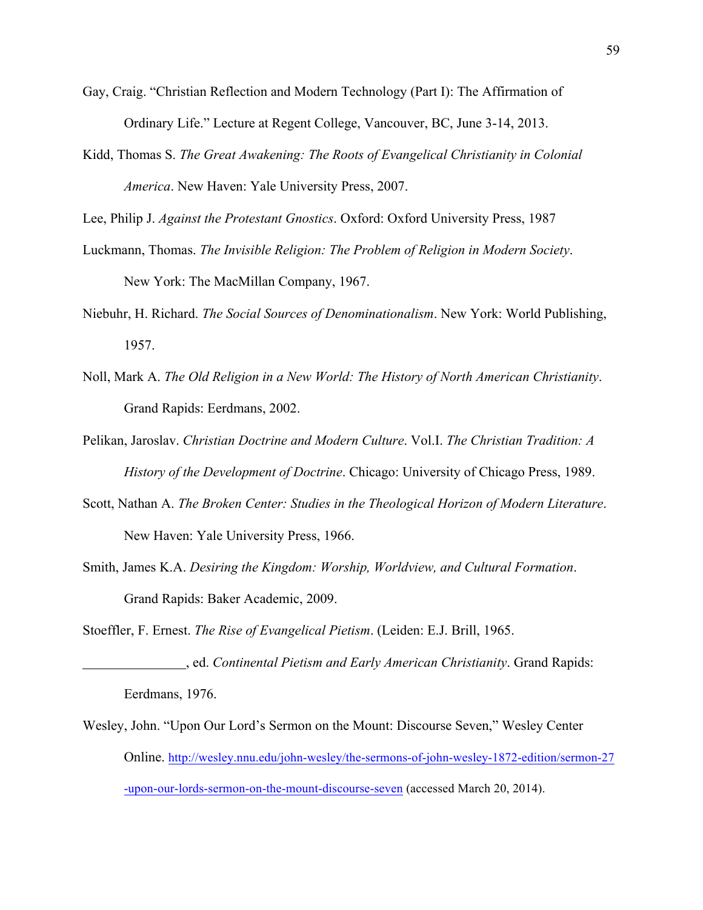Gay, Craig. "Christian Reflection and Modern Technology (Part I): The Affirmation of Ordinary Life." Lecture at Regent College, Vancouver, BC, June 3-14, 2013.

Kidd, Thomas S. *The Great Awakening: The Roots of Evangelical Christianity in Colonial America*. New Haven: Yale University Press, 2007.

Lee, Philip J. *Against the Protestant Gnostics*. Oxford: Oxford University Press, 1987

Luckmann, Thomas. *The Invisible Religion: The Problem of Religion in Modern Society*. New York: The MacMillan Company, 1967.

Niebuhr, H. Richard. *The Social Sources of Denominationalism*. New York: World Publishing, 1957.

Noll, Mark A. *The Old Religion in a New World: The History of North American Christianity*. Grand Rapids: Eerdmans, 2002.

Pelikan, Jaroslav. *Christian Doctrine and Modern Culture*. Vol.I. *The Christian Tradition: A History of the Development of Doctrine*. Chicago: University of Chicago Press, 1989.

Scott, Nathan A. *The Broken Center: Studies in the Theological Horizon of Modern Literature*. New Haven: Yale University Press, 1966.

Smith, James K.A. *Desiring the Kingdom: Worship, Worldview, and Cultural Formation*. Grand Rapids: Baker Academic, 2009.

Stoeffler, F. Ernest. *The Rise of Evangelical Pietism*. (Leiden: E.J. Brill, 1965.

_______________, ed. *Continental Pietism and Early American Christianity*. Grand Rapids: Eerdmans, 1976.

Wesley, John. "Upon Our Lord's Sermon on the Mount: Discourse Seven," Wesley Center Online. http://wesley.nnu.edu/john-wesley/the-sermons-of-john-wesley-1872-edition/sermon-27-upon-our-lords-sermon-on-the-mount-discourse-seven (accessed March 20, 2014).